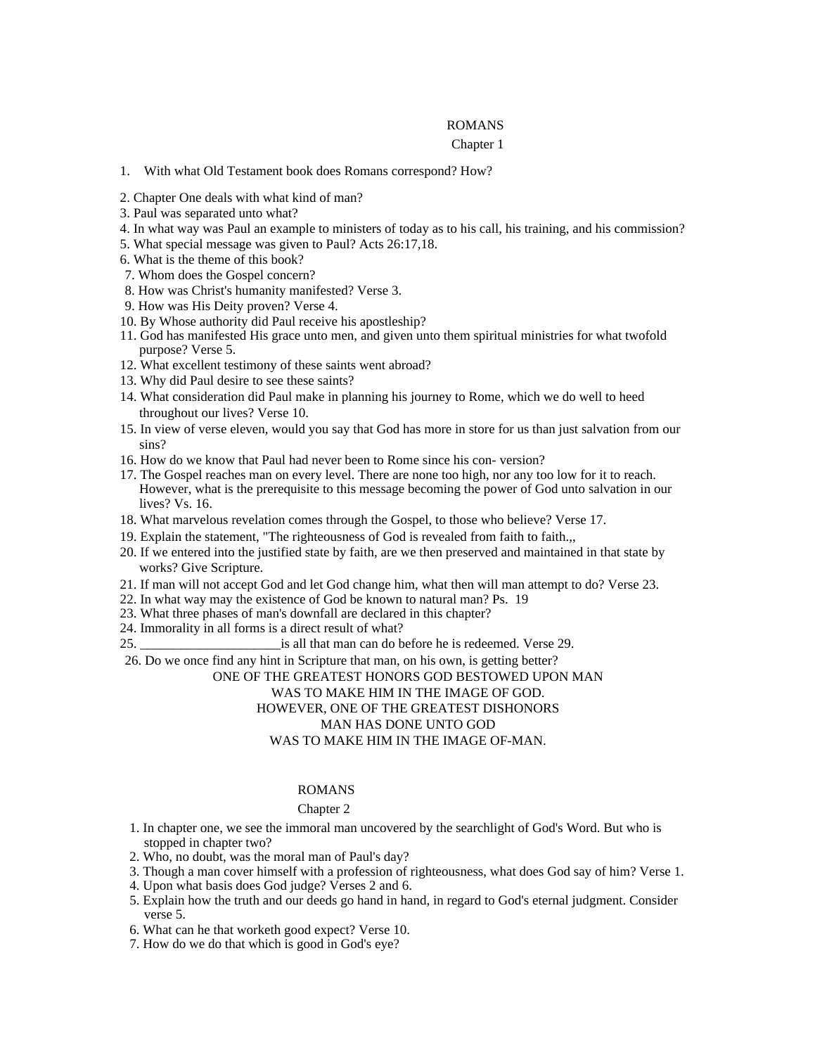# ROMANS

## Chapter 1

1. With what Old Testament book does Romans correspond? How?
2. Chapter One deals with what kind of man?
3. Paul was separated unto what?
4. In what way was Paul an example to ministers of today as to his call, his training, and his commission?
5. What special message was given to Paul? Acts 26:17,18.
6. What is the theme of this book?
7. Whom does the Gospel concern?
8. How was Christ's humanity manifested? Verse 3.
9. How was His Deity proven? Verse 4.
10. By Whose authority did Paul receive his apostleship?
11. God has manifested His grace unto men, and given unto them spiritual ministries for what twofold purpose? Verse 5.
12. What excellent testimony of these saints went abroad?
13. Why did Paul desire to see these saints?
14. What consideration did Paul make in planning his journey to Rome, which we do well to heed throughout our lives? Verse 10.
15. In view of verse eleven, would you say that God has more in store for us than just salvation from our sins?
16. How do we know that Paul had never been to Rome since his con- version?
17. The Gospel reaches man on every level. There are none too high, nor any too low for it to reach. However, what is the prerequisite to this message becoming the power of God unto salvation in our lives? Vs. 16.
18. What marvelous revelation comes through the Gospel, to those who believe? Verse 17.
19. Explain the statement, "The righteousness of God is revealed from faith to faith.,,
20. If we entered into the justified state by faith, are we then preserved and maintained in that state by works? Give Scripture.
21. If man will not accept God and let God change him, what then will man attempt to do? Verse 23.
22. In what way may the existence of God be known to natural man? Ps. 19
23. What three phases of man's downfall are declared in this chapter?
24. Immorality in all forms is a direct result of what?
25. _____________________is all that man can do before he is redeemed. Verse 29.
26. Do we once find any hint in Scripture that man, on his own, is getting better?

ONE OF THE GREATEST HONORS GOD BESTOWED UPON MAN
WAS TO MAKE HIM IN THE IMAGE OF GOD.
HOWEVER, ONE OF THE GREATEST DISHONORS
MAN HAS DONE UNTO GOD
WAS TO MAKE HIM IN THE IMAGE OF-MAN.

# ROMANS

## Chapter 2

1. In chapter one, we see the immoral man uncovered by the searchlight of God's Word. But who is stopped in chapter two?
2. Who, no doubt, was the moral man of Paul's day?
3. Though a man cover himself with a profession of righteousness, what does God say of him? Verse 1.
4. Upon what basis does God judge? Verses 2 and 6.
5. Explain how the truth and our deeds go hand in hand, in regard to God's eternal judgment. Consider verse 5.
6. What can he that worketh good expect? Verse 10.
7. How do we do that which is good in God's eye?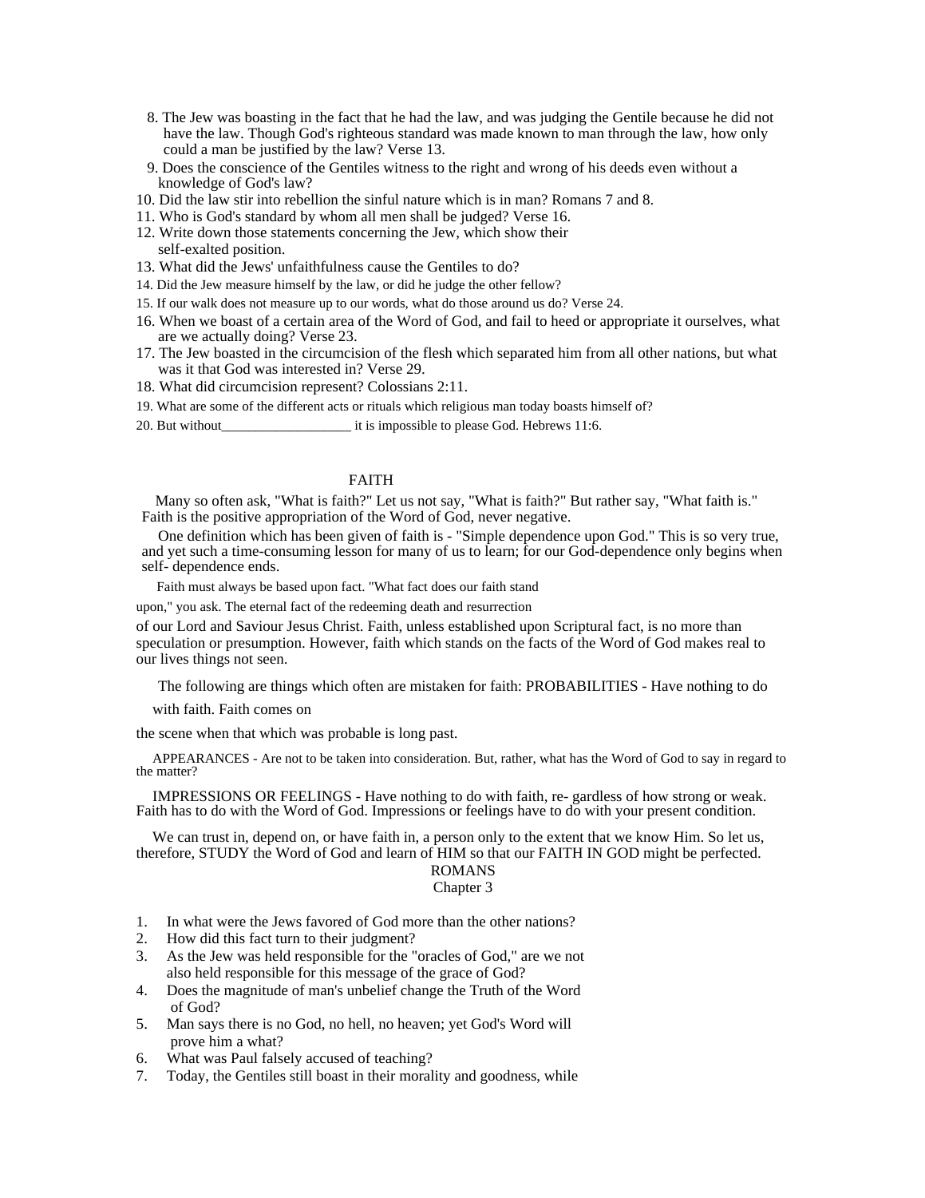8. The Jew was boasting in the fact that he had the law, and was judging the Gentile because he did not have the law. Though God's righteous standard was made known to man through the law, how only could a man be justified by the law? Verse 13.
9. Does the conscience of the Gentiles witness to the right and wrong of his deeds even without a knowledge of God's law?
10. Did the law stir into rebellion the sinful nature which is in man? Romans 7 and 8.
11. Who is God's standard by whom all men shall be judged? Verse 16.
12. Write down those statements concerning the Jew, which show their self-exalted position.
13. What did the Jews' unfaithfulness cause the Gentiles to do?
14. Did the Jew measure himself by the law, or did he judge the other fellow?
15. If our walk does not measure up to our words, what do those around us do? Verse 24.
16. When we boast of a certain area of the Word of God, and fail to heed or appropriate it ourselves, what are we actually doing? Verse 23.
17. The Jew boasted in the circumcision of the flesh which separated him from all other nations, but what was it that God was interested in? Verse 29.
18. What did circumcision represent? Colossians 2:11.
19. What are some of the different acts or rituals which religious man today boasts himself of?
20. But without___________________ it is impossible to please God. Hebrews 11:6.

## FAITH

Many so often ask, "What is faith?" Let us not say, "What is faith?" But rather say, "What faith is." Faith is the positive appropriation of the Word of God, never negative.

One definition which has been given of faith is - "Simple dependence upon God." This is so very true, and yet such a time-consuming lesson for many of us to learn; for our God-dependence only begins when self- dependence ends.

Faith must always be based upon fact. "What fact does our faith stand upon," you ask. The eternal fact of the redeeming death and resurrection of our Lord and Saviour Jesus Christ. Faith, unless established upon Scriptural fact, is no more than speculation or presumption. However, faith which stands on the facts of the Word of God makes real to our lives things not seen.

The following are things which often are mistaken for faith: PROBABILITIES - Have nothing to do with faith. Faith comes on the scene when that which was probable is long past.

APPEARANCES - Are not to be taken into consideration. But, rather, what has the Word of God to say in regard to the matter?

IMPRESSIONS OR FEELINGS - Have nothing to do with faith, re- gardless of how strong or weak. Faith has to do with the Word of God. Impressions or feelings have to do with your present condition.

We can trust in, depend on, or have faith in, a person only to the extent that we know Him. So let us, therefore, STUDY the Word of God and learn of HIM so that our FAITH IN GOD might be perfected.

## ROMANS
### Chapter 3

1. In what were the Jews favored of God more than the other nations?
2. How did this fact turn to their judgment?
3. As the Jew was held responsible for the "oracles of God," are we not also held responsible for this message of the grace of God?
4. Does the magnitude of man's unbelief change the Truth of the Word of God?
5. Man says there is no God, no hell, no heaven; yet God's Word will prove him a what?
6. What was Paul falsely accused of teaching?
7. Today, the Gentiles still boast in their morality and goodness, while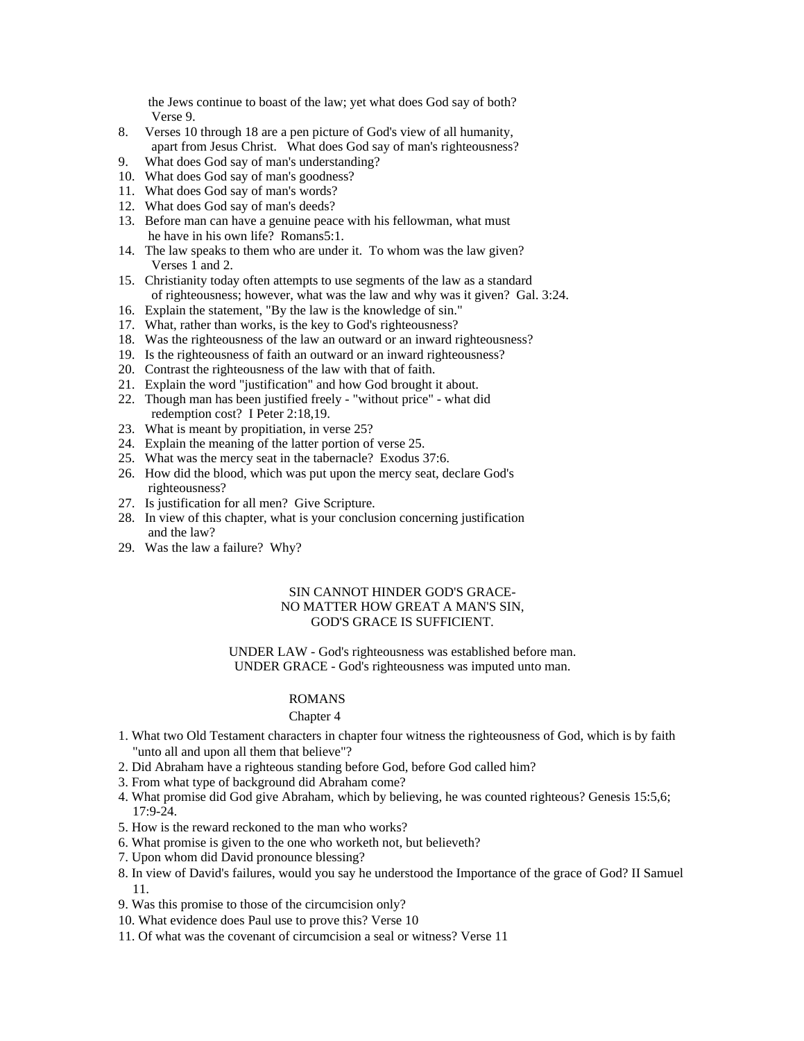the Jews continue to boast of the law; yet what does God say of both? Verse 9.

8. Verses 10 through 18 are a pen picture of God's view of all humanity, apart from Jesus Christ. What does God say of man's righteousness?
9. What does God say of man's understanding?
10. What does God say of man's goodness?
11. What does God say of man's words?
12. What does God say of man's deeds?
13. Before man can have a genuine peace with his fellowman, what must he have in his own life? Romans5:1.
14. The law speaks to them who are under it. To whom was the law given? Verses 1 and 2.
15. Christianity today often attempts to use segments of the law as a standard of righteousness; however, what was the law and why was it given? Gal. 3:24.
16. Explain the statement, "By the law is the knowledge of sin."
17. What, rather than works, is the key to God's righteousness?
18. Was the righteousness of the law an outward or an inward righteousness?
19. Is the righteousness of faith an outward or an inward righteousness?
20. Contrast the righteousness of the law with that of faith.
21. Explain the word "justification" and how God brought it about.
22. Though man has been justified freely - "without price" - what did redemption cost? I Peter 2:18,19.
23. What is meant by propitiation, in verse 25?
24. Explain the meaning of the latter portion of verse 25.
25. What was the mercy seat in the tabernacle? Exodus 37:6.
26. How did the blood, which was put upon the mercy seat, declare God's righteousness?
27. Is justification for all men? Give Scripture.
28. In view of this chapter, what is your conclusion concerning justification and the law?
29. Was the law a failure? Why?

SIN CANNOT HINDER GOD'S GRACE-
NO MATTER HOW GREAT A MAN'S SIN,
GOD'S GRACE IS SUFFICIENT.

UNDER LAW - God's righteousness was established before man.
UNDER GRACE - God's righteousness was imputed unto man.

## ROMANS
### Chapter 4

1. What two Old Testament characters in chapter four witness the righteousness of God, which is by faith "unto all and upon all them that believe"?
2. Did Abraham have a righteous standing before God, before God called him?
3. From what type of background did Abraham come?
4. What promise did God give Abraham, which by believing, he was counted righteous? Genesis 15:5,6; 17:9-24.
5. How is the reward reckoned to the man who works?
6. What promise is given to the one who worketh not, but believeth?
7. Upon whom did David pronounce blessing?
8. In view of David's failures, would you say he understood the Importance of the grace of God? II Samuel 11.
9. Was this promise to those of the circumcision only?
10. What evidence does Paul use to prove this? Verse 10
11. Of what was the covenant of circumcision a seal or witness? Verse 11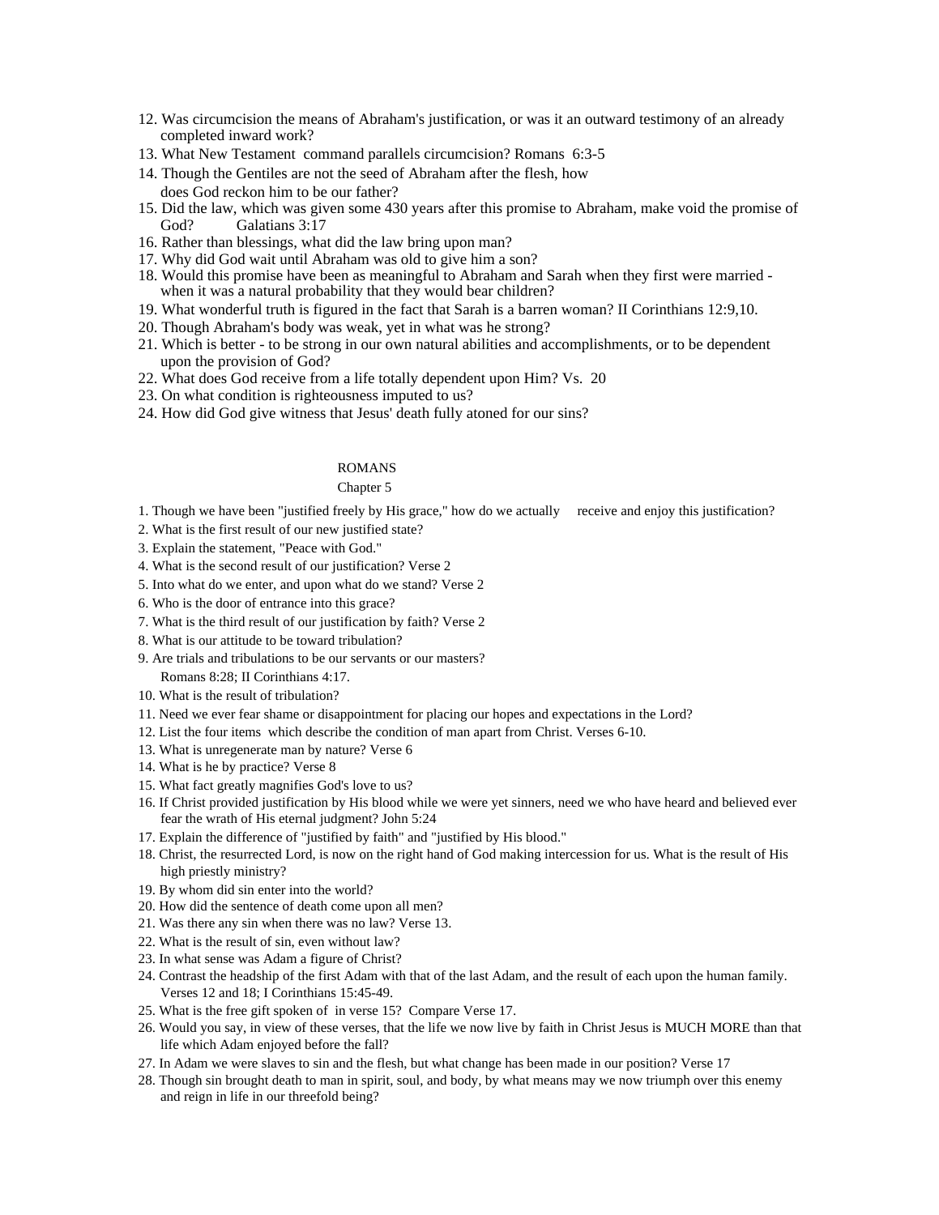12. Was circumcision the means of Abraham's justification, or was it an outward testimony of an already completed inward work?
13. What New Testament command parallels circumcision? Romans 6:3-5
14. Though the Gentiles are not the seed of Abraham after the flesh, how does God reckon him to be our father?
15. Did the law, which was given some 430 years after this promise to Abraham, make void the promise of God? Galatians 3:17
16. Rather than blessings, what did the law bring upon man?
17. Why did God wait until Abraham was old to give him a son?
18. Would this promise have been as meaningful to Abraham and Sarah when they first were married - when it was a natural probability that they would bear children?
19. What wonderful truth is figured in the fact that Sarah is a barren woman? II Corinthians 12:9,10.
20. Though Abraham's body was weak, yet in what was he strong?
21. Which is better - to be strong in our own natural abilities and accomplishments, or to be dependent upon the provision of God?
22. What does God receive from a life totally dependent upon Him? Vs. 20
23. On what condition is righteousness imputed to us?
24. How did God give witness that Jesus' death fully atoned for our sins?

## ROMANS

### Chapter 5

1. Though we have been "justified freely by His grace," how do we actually receive and enjoy this justification?
2. What is the first result of our new justified state?
3. Explain the statement, "Peace with God."
4. What is the second result of our justification? Verse 2
5. Into what do we enter, and upon what do we stand? Verse 2
6. Who is the door of entrance into this grace?
7. What is the third result of our justification by faith? Verse 2
8. What is our attitude to be toward tribulation?
9. Are trials and tribulations to be our servants or our masters? Romans 8:28; II Corinthians 4:17.
10. What is the result of tribulation?
11. Need we ever fear shame or disappointment for placing our hopes and expectations in the Lord?
12. List the four items which describe the condition of man apart from Christ. Verses 6-10.
13. What is unregenerate man by nature? Verse 6
14. What is he by practice? Verse 8
15. What fact greatly magnifies God's love to us?
16. If Christ provided justification by His blood while we were yet sinners, need we who have heard and believed ever fear the wrath of His eternal judgment? John 5:24
17. Explain the difference of "justified by faith" and "justified by His blood."
18. Christ, the resurrected Lord, is now on the right hand of God making intercession for us. What is the result of His high priestly ministry?
19. By whom did sin enter into the world?
20. How did the sentence of death come upon all men?
21. Was there any sin when there was no law? Verse 13.
22. What is the result of sin, even without law?
23. In what sense was Adam a figure of Christ?
24. Contrast the headship of the first Adam with that of the last Adam, and the result of each upon the human family. Verses 12 and 18; I Corinthians 15:45-49.
25. What is the free gift spoken of in verse 15? Compare Verse 17.
26. Would you say, in view of these verses, that the life we now live by faith in Christ Jesus is MUCH MORE than that life which Adam enjoyed before the fall?
27. In Adam we were slaves to sin and the flesh, but what change has been made in our position? Verse 17
28. Though sin brought death to man in spirit, soul, and body, by what means may we now triumph over this enemy and reign in life in our threefold being?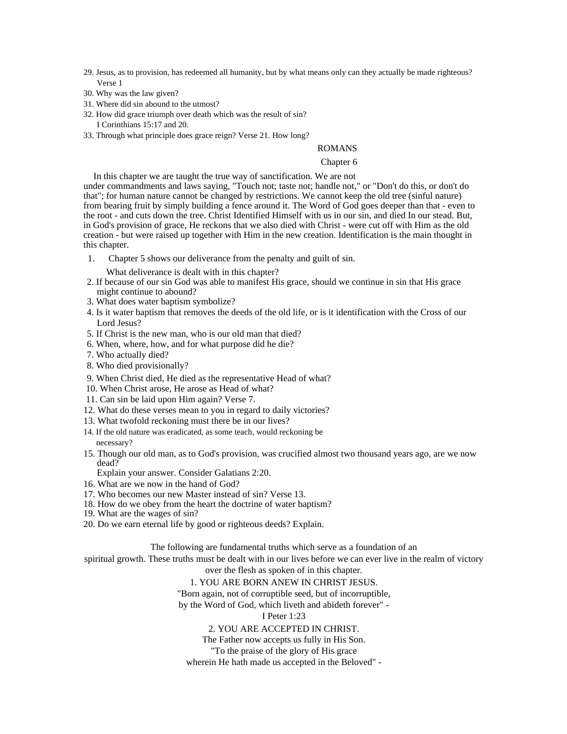29. Jesus, as to provision, has redeemed all humanity, but by what means only can they actually be made righteous? Verse 1
30. Why was the law given?
31. Where did sin abound to the utmost?
32. How did grace triumph over death which was the result of sin? I Corinthians 15:17 and 20.
33. Through what principle does grace reign? Verse 21. How long?

## ROMANS

### Chapter 6

In this chapter we are taught the true way of sanctification. We are not under commandments and laws saying, "Touch not; taste not; handle not," or "Don't do this, or don't do that"; for human nature cannot be changed by restrictions. We cannot keep the old tree (sinful nature) from bearing fruit by simply building a fence around it. The Word of God goes deeper than that - even to the root - and cuts down the tree. Christ Identified Himself with us in our sin, and died In our stead. But, in God's provision of grace, He reckons that we also died with Christ - were cut off with Him as the old creation - but were raised up together with Him in the new creation. Identification is the main thought in this chapter.

1. Chapter 5 shows our deliverance from the penalty and guilt of sin.

   What deliverance is dealt with in this chapter?
2. If because of our sin God was able to manifest His grace, should we continue in sin that His grace might continue to abound?
3. What does water baptism symbolize?
4. Is it water baptism that removes the deeds of the old life, or is it identification with the Cross of our Lord Jesus?
5. If Christ is the new man, who is our old man that died?
6. When, where, how, and for what purpose did he die?
7. Who actually died?
8. Who died provisionally?
9. When Christ died, He died as the representative Head of what?
10. When Christ arose, He arose as Head of what?
11. Can sin be laid upon Him again? Verse 7.
12. What do these verses mean to you in regard to daily victories?
13. What twofold reckoning must there be in our lives?
14. If the old nature was eradicated, as some teach, would reckoning be necessary?
15. Though our old man, as to God's provision, was crucified almost two thousand years ago, are we now dead?

    Explain your answer. Consider Galatians 2:20.
16. What are we now in the hand of God?
17. Who becomes our new Master instead of sin? Verse 13.
18. How do we obey from the heart the doctrine of water baptism?
19. What are the wages of sin?
20. Do we earn eternal life by good or righteous deeds? Explain.

The following are fundamental truths which serve as a foundation of an spiritual growth. These truths must be dealt with in our lives before we can ever live in the realm of victory over the flesh as spoken of in this chapter.

1. YOU ARE BORN ANEW IN CHRIST JESUS.

"Born again, not of corruptible seed, but of incorruptible,
by the Word of God, which liveth and abideth forever" -
I Peter 1:23

2. YOU ARE ACCEPTED IN CHRIST.

The Father now accepts us fully in His Son.
"To the praise of the glory of His grace
wherein He hath made us accepted in the Beloved" -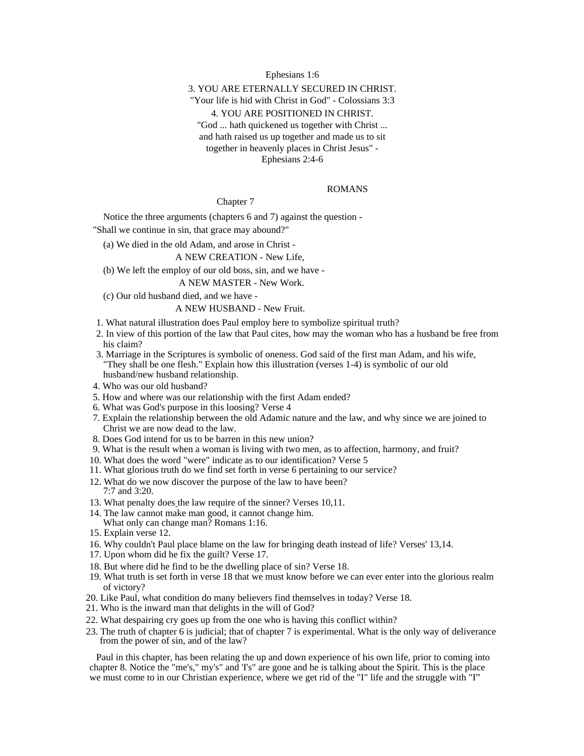Ephesians 1:6

3. YOU ARE ETERNALLY SECURED IN CHRIST.
"Your life is hid with Christ in God" - Colossians 3:3

4. YOU ARE POSITIONED IN CHRIST.
"God ... hath quickened us together with Christ ... and hath raised us up together and made us to sit together in heavenly places in Christ Jesus" - Ephesians 2:4-6

# ROMANS

## Chapter 7

Notice the three arguments (chapters 6 and 7) against the question - "Shall we continue in sin, that grace may abound?"

(a) We died in the old Adam, and arose in Christ -

A NEW CREATION - New Life,

(b) We left the employ of our old boss, sin, and we have -

A NEW MASTER - New Work.

(c) Our old husband died, and we have -

A NEW HUSBAND - New Fruit.

1. What natural illustration does Paul employ here to symbolize spiritual truth?
2. In view of this portion of the law that Paul cites, how may the woman who has a husband be free from his claim?
3. Marriage in the Scriptures is symbolic of oneness. God said of the first man Adam, and his wife, "They shall be one flesh." Explain how this illustration (verses 1-4) is symbolic of our old husband/new husband relationship.
4. Who was our old husband?
5. How and where was our relationship with the first Adam ended?
6. What was God's purpose in this loosing? Verse 4
7. Explain the relationship between the old Adamic nature and the law, and why since we are joined to Christ we are now dead to the law.
8. Does God intend for us to be barren in this new union?
9. What is the result when a woman is living with two men, as to affection, harmony, and fruit?
10. What does the word "were" indicate as to our identification? Verse 5
11. What glorious truth do we find set forth in verse 6 pertaining to our service?
12. What do we now discover the purpose of the law to have been? 7:7 and 3:20.
13. What penalty does the law require of the sinner? Verses 10,11.
14. The law cannot make man good, it cannot change him. What only can change man? Romans 1:16.
15. Explain verse 12.
16. Why couldn't Paul place blame on the law for bringing death instead of life? Verses' 13,14.
17. Upon whom did he fix the guilt? Verse 17.
18. But where did he find to be the dwelling place of sin? Verse 18.
19. What truth is set forth in verse 18 that we must know before we can ever enter into the glorious realm of victory?
20. Like Paul, what condition do many believers find themselves in today? Verse 18.
21. Who is the inward man that delights in the will of God?
22. What despairing cry goes up from the one who is having this conflict within?
23. The truth of chapter 6 is judicial; that of chapter 7 is experimental. What is the only way of deliverance from the power of sin, and of the law?

Paul in this chapter, has been relating the up and down experience of his own life, prior to coming into chapter 8. Notice the "me's," my's" and 'I's" are gone and he is talking about the Spirit. This is the place we must come to in our Christian experience, where we get rid of the "I" life and the struggle with "I"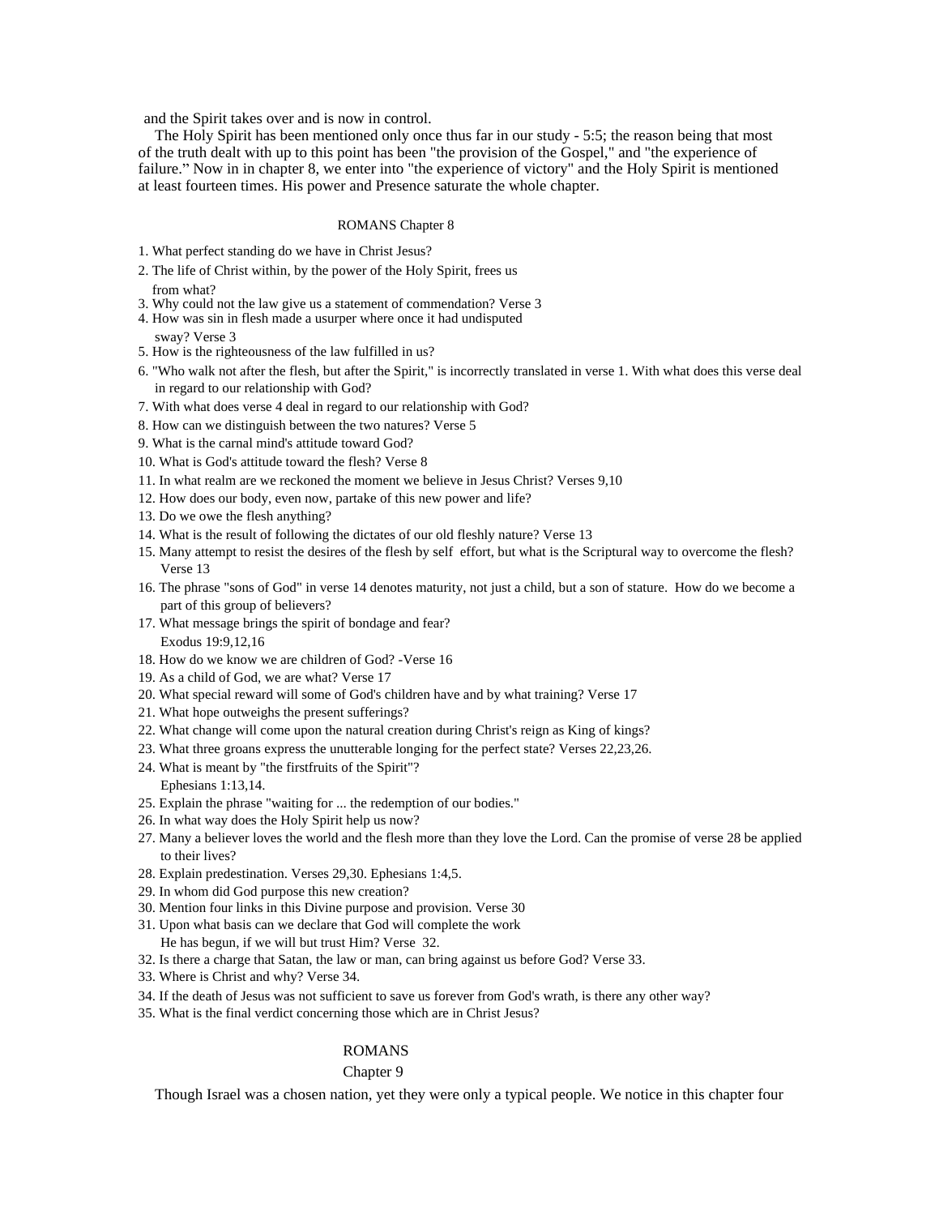and the Spirit takes over and is now in control.

The Holy Spirit has been mentioned only once thus far in our study - 5:5; the reason being that most of the truth dealt with up to this point has been "the provision of the Gospel," and "the experience of failure." Now in in chapter 8, we enter into "the experience of victory" and the Holy Spirit is mentioned at least fourteen times. His power and Presence saturate the whole chapter.

## ROMANS Chapter 8

1. What perfect standing do we have in Christ Jesus?
2. The life of Christ within, by the power of the Holy Spirit, frees us from what?
3. Why could not the law give us a statement of commendation? Verse 3
4. How was sin in flesh made a usurper where once it had undisputed sway? Verse 3
5. How is the righteousness of the law fulfilled in us?
6. "Who walk not after the flesh, but after the Spirit," is incorrectly translated in verse 1. With what does this verse deal in regard to our relationship with God?
7. With what does verse 4 deal in regard to our relationship with God?
8. How can we distinguish between the two natures? Verse 5
9. What is the carnal mind's attitude toward God?
10. What is God's attitude toward the flesh? Verse 8
11. In what realm are we reckoned the moment we believe in Jesus Christ? Verses 9,10
12. How does our body, even now, partake of this new power and life?
13. Do we owe the flesh anything?
14. What is the result of following the dictates of our old fleshly nature? Verse 13
15. Many attempt to resist the desires of the flesh by self effort, but what is the Scriptural way to overcome the flesh? Verse 13
16. The phrase "sons of God" in verse 14 denotes maturity, not just a child, but a son of stature. How do we become a part of this group of believers?
17. What message brings the spirit of bondage and fear? Exodus 19:9,12,16
18. How do we know we are children of God? -Verse 16
19. As a child of God, we are what? Verse 17
20. What special reward will some of God's children have and by what training? Verse 17
21. What hope outweighs the present sufferings?
22. What change will come upon the natural creation during Christ's reign as King of kings?
23. What three groans express the unutterable longing for the perfect state? Verses 22,23,26.
24. What is meant by "the firstfruits of the Spirit"? Ephesians 1:13,14.
25. Explain the phrase "waiting for ... the redemption of our bodies."
26. In what way does the Holy Spirit help us now?
27. Many a believer loves the world and the flesh more than they love the Lord. Can the promise of verse 28 be applied to their lives?
28. Explain predestination. Verses 29,30. Ephesians 1:4,5.
29. In whom did God purpose this new creation?
30. Mention four links in this Divine purpose and provision. Verse 30
31. Upon what basis can we declare that God will complete the work He has begun, if we will but trust Him? Verse 32.
32. Is there a charge that Satan, the law or man, can bring against us before God? Verse 33.
33. Where is Christ and why? Verse 34.
34. If the death of Jesus was not sufficient to save us forever from God's wrath, is there any other way?
35. What is the final verdict concerning those which are in Christ Jesus?

## ROMANS
## Chapter 9

Though Israel was a chosen nation, yet they were only a typical people. We notice in this chapter four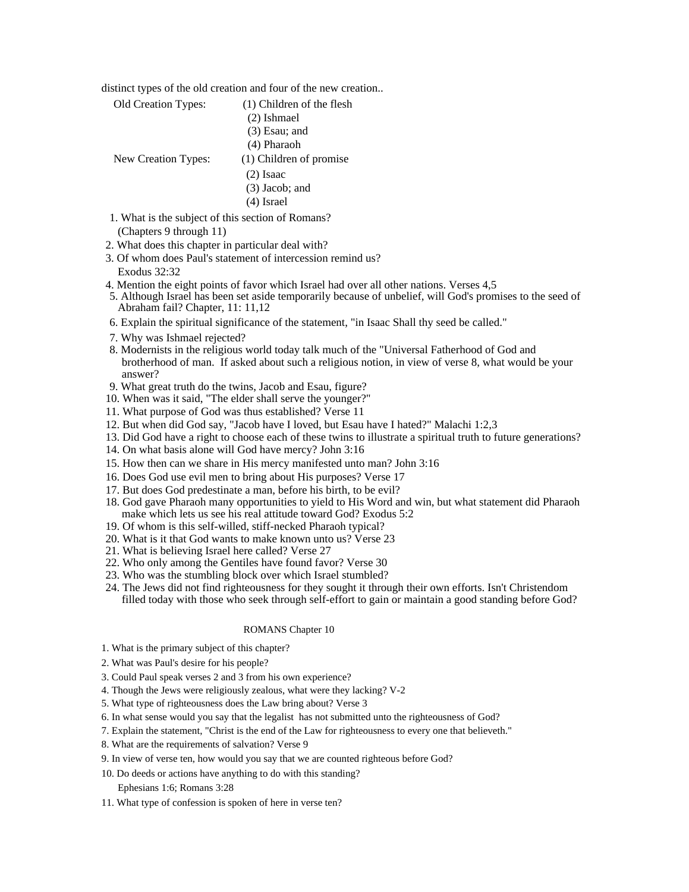distinct types of the old creation and four of the new creation..

| | |
|---|---|
| Old Creation Types: | (1) Children of the flesh |
| | (2) Ishmael |
| | (3) Esau; and |
| | (4) Pharaoh |
| New Creation Types: | (1) Children of promise |
| | (2) Isaac |
| | (3) Jacob; and |
| | (4) Israel |

1. What is the subject of this section of Romans?
   (Chapters 9 through 11)
2. What does this chapter in particular deal with?
3. Of whom does Paul's statement of intercession remind us?
   Exodus 32:32
4. Mention the eight points of favor which Israel had over all other nations. Verses 4,5
5. Although Israel has been set aside temporarily because of unbelief, will God's promises to the seed of Abraham fail? Chapter, 11: 11,12
6. Explain the spiritual significance of the statement, "in Isaac Shall thy seed be called."
7. Why was Ishmael rejected?
8. Modernists in the religious world today talk much of the "Universal Fatherhood of God and brotherhood of man. If asked about such a religious notion, in view of verse 8, what would be your answer?
9. What great truth do the twins, Jacob and Esau, figure?
10. When was it said, "The elder shall serve the younger?"
11. What purpose of God was thus established? Verse 11
12. But when did God say, "Jacob have I loved, but Esau have I hated?" Malachi 1:2,3
13. Did God have a right to choose each of these twins to illustrate a spiritual truth to future generations?
14. On what basis alone will God have mercy? John 3:16
15. How then can we share in His mercy manifested unto man? John 3:16
16. Does God use evil men to bring about His purposes? Verse 17
17. But does God predestinate a man, before his birth, to be evil?
18. God gave Pharaoh many opportunities to yield to His Word and win, but what statement did Pharaoh make which lets us see his real attitude toward God? Exodus 5:2
19. Of whom is this self-willed, stiff-necked Pharaoh typical?
20. What is it that God wants to make known unto us? Verse 23
21. What is believing Israel here called? Verse 27
22. Who only among the Gentiles have found favor? Verse 30
23. Who was the stumbling block over which Israel stumbled?
24. The Jews did not find righteousness for they sought it through their own efforts. Isn't Christendom filled today with those who seek through self-effort to gain or maintain a good standing before God?

## ROMANS Chapter 10

1. What is the primary subject of this chapter?
2. What was Paul's desire for his people?
3. Could Paul speak verses 2 and 3 from his own experience?
4. Though the Jews were religiously zealous, what were they lacking? V-2
5. What type of righteousness does the Law bring about? Verse 3
6. In what sense would you say that the legalist has not submitted unto the righteousness of God?
7. Explain the statement, "Christ is the end of the Law for righteousness to every one that believeth."
8. What are the requirements of salvation? Verse 9
9. In view of verse ten, how would you say that we are counted righteous before God?
10. Do deeds or actions have anything to do with this standing?
    Ephesians 1:6; Romans 3:28
11. What type of confession is spoken of here in verse ten?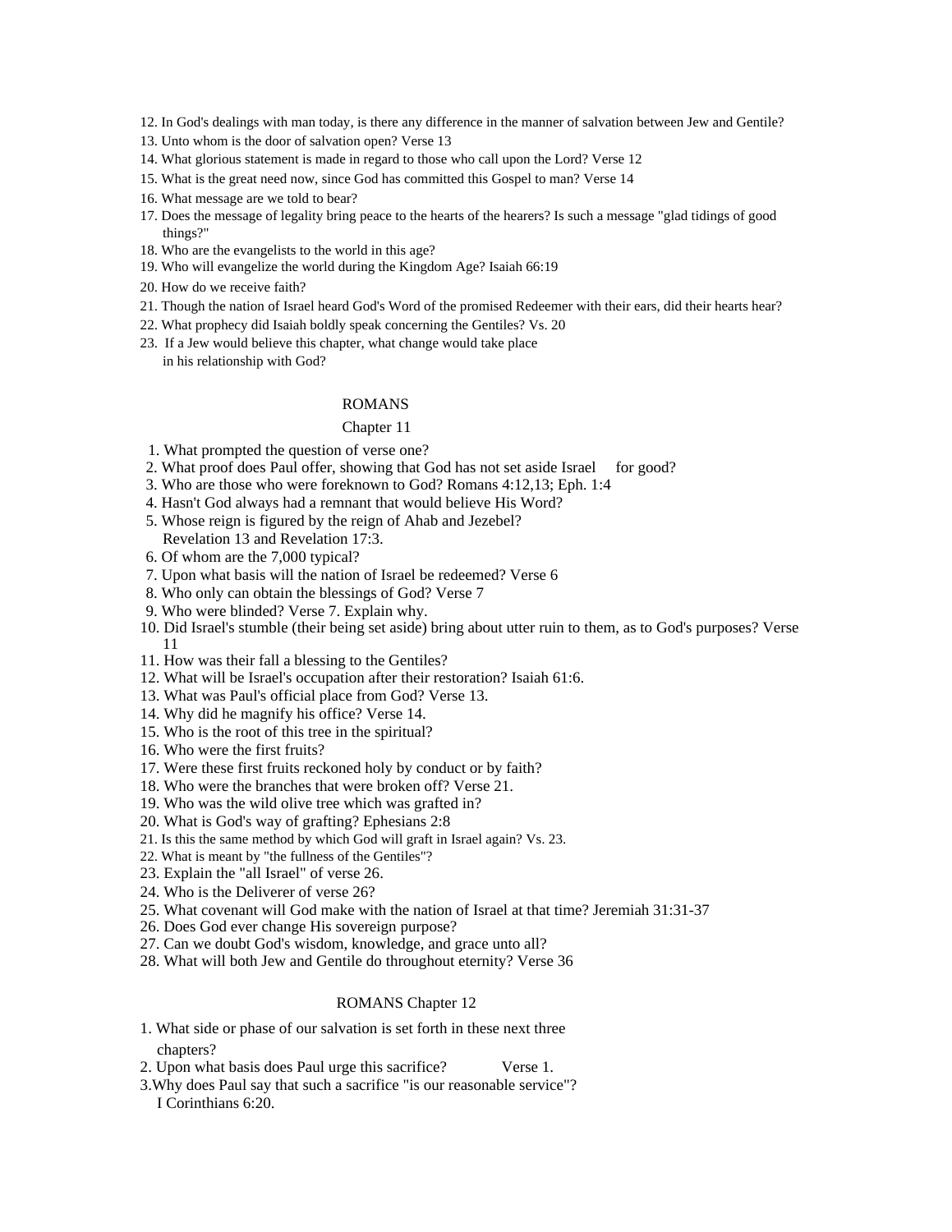12. In God's dealings with man today, is there any difference in the manner of salvation between Jew and Gentile?
13. Unto whom is the door of salvation open? Verse 13
14. What glorious statement is made in regard to those who call upon the Lord? Verse 12
15. What is the great need now, since God has committed this Gospel to man? Verse 14
16. What message are we told to bear?
17. Does the message of legality bring peace to the hearts of the hearers? Is such a message "glad tidings of good things?"
18. Who are the evangelists to the world in this age?
19. Who will evangelize the world during the Kingdom Age? Isaiah 66:19
20. How do we receive faith?
21. Though the nation of Israel heard God's Word of the promised Redeemer with their ears, did their hearts hear?
22. What prophecy did Isaiah boldly speak concerning the Gentiles? Vs. 20
23. If a Jew would believe this chapter, what change would take place in his relationship with God?

## ROMANS

### Chapter 11

1. What prompted the question of verse one?
2. What proof does Paul offer, showing that God has not set aside Israel for good?
3. Who are those who were foreknown to God? Romans 4:12,13; Eph. 1:4
4. Hasn't God always had a remnant that would believe His Word?
5. Whose reign is figured by the reign of Ahab and Jezebel? Revelation 13 and Revelation 17:3.
6. Of whom are the 7,000 typical?
7. Upon what basis will the nation of Israel be redeemed? Verse 6
8. Who only can obtain the blessings of God? Verse 7
9. Who were blinded? Verse 7. Explain why.
10. Did Israel's stumble (their being set aside) bring about utter ruin to them, as to God's purposes? Verse 11
11. How was their fall a blessing to the Gentiles?
12. What will be Israel's occupation after their restoration? Isaiah 61:6.
13. What was Paul's official place from God? Verse 13.
14. Why did he magnify his office? Verse 14.
15. Who is the root of this tree in the spiritual?
16. Who were the first fruits?
17. Were these first fruits reckoned holy by conduct or by faith?
18. Who were the branches that were broken off? Verse 21.
19. Who was the wild olive tree which was grafted in?
20. What is God's way of grafting? Ephesians 2:8
21. Is this the same method by which God will graft in Israel again? Vs. 23.
22. What is meant by "the fullness of the Gentiles"?
23. Explain the "all Israel" of verse 26.
24. Who is the Deliverer of verse 26?
25. What covenant will God make with the nation of Israel at that time? Jeremiah 31:31-37
26. Does God ever change His sovereign purpose?
27. Can we doubt God's wisdom, knowledge, and grace unto all?
28. What will both Jew and Gentile do throughout eternity? Verse 36

## ROMANS Chapter 12

1. What side or phase of our salvation is set forth in these next three chapters?
2. Upon what basis does Paul urge this sacrifice? Verse 1.
3. Why does Paul say that such a sacrifice "is our reasonable service"? I Corinthians 6:20.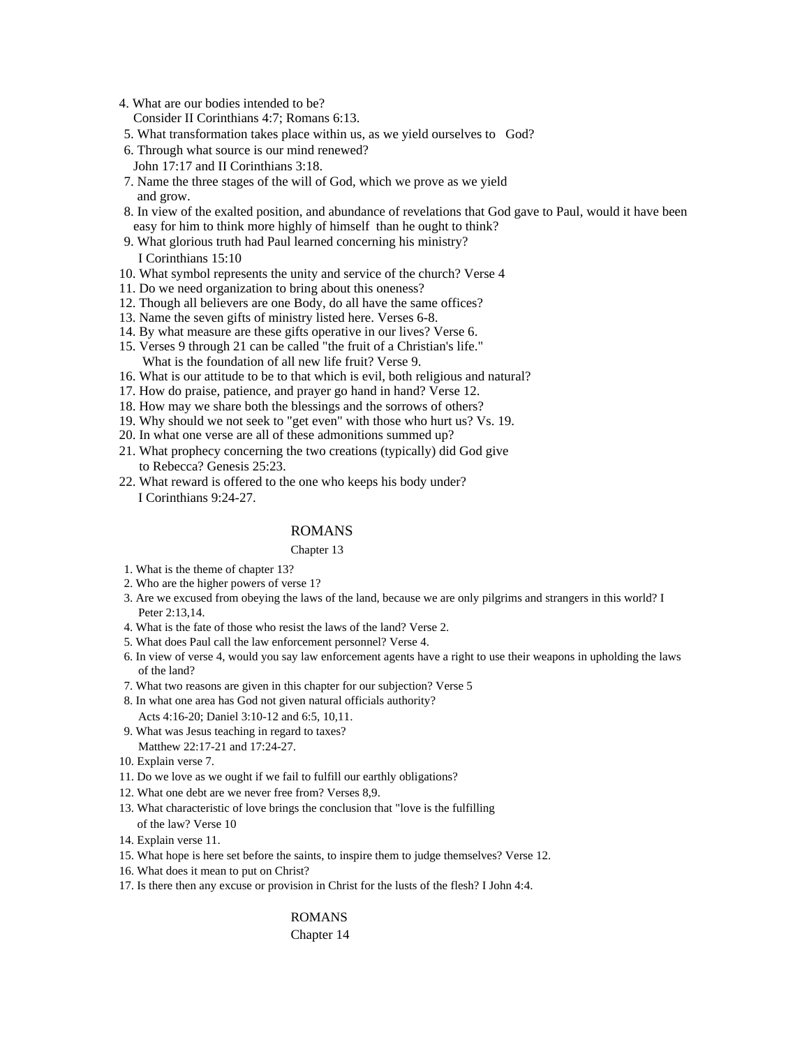4. What are our bodies intended to be?
   Consider II Corinthians 4:7; Romans 6:13.
5. What transformation takes place within us, as we yield ourselves to God?
6. Through what source is our mind renewed?
   John 17:17 and II Corinthians 3:18.
7. Name the three stages of the will of God, which we prove as we yield and grow.
8. In view of the exalted position, and abundance of revelations that God gave to Paul, would it have been easy for him to think more highly of himself than he ought to think?
9. What glorious truth had Paul learned concerning his ministry?
   I Corinthians 15:10
10. What symbol represents the unity and service of the church? Verse 4
11. Do we need organization to bring about this oneness?
12. Though all believers are one Body, do all have the same offices?
13. Name the seven gifts of ministry listed here. Verses 6-8.
14. By what measure are these gifts operative in our lives? Verse 6.
15. Verses 9 through 21 can be called "the fruit of a Christian's life."
    What is the foundation of all new life fruit? Verse 9.
16. What is our attitude to be to that which is evil, both religious and natural?
17. How do praise, patience, and prayer go hand in hand? Verse 12.
18. How may we share both the blessings and the sorrows of others?
19. Why should we not seek to "get even" with those who hurt us? Vs. 19.
20. In what one verse are all of these admonitions summed up?
21. What prophecy concerning the two creations (typically) did God give to Rebecca? Genesis 25:23.
22. What reward is offered to the one who keeps his body under?
    I Corinthians 9:24-27.

## ROMANS

### Chapter 13

1. What is the theme of chapter 13?
2. Who are the higher powers of verse 1?
3. Are we excused from obeying the laws of the land, because we are only pilgrims and strangers in this world? I Peter 2:13,14.
4. What is the fate of those who resist the laws of the land? Verse 2.
5. What does Paul call the law enforcement personnel? Verse 4.
6. In view of verse 4, would you say law enforcement agents have a right to use their weapons in upholding the laws of the land?
7. What two reasons are given in this chapter for our subjection? Verse 5
8. In what one area has God not given natural officials authority?
   Acts 4:16-20; Daniel 3:10-12 and 6:5, 10,11.
9. What was Jesus teaching in regard to taxes?
   Matthew 22:17-21 and 17:24-27.
10. Explain verse 7.
11. Do we love as we ought if we fail to fulfill our earthly obligations?
12. What one debt are we never free from? Verses 8,9.
13. What characteristic of love brings the conclusion that "love is the fulfilling of the law? Verse 10
14. Explain verse 11.
15. What hope is here set before the saints, to inspire them to judge themselves? Verse 12.
16. What does it mean to put on Christ?
17. Is there then any excuse or provision in Christ for the lusts of the flesh? I John 4:4.

## ROMANS

### Chapter 14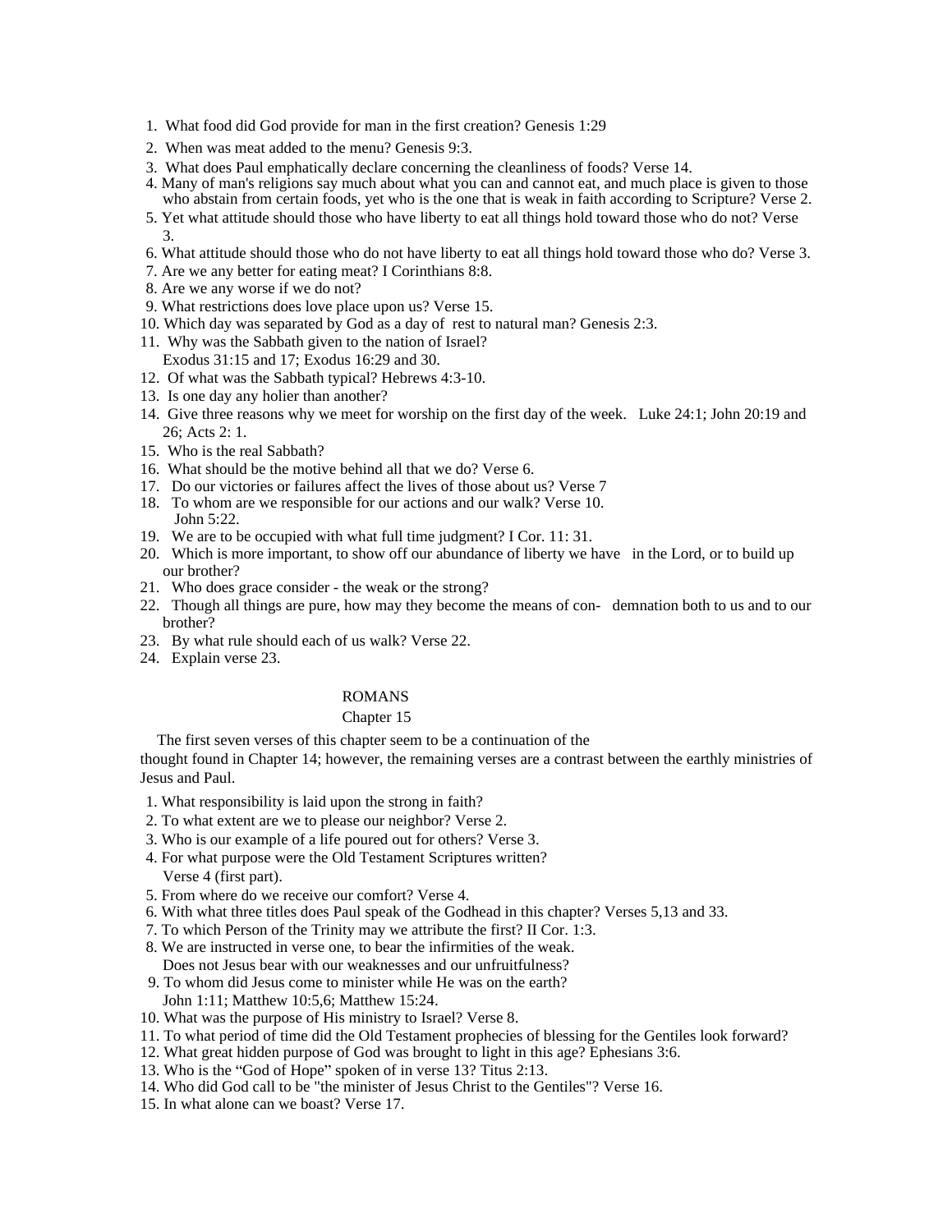1. What food did God provide for man in the first creation? Genesis 1:29
2. When was meat added to the menu? Genesis 9:3.
3. What does Paul emphatically declare concerning the cleanliness of foods? Verse 14.
4. Many of man's religions say much about what you can and cannot eat, and much place is given to those who abstain from certain foods, yet who is the one that is weak in faith according to Scripture? Verse 2.
5. Yet what attitude should those who have liberty to eat all things hold toward those who do not? Verse 3.
6. What attitude should those who do not have liberty to eat all things hold toward those who do? Verse 3.
7. Are we any better for eating meat? I Corinthians 8:8.
8. Are we any worse if we do not?
9. What restrictions does love place upon us? Verse 15.
10. Which day was separated by God as a day of rest to natural man? Genesis 2:3.
11. Why was the Sabbath given to the nation of Israel? Exodus 31:15 and 17; Exodus 16:29 and 30.
12. Of what was the Sabbath typical? Hebrews 4:3-10.
13. Is one day any holier than another?
14. Give three reasons why we meet for worship on the first day of the week. Luke 24:1; John 20:19 and 26; Acts 2: 1.
15. Who is the real Sabbath?
16. What should be the motive behind all that we do? Verse 6.
17. Do our victories or failures affect the lives of those about us? Verse 7
18. To whom are we responsible for our actions and our walk? Verse 10. John 5:22.
19. We are to be occupied with what full time judgment? I Cor. 11: 31.
20. Which is more important, to show off our abundance of liberty we have in the Lord, or to build up our brother?
21. Who does grace consider - the weak or the strong?
22. Though all things are pure, how may they become the means of con- demnation both to us and to our brother?
23. By what rule should each of us walk? Verse 22.
24. Explain verse 23.

## ROMANS

### Chapter 15

The first seven verses of this chapter seem to be a continuation of the thought found in Chapter 14; however, the remaining verses are a contrast between the earthly ministries of Jesus and Paul.

1. What responsibility is laid upon the strong in faith?
2. To what extent are we to please our neighbor? Verse 2.
3. Who is our example of a life poured out for others? Verse 3.
4. For what purpose were the Old Testament Scriptures written? Verse 4 (first part).
5. From where do we receive our comfort? Verse 4.
6. With what three titles does Paul speak of the Godhead in this chapter? Verses 5,13 and 33.
7. To which Person of the Trinity may we attribute the first? II Cor. 1:3.
8. We are instructed in verse one, to bear the infirmities of the weak. Does not Jesus bear with our weaknesses and our unfruitfulness?
9. To whom did Jesus come to minister while He was on the earth? John 1:11; Matthew 10:5,6; Matthew 15:24.
10. What was the purpose of His ministry to Israel? Verse 8.
11. To what period of time did the Old Testament prophecies of blessing for the Gentiles look forward?
12. What great hidden purpose of God was brought to light in this age? Ephesians 3:6.
13. Who is the "God of Hope" spoken of in verse 13? Titus 2:13.
14. Who did God call to be "the minister of Jesus Christ to the Gentiles"? Verse 16.
15. In what alone can we boast? Verse 17.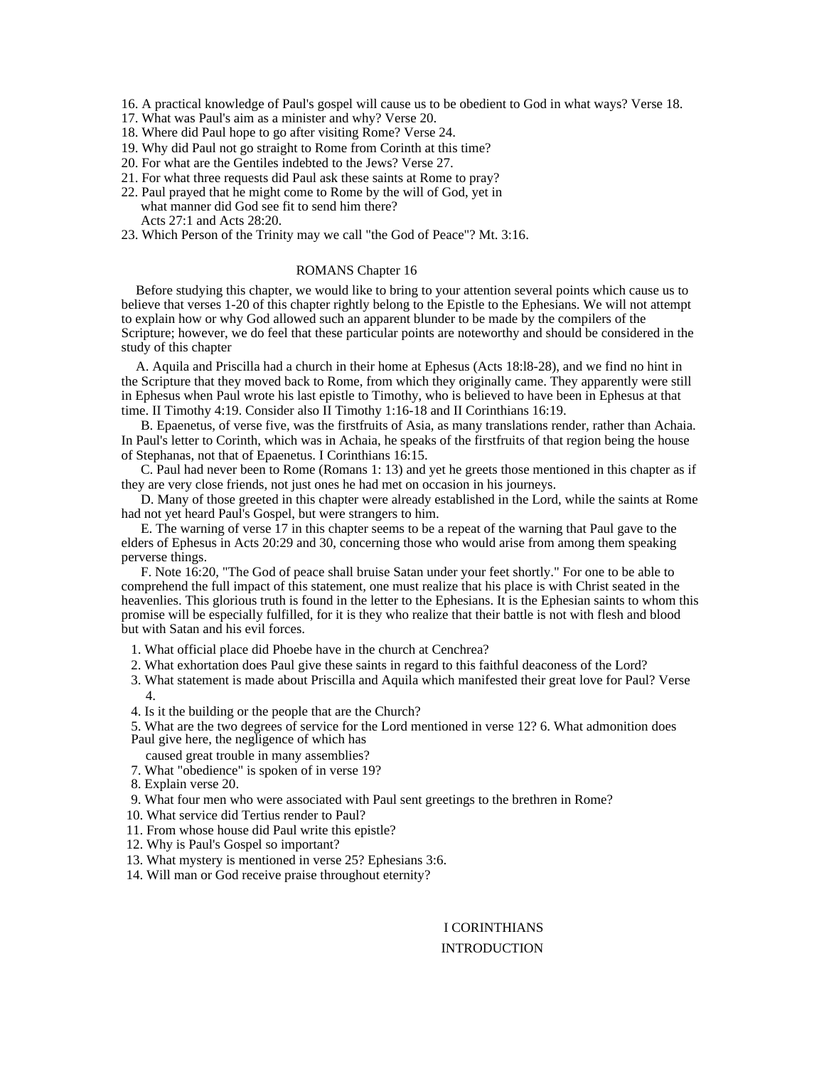16. A practical knowledge of Paul's gospel will cause us to be obedient to God in what ways? Verse 18.
17. What was Paul's aim as a minister and why? Verse 20.
18. Where did Paul hope to go after visiting Rome? Verse 24.
19. Why did Paul not go straight to Rome from Corinth at this time?
20. For what are the Gentiles indebted to the Jews? Verse 27.
21. For what three requests did Paul ask these saints at Rome to pray?
22. Paul prayed that he might come to Rome by the will of God, yet in what manner did God see fit to send him there? Acts 27:1 and Acts 28:20.
23. Which Person of the Trinity may we call "the God of Peace"? Mt. 3:16.

## ROMANS Chapter 16

Before studying this chapter, we would like to bring to your attention several points which cause us to believe that verses 1-20 of this chapter rightly belong to the Epistle to the Ephesians. We will not attempt to explain how or why God allowed such an apparent blunder to be made by the compilers of the Scripture; however, we do feel that these particular points are noteworthy and should be considered in the study of this chapter

A. Aquila and Priscilla had a church in their home at Ephesus (Acts 18:l8-28), and we find no hint in the Scripture that they moved back to Rome, from which they originally came. They apparently were still in Ephesus when Paul wrote his last epistle to Timothy, who is believed to have been in Ephesus at that time. II Timothy 4:19. Consider also II Timothy 1:16-18 and II Corinthians 16:19.

B. Epaenetus, of verse five, was the firstfruits of Asia, as many translations render, rather than Achaia. In Paul's letter to Corinth, which was in Achaia, he speaks of the firstfruits of that region being the house of Stephanas, not that of Epaenetus. I Corinthians 16:15.

C. Paul had never been to Rome (Romans 1: 13) and yet he greets those mentioned in this chapter as if they are very close friends, not just ones he had met on occasion in his journeys.

D. Many of those greeted in this chapter were already established in the Lord, while the saints at Rome had not yet heard Paul's Gospel, but were strangers to him.

E. The warning of verse 17 in this chapter seems to be a repeat of the warning that Paul gave to the elders of Ephesus in Acts 20:29 and 30, concerning those who would arise from among them speaking perverse things.

F. Note 16:20, "The God of peace shall bruise Satan under your feet shortly." For one to be able to comprehend the full impact of this statement, one must realize that his place is with Christ seated in the heavenlies. This glorious truth is found in the letter to the Ephesians. It is the Ephesian saints to whom this promise will be especially fulfilled, for it is they who realize that their battle is not with flesh and blood but with Satan and his evil forces.

1. What official place did Phoebe have in the church at Cenchrea?
2. What exhortation does Paul give these saints in regard to this faithful deaconess of the Lord?
3. What statement is made about Priscilla and Aquila which manifested their great love for Paul? Verse 4.
4. Is it the building or the people that are the Church?
5. What are the two degrees of service for the Lord mentioned in verse 12?
6. What admonition does Paul give here, the negligence of which has caused great trouble in many assemblies?
7. What "obedience" is spoken of in verse 19?
8. Explain verse 20.
9. What four men who were associated with Paul sent greetings to the brethren in Rome?
10. What service did Tertius render to Paul?
11. From whose house did Paul write this epistle?
12. Why is Paul's Gospel so important?
13. What mystery is mentioned in verse 25? Ephesians 3:6.
14. Will man or God receive praise throughout eternity?

# I CORINTHIANS

## INTRODUCTION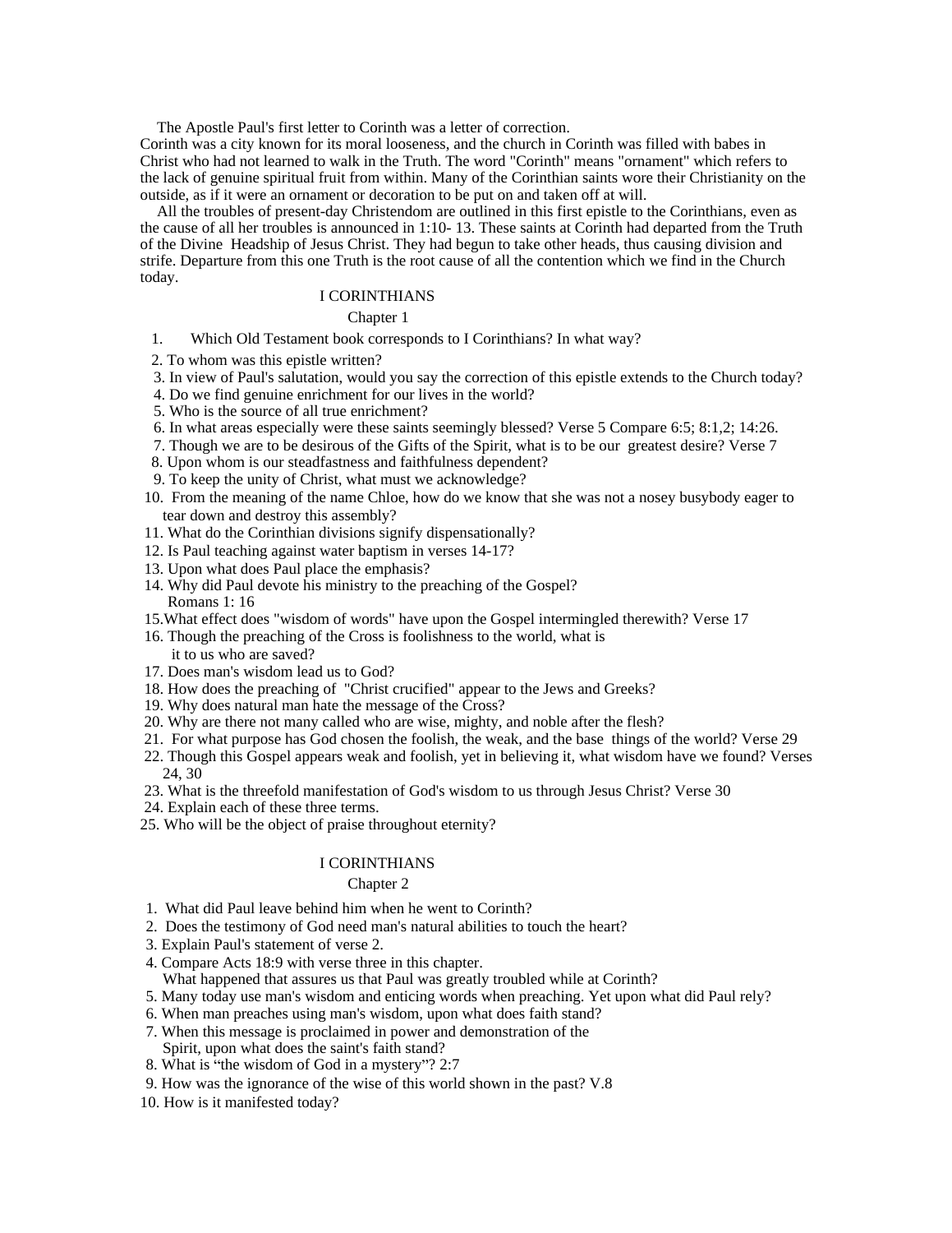The Apostle Paul's first letter to Corinth was a letter of correction. Corinth was a city known for its moral looseness, and the church in Corinth was filled with babes in Christ who had not learned to walk in the Truth. The word "Corinth" means "ornament" which refers to the lack of genuine spiritual fruit from within. Many of the Corinthian saints wore their Christianity on the outside, as if it were an ornament or decoration to be put on and taken off at will.

All the troubles of present-day Christendom are outlined in this first epistle to the Corinthians, even as the cause of all her troubles is announced in 1:10- 13. These saints at Corinth had departed from the Truth of the Divine Headship of Jesus Christ. They had begun to take other heads, thus causing division and strife. Departure from this one Truth is the root cause of all the contention which we find in the Church today.

## I CORINTHIANS

### Chapter 1

1. Which Old Testament book corresponds to I Corinthians? In what way?
2. To whom was this epistle written?
3. In view of Paul's salutation, would you say the correction of this epistle extends to the Church today?
4. Do we find genuine enrichment for our lives in the world?
5. Who is the source of all true enrichment?
6. In what areas especially were these saints seemingly blessed? Verse 5 Compare 6:5; 8:1,2; 14:26.
7. Though we are to be desirous of the Gifts of the Spirit, what is to be our greatest desire? Verse 7
8. Upon whom is our steadfastness and faithfulness dependent?
9. To keep the unity of Christ, what must we acknowledge?
10. From the meaning of the name Chloe, how do we know that she was not a nosey busybody eager to tear down and destroy this assembly?
11. What do the Corinthian divisions signify dispensationally?
12. Is Paul teaching against water baptism in verses 14-17?
13. Upon what does Paul place the emphasis?
14. Why did Paul devote his ministry to the preaching of the Gospel? Romans 1: 16
15. What effect does "wisdom of words" have upon the Gospel intermingled therewith? Verse 17
16. Though the preaching of the Cross is foolishness to the world, what is it to us who are saved?
17. Does man's wisdom lead us to God?
18. How does the preaching of "Christ crucified" appear to the Jews and Greeks?
19. Why does natural man hate the message of the Cross?
20. Why are there not many called who are wise, mighty, and noble after the flesh?
21. For what purpose has God chosen the foolish, the weak, and the base things of the world? Verse 29
22. Though this Gospel appears weak and foolish, yet in believing it, what wisdom have we found? Verses 24, 30
23. What is the threefold manifestation of God's wisdom to us through Jesus Christ? Verse 30
24. Explain each of these three terms.
25. Who will be the object of praise throughout eternity?

## I CORINTHIANS

### Chapter 2

1. What did Paul leave behind him when he went to Corinth?
2. Does the testimony of God need man's natural abilities to touch the heart?
3. Explain Paul's statement of verse 2.
4. Compare Acts 18:9 with verse three in this chapter. What happened that assures us that Paul was greatly troubled while at Corinth?
5. Many today use man's wisdom and enticing words when preaching. Yet upon what did Paul rely?
6. When man preaches using man's wisdom, upon what does faith stand?
7. When this message is proclaimed in power and demonstration of the Spirit, upon what does the saint's faith stand?
8. What is "the wisdom of God in a mystery"? 2:7
9. How was the ignorance of the wise of this world shown in the past? V.8
10. How is it manifested today?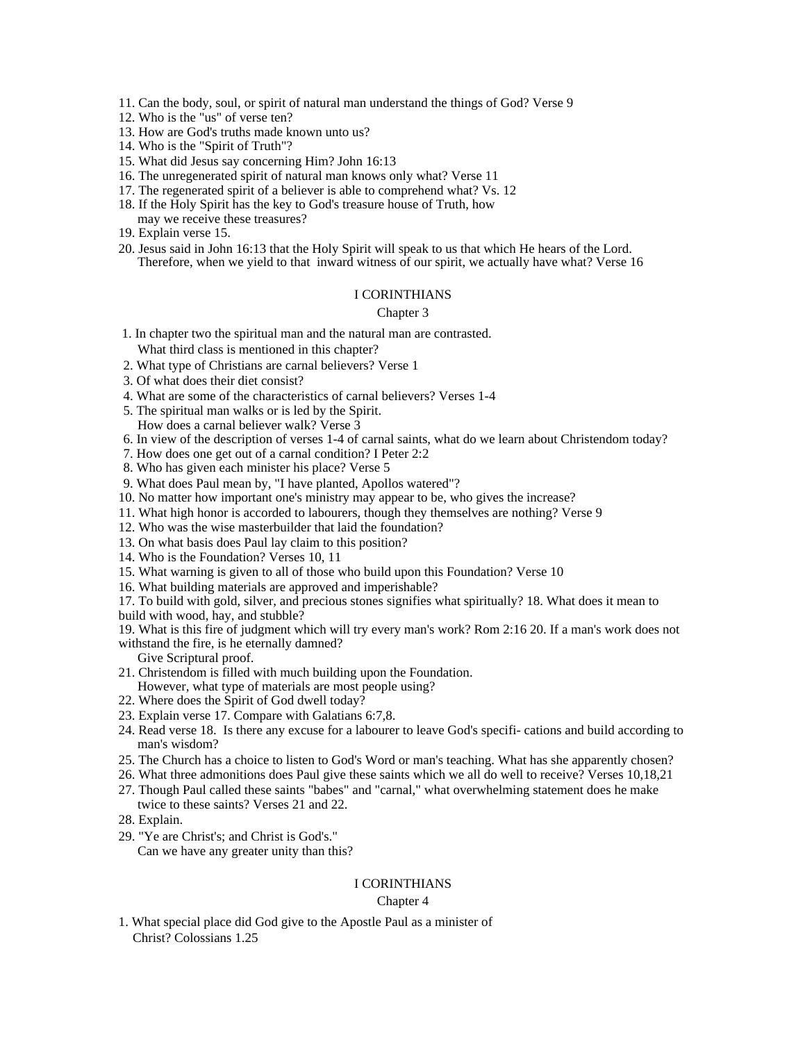11. Can the body, soul, or spirit of natural man understand the things of God? Verse 9
12. Who is the "us" of verse ten?
13. How are God's truths made known unto us?
14. Who is the "Spirit of Truth"?
15. What did Jesus say concerning Him? John 16:13
16. The unregenerated spirit of natural man knows only what? Verse 11
17. The regenerated spirit of a believer is able to comprehend what? Vs. 12
18. If the Holy Spirit has the key to God's treasure house of Truth, how may we receive these treasures?
19. Explain verse 15.
20. Jesus said in John 16:13 that the Holy Spirit will speak to us that which He hears of the Lord. Therefore, when we yield to that inward witness of our spirit, we actually have what? Verse 16

## I CORINTHIANS

### Chapter 3

1. In chapter two the spiritual man and the natural man are contrasted. What third class is mentioned in this chapter?
2. What type of Christians are carnal believers? Verse 1
3. Of what does their diet consist?
4. What are some of the characteristics of carnal believers? Verses 1-4
5. The spiritual man walks or is led by the Spirit. How does a carnal believer walk? Verse 3
6. In view of the description of verses 1-4 of carnal saints, what do we learn about Christendom today?
7. How does one get out of a carnal condition? I Peter 2:2
8. Who has given each minister his place? Verse 5
9. What does Paul mean by, "I have planted, Apollos watered"?
10. No matter how important one's ministry may appear to be, who gives the increase?
11. What high honor is accorded to labourers, though they themselves are nothing? Verse 9
12. Who was the wise masterbuilder that laid the foundation?
13. On what basis does Paul lay claim to this position?
14. Who is the Foundation? Verses 10, 11
15. What warning is given to all of those who build upon this Foundation? Verse 10
16. What building materials are approved and imperishable?
17. To build with gold, silver, and precious stones signifies what spiritually? 18. What does it mean to build with wood, hay, and stubble?
19. What is this fire of judgment which will try every man's work? Rom 2:16 20. If a man's work does not withstand the fire, is he eternally damned? Give Scriptural proof.
21. Christendom is filled with much building upon the Foundation. However, what type of materials are most people using?
22. Where does the Spirit of God dwell today?
23. Explain verse 17. Compare with Galatians 6:7,8.
24. Read verse 18. Is there any excuse for a labourer to leave God's specifi- cations and build according to man's wisdom?
25. The Church has a choice to listen to God's Word or man's teaching. What has she apparently chosen?
26. What three admonitions does Paul give these saints which we all do well to receive? Verses 10,18,21
27. Though Paul called these saints "babes" and "carnal," what overwhelming statement does he make twice to these saints? Verses 21 and 22.
28. Explain.
29. "Ye are Christ's; and Christ is God's." Can we have any greater unity than this?

## I CORINTHIANS

### Chapter 4

1. What special place did God give to the Apostle Paul as a minister of Christ? Colossians 1.25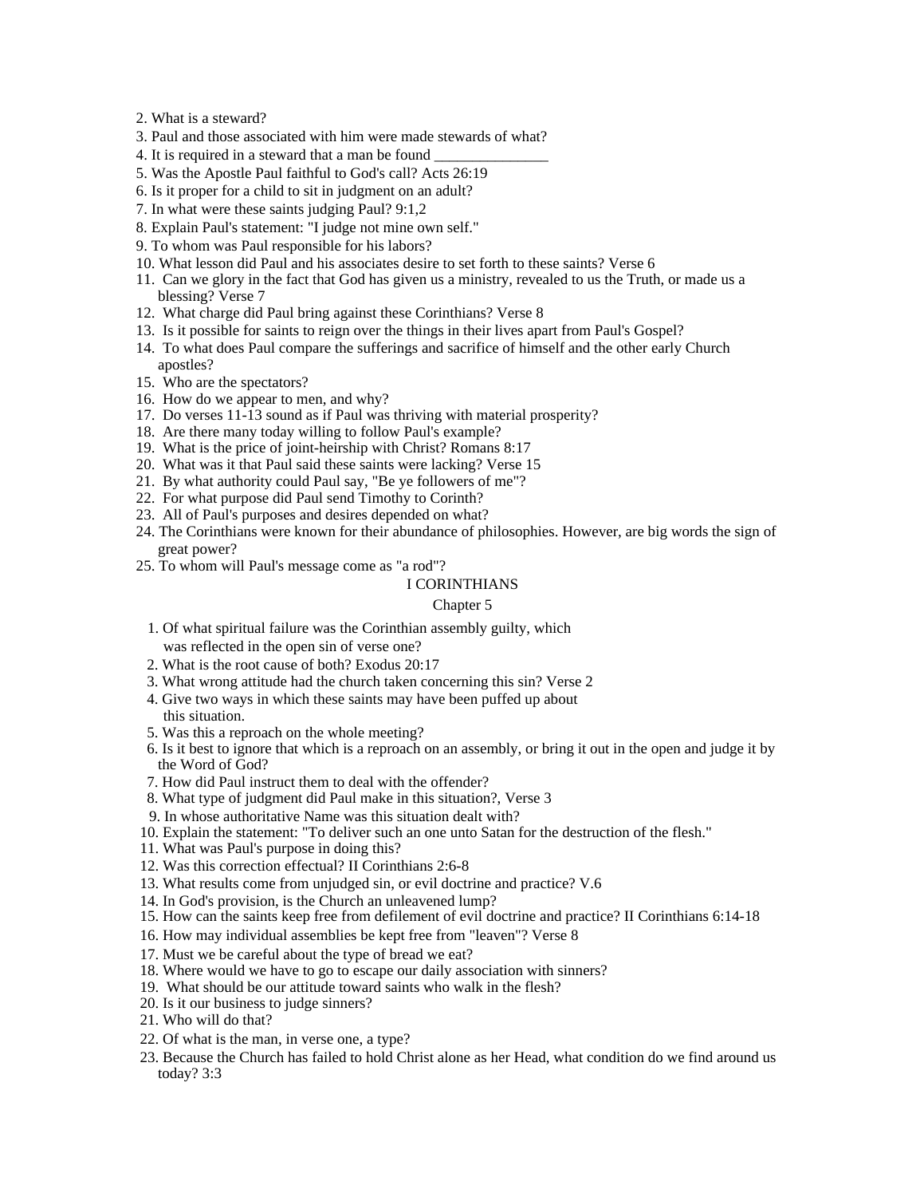2. What is a steward?
3. Paul and those associated with him were made stewards of what?
4. It is required in a steward that a man be found _______________
5. Was the Apostle Paul faithful to God's call? Acts 26:19
6. Is it proper for a child to sit in judgment on an adult?
7. In what were these saints judging Paul? 9:1,2
8. Explain Paul's statement: "I judge not mine own self."
9. To whom was Paul responsible for his labors?
10. What lesson did Paul and his associates desire to set forth to these saints? Verse 6
11. Can we glory in the fact that God has given us a ministry, revealed to us the Truth, or made us a blessing? Verse 7
12. What charge did Paul bring against these Corinthians? Verse 8
13. Is it possible for saints to reign over the things in their lives apart from Paul's Gospel?
14. To what does Paul compare the sufferings and sacrifice of himself and the other early Church apostles?
15. Who are the spectators?
16. How do we appear to men, and why?
17. Do verses 11-13 sound as if Paul was thriving with material prosperity?
18. Are there many today willing to follow Paul's example?
19. What is the price of joint-heirship with Christ? Romans 8:17
20. What was it that Paul said these saints were lacking? Verse 15
21. By what authority could Paul say, "Be ye followers of me"?
22. For what purpose did Paul send Timothy to Corinth?
23. All of Paul's purposes and desires depended on what?
24. The Corinthians were known for their abundance of philosophies. However, are big words the sign of great power?
25. To whom will Paul's message come as "a rod"?

## I CORINTHIANS

### Chapter 5

1. Of what spiritual failure was the Corinthian assembly guilty, which was reflected in the open sin of verse one?
2. What is the root cause of both? Exodus 20:17
3. What wrong attitude had the church taken concerning this sin? Verse 2
4. Give two ways in which these saints may have been puffed up about this situation.
5. Was this a reproach on the whole meeting?
6. Is it best to ignore that which is a reproach on an assembly, or bring it out in the open and judge it by the Word of God?
7. How did Paul instruct them to deal with the offender?
8. What type of judgment did Paul make in this situation?, Verse 3
9. In whose authoritative Name was this situation dealt with?
10. Explain the statement: "To deliver such an one unto Satan for the destruction of the flesh."
11. What was Paul's purpose in doing this?
12. Was this correction effectual? II Corinthians 2:6-8
13. What results come from unjudged sin, or evil doctrine and practice? V.6
14. In God's provision, is the Church an unleavened lump?
15. How can the saints keep free from defilement of evil doctrine and practice? II Corinthians 6:14-18
16. How may individual assemblies be kept free from "leaven"? Verse 8
17. Must we be careful about the type of bread we eat?
18. Where would we have to go to escape our daily association with sinners?
19. What should be our attitude toward saints who walk in the flesh?
20. Is it our business to judge sinners?
21. Who will do that?
22. Of what is the man, in verse one, a type?
23. Because the Church has failed to hold Christ alone as her Head, what condition do we find around us today? 3:3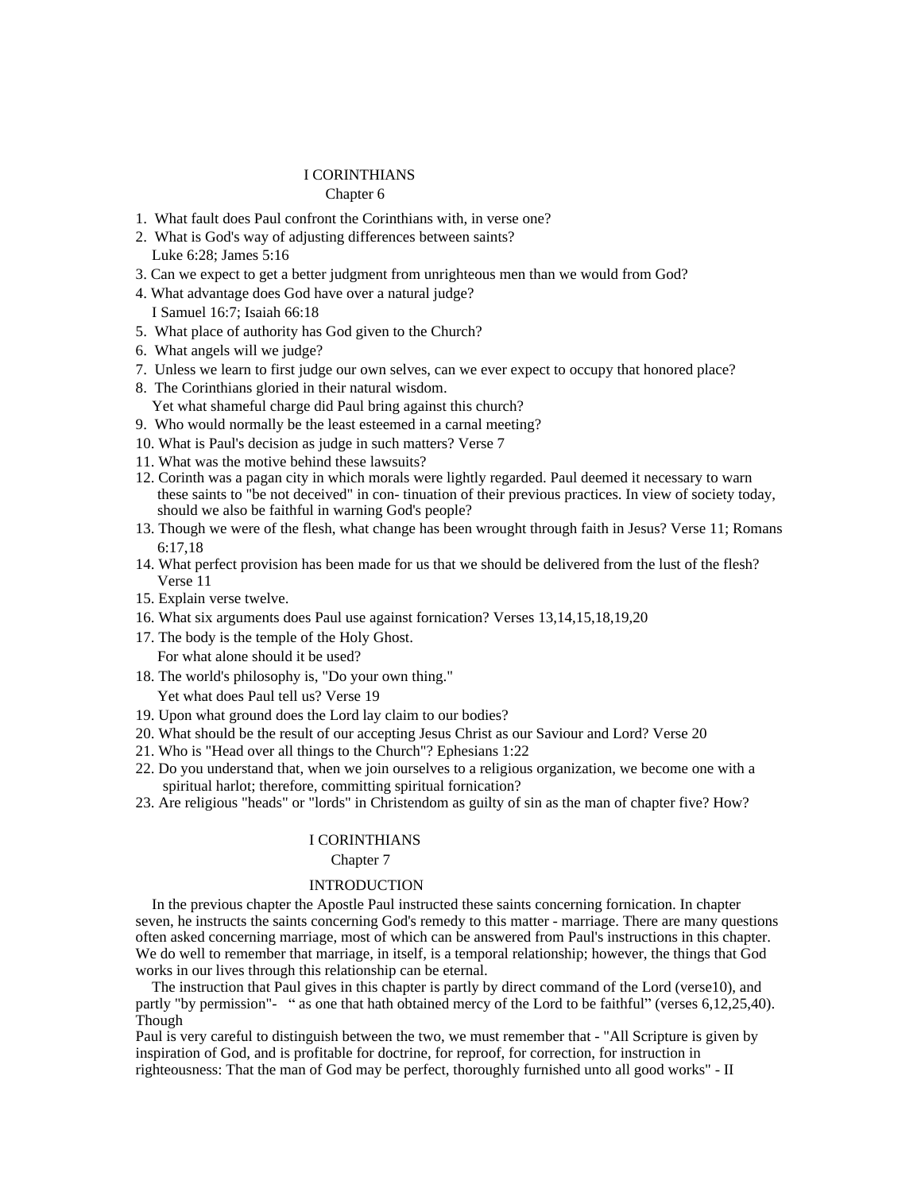# I CORINTHIANS
## Chapter 6

1. What fault does Paul confront the Corinthians with, in verse one?
2. What is God's way of adjusting differences between saints?
   Luke 6:28; James 5:16
3. Can we expect to get a better judgment from unrighteous men than we would from God?
4. What advantage does God have over a natural judge?
   I Samuel 16:7; Isaiah 66:18
5. What place of authority has God given to the Church?
6. What angels will we judge?
7. Unless we learn to first judge our own selves, can we ever expect to occupy that honored place?
8. The Corinthians gloried in their natural wisdom.
   Yet what shameful charge did Paul bring against this church?
9. Who would normally be the least esteemed in a carnal meeting?
10. What is Paul's decision as judge in such matters? Verse 7
11. What was the motive behind these lawsuits?
12. Corinth was a pagan city in which morals were lightly regarded. Paul deemed it necessary to warn these saints to "be not deceived" in con- tinuation of their previous practices. In view of society today, should we also be faithful in warning God's people?
13. Though we were of the flesh, what change has been wrought through faith in Jesus? Verse 11; Romans 6:17,18
14. What perfect provision has been made for us that we should be delivered from the lust of the flesh? Verse 11
15. Explain verse twelve.
16. What six arguments does Paul use against fornication? Verses 13,14,15,18,19,20
17. The body is the temple of the Holy Ghost.
    For what alone should it be used?
18. The world's philosophy is, "Do your own thing."
    Yet what does Paul tell us? Verse 19
19. Upon what ground does the Lord lay claim to our bodies?
20. What should be the result of our accepting Jesus Christ as our Saviour and Lord? Verse 20
21. Who is "Head over all things to the Church"? Ephesians 1:22
22. Do you understand that, when we join ourselves to a religious organization, we become one with a spiritual harlot; therefore, committing spiritual fornication?
23. Are religious "heads" or "lords" in Christendom as guilty of sin as the man of chapter five? How?

# I CORINTHIANS
## Chapter 7

### INTRODUCTION

In the previous chapter the Apostle Paul instructed these saints concerning fornication. In chapter seven, he instructs the saints concerning God's remedy to this matter - marriage. There are many questions often asked concerning marriage, most of which can be answered from Paul's instructions in this chapter. We do well to remember that marriage, in itself, is a temporal relationship; however, the things that God works in our lives through this relationship can be eternal.

The instruction that Paul gives in this chapter is partly by direct command of the Lord (verse10), and partly "by permission"- " as one that hath obtained mercy of the Lord to be faithful" (verses 6,12,25,40). Though
Paul is very careful to distinguish between the two, we must remember that - "All Scripture is given by inspiration of God, and is profitable for doctrine, for reproof, for correction, for instruction in righteousness: That the man of God may be perfect, thoroughly furnished unto all good works" - II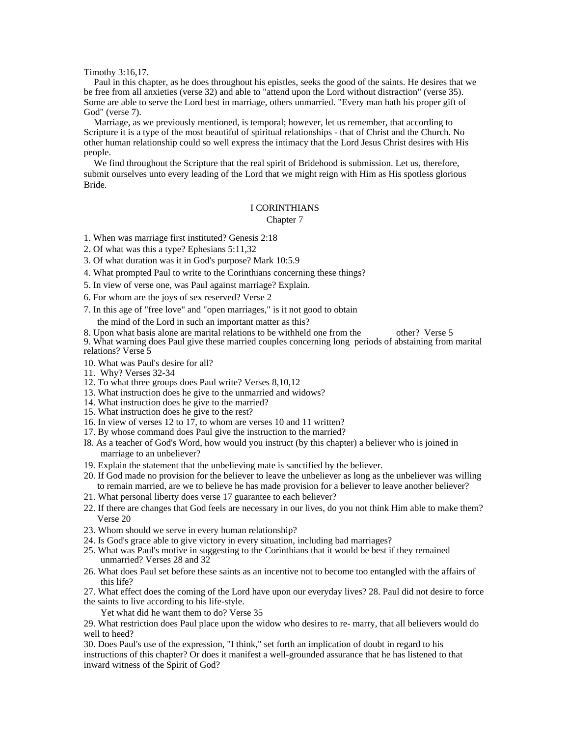Timothy 3:16,17.

Paul in this chapter, as he does throughout his epistles, seeks the good of the saints. He desires that we be free from all anxieties (verse 32) and able to "attend upon the Lord without distraction" (verse 35). Some are able to serve the Lord best in marriage, others unmarried. "Every man hath his proper gift of God" (verse 7).

Marriage, as we previously mentioned, is temporal; however, let us remember, that according to Scripture it is a type of the most beautiful of spiritual relationships - that of Christ and the Church. No other human relationship could so well express the intimacy that the Lord Jesus Christ desires with His people.

We find throughout the Scripture that the real spirit of Bridehood is submission. Let us, therefore, submit ourselves unto every leading of the Lord that we might reign with Him as His spotless glorious Bride.

## I CORINTHIANS

### Chapter 7

1. When was marriage first instituted? Genesis 2:18
2. Of what was this a type? Ephesians 5:11,32
3. Of what duration was it in God's purpose? Mark 10:5.9
4. What prompted Paul to write to the Corinthians concerning these things?
5. In view of verse one, was Paul against marriage? Explain.
6. For whom are the joys of sex reserved? Verse 2
7. In this age of "free love" and "open marriages," is it not good to obtain the mind of the Lord in such an important matter as this?
8. Upon what basis alone are marital relations to be withheld one from the other? Verse 5
9. What warning does Paul give these married couples concerning long periods of abstaining from marital relations? Verse 5
10. What was Paul's desire for all?
11. Why? Verses 32-34
12. To what three groups does Paul write? Verses 8,10,12
13. What instruction does he give to the unmarried and widows?
14. What instruction does he give to the married?
15. What instruction does he give to the rest?
16. In view of verses 12 to 17, to whom are verses 10 and 11 written?
17. By whose command does Paul give the instruction to the married?
18. As a teacher of God's Word, how would you instruct (by this chapter) a believer who is joined in marriage to an unbeliever?
19. Explain the statement that the unbelieving mate is sanctified by the believer.
20. If God made no provision for the believer to leave the unbeliever as long as the unbeliever was willing to remain married, are we to believe he has made provision for a believer to leave another believer?
21. What personal liberty does verse 17 guarantee to each believer?
22. If there are changes that God feels are necessary in our lives, do you not think Him able to make them? Verse 20
23. Whom should we serve in every human relationship?
24. Is God's grace able to give victory in every situation, including bad marriages?
25. What was Paul's motive in suggesting to the Corinthians that it would be best if they remained unmarried? Verses 28 and 32
26. What does Paul set before these saints as an incentive not to become too entangled with the affairs of this life?
27. What effect does the coming of the Lord have upon our everyday lives?
28. Paul did not desire to force the saints to live according to his life-style. Yet what did he want them to do? Verse 35
29. What restriction does Paul place upon the widow who desires to re- marry, that all believers would do well to heed?
30. Does Paul's use of the expression, "I think," set forth an implication of doubt in regard to his instructions of this chapter? Or does it manifest a well-grounded assurance that he has listened to that inward witness of the Spirit of God?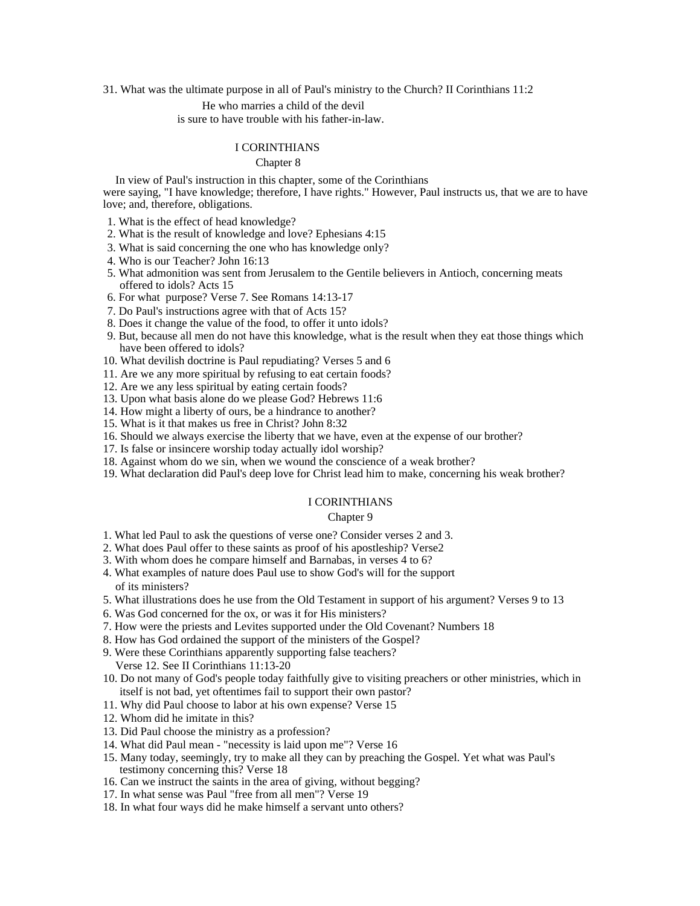31. What was the ultimate purpose in all of Paul's ministry to the Church? II Corinthians 11:2

He who marries a child of the devil
is sure to have trouble with his father-in-law.

## I CORINTHIANS
### Chapter 8

In view of Paul's instruction in this chapter, some of the Corinthians were saying, "I have knowledge; therefore, I have rights." However, Paul instructs us, that we are to have love; and, therefore, obligations.

1. What is the effect of head knowledge?
2. What is the result of knowledge and love? Ephesians 4:15
3. What is said concerning the one who has knowledge only?
4. Who is our Teacher? John 16:13
5. What admonition was sent from Jerusalem to the Gentile believers in Antioch, concerning meats offered to idols? Acts 15
6. For what purpose? Verse 7. See Romans 14:13-17
7. Do Paul's instructions agree with that of Acts 15?
8. Does it change the value of the food, to offer it unto idols?
9. But, because all men do not have this knowledge, what is the result when they eat those things which have been offered to idols?
10. What devilish doctrine is Paul repudiating? Verses 5 and 6
11. Are we any more spiritual by refusing to eat certain foods?
12. Are we any less spiritual by eating certain foods?
13. Upon what basis alone do we please God? Hebrews 11:6
14. How might a liberty of ours, be a hindrance to another?
15. What is it that makes us free in Christ? John 8:32
16. Should we always exercise the liberty that we have, even at the expense of our brother?
17. Is false or insincere worship today actually idol worship?
18. Against whom do we sin, when we wound the conscience of a weak brother?
19. What declaration did Paul's deep love for Christ lead him to make, concerning his weak brother?

## I CORINTHIANS
### Chapter 9

1. What led Paul to ask the questions of verse one? Consider verses 2 and 3.
2. What does Paul offer to these saints as proof of his apostleship? Verse2
3. With whom does he compare himself and Barnabas, in verses 4 to 6?
4. What examples of nature does Paul use to show God's will for the support of its ministers?
5. What illustrations does he use from the Old Testament in support of his argument? Verses 9 to 13
6. Was God concerned for the ox, or was it for His ministers?
7. How were the priests and Levites supported under the Old Covenant? Numbers 18
8. How has God ordained the support of the ministers of the Gospel?
9. Were these Corinthians apparently supporting false teachers? Verse 12. See II Corinthians 11:13-20
10. Do not many of God's people today faithfully give to visiting preachers or other ministries, which in itself is not bad, yet oftentimes fail to support their own pastor?
11. Why did Paul choose to labor at his own expense? Verse 15
12. Whom did he imitate in this?
13. Did Paul choose the ministry as a profession?
14. What did Paul mean - "necessity is laid upon me"? Verse 16
15. Many today, seemingly, try to make all they can by preaching the Gospel. Yet what was Paul's testimony concerning this? Verse 18
16. Can we instruct the saints in the area of giving, without begging?
17. In what sense was Paul "free from all men"? Verse 19
18. In what four ways did he make himself a servant unto others?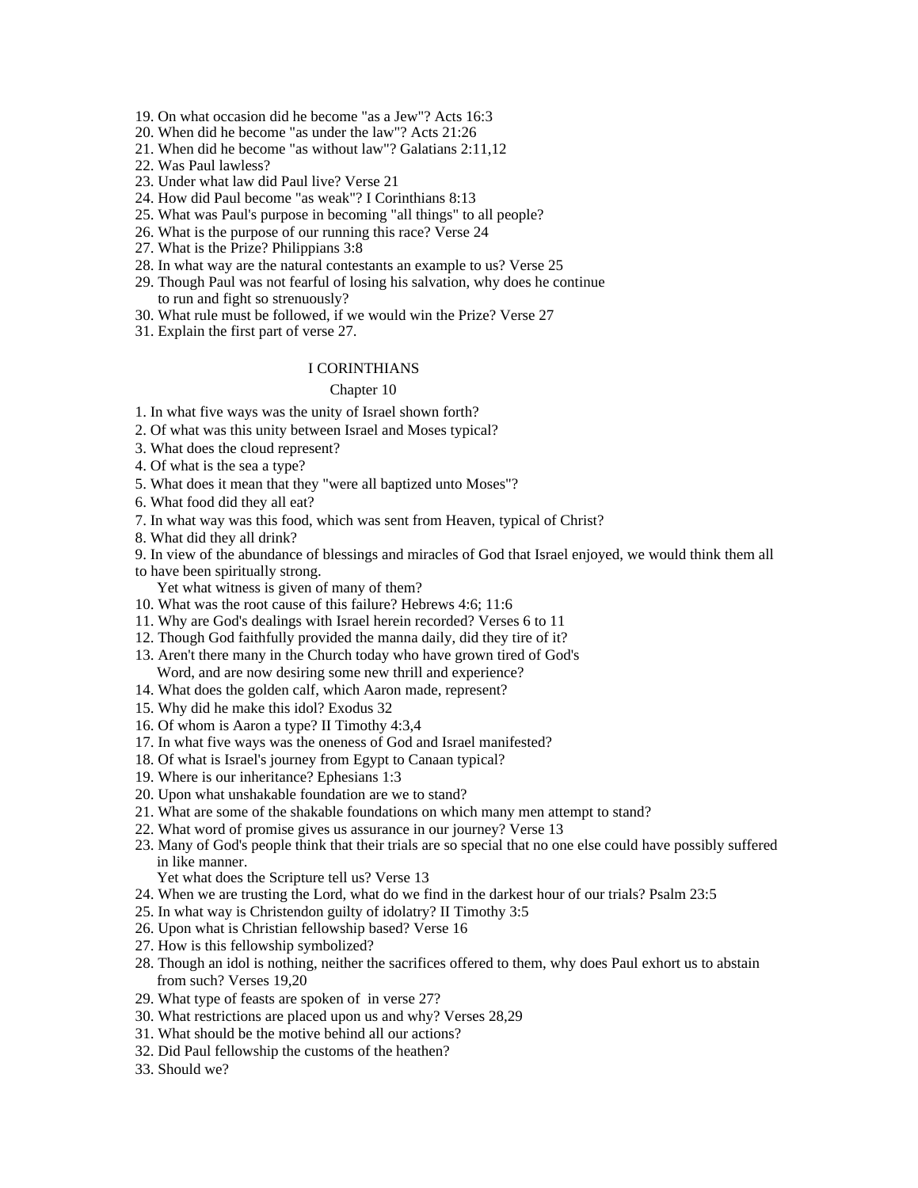19. On what occasion did he become "as a Jew"? Acts 16:3
20. When did he become "as under the law"? Acts 21:26
21. When did he become "as without law"? Galatians 2:11,12
22. Was Paul lawless?
23. Under what law did Paul live? Verse 21
24. How did Paul become "as weak"? I Corinthians 8:13
25. What was Paul's purpose in becoming "all things" to all people?
26. What is the purpose of our running this race? Verse 24
27. What is the Prize? Philippians 3:8
28. In what way are the natural contestants an example to us? Verse 25
29. Though Paul was not fearful of losing his salvation, why does he continue to run and fight so strenuously?
30. What rule must be followed, if we would win the Prize? Verse 27
31. Explain the first part of verse 27.

## I CORINTHIANS

### Chapter 10

1. In what five ways was the unity of Israel shown forth?
2. Of what was this unity between Israel and Moses typical?
3. What does the cloud represent?
4. Of what is the sea a type?
5. What does it mean that they "were all baptized unto Moses"?
6. What food did they all eat?
7. In what way was this food, which was sent from Heaven, typical of Christ?
8. What did they all drink?
9. In view of the abundance of blessings and miracles of God that Israel enjoyed, we would think them all to have been spiritually strong.
   Yet what witness is given of many of them?
10. What was the root cause of this failure? Hebrews 4:6; 11:6
11. Why are God's dealings with Israel herein recorded? Verses 6 to 11
12. Though God faithfully provided the manna daily, did they tire of it?
13. Aren't there many in the Church today who have grown tired of God's Word, and are now desiring some new thrill and experience?
14. What does the golden calf, which Aaron made, represent?
15. Why did he make this idol? Exodus 32
16. Of whom is Aaron a type? II Timothy 4:3,4
17. In what five ways was the oneness of God and Israel manifested?
18. Of what is Israel's journey from Egypt to Canaan typical?
19. Where is our inheritance? Ephesians 1:3
20. Upon what unshakable foundation are we to stand?
21. What are some of the shakable foundations on which many men attempt to stand?
22. What word of promise gives us assurance in our journey? Verse 13
23. Many of God's people think that their trials are so special that no one else could have possibly suffered in like manner.
    Yet what does the Scripture tell us? Verse 13
24. When we are trusting the Lord, what do we find in the darkest hour of our trials? Psalm 23:5
25. In what way is Christendon guilty of idolatry? II Timothy 3:5
26. Upon what is Christian fellowship based? Verse 16
27. How is this fellowship symbolized?
28. Though an idol is nothing, neither the sacrifices offered to them, why does Paul exhort us to abstain from such? Verses 19,20
29. What type of feasts are spoken of in verse 27?
30. What restrictions are placed upon us and why? Verses 28,29
31. What should be the motive behind all our actions?
32. Did Paul fellowship the customs of the heathen?
33. Should we?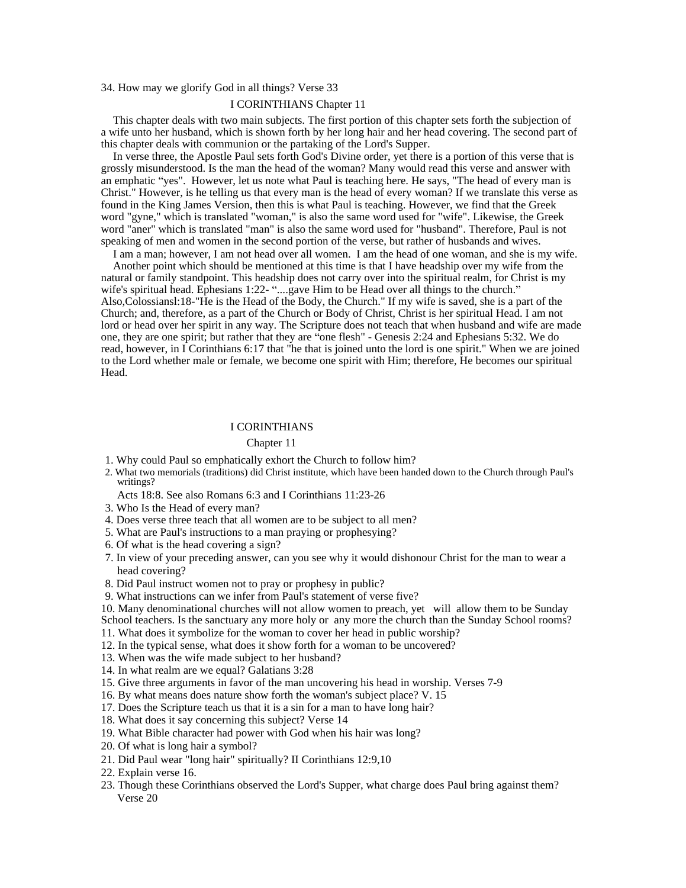34. How may we glorify God in all things? Verse 33

## I CORINTHIANS Chapter 11

This chapter deals with two main subjects. The first portion of this chapter sets forth the subjection of a wife unto her husband, which is shown forth by her long hair and her head covering. The second part of this chapter deals with communion or the partaking of the Lord's Supper.

In verse three, the Apostle Paul sets forth God's Divine order, yet there is a portion of this verse that is grossly misunderstood. Is the man the head of the woman? Many would read this verse and answer with an emphatic "yes". However, let us note what Paul is teaching here. He says, "The head of every man is Christ." However, is he telling us that every man is the head of every woman? If we translate this verse as found in the King James Version, then this is what Paul is teaching. However, we find that the Greek word "gyne," which is translated "woman," is also the same word used for "wife". Likewise, the Greek word "aner" which is translated "man" is also the same word used for "husband". Therefore, Paul is not speaking of men and women in the second portion of the verse, but rather of husbands and wives.

I am a man; however, I am not head over all women. I am the head of one woman, and she is my wife.

Another point which should be mentioned at this time is that I have headship over my wife from the natural or family standpoint. This headship does not carry over into the spiritual realm, for Christ is my wife's spiritual head. Ephesians 1:22- "....gave Him to be Head over all things to the church." Also,Colossiansl:18-"He is the Head of the Body, the Church." If my wife is saved, she is a part of the Church; and, therefore, as a part of the Church or Body of Christ, Christ is her spiritual Head. I am not lord or head over her spirit in any way. The Scripture does not teach that when husband and wife are made one, they are one spirit; but rather that they are "one flesh" - Genesis 2:24 and Ephesians 5:32. We do read, however, in I Corinthians 6:17 that "he that is joined unto the lord is one spirit." When we are joined to the Lord whether male or female, we become one spirit with Him; therefore, He becomes our spiritual Head.

## I CORINTHIANS

### Chapter 11

1. Why could Paul so emphatically exhort the Church to follow him?
2. What two memorials (traditions) did Christ institute, which have been handed down to the Church through Paul's writings?
   Acts 18:8. See also Romans 6:3 and I Corinthians 11:23-26
3. Who Is the Head of every man?
4. Does verse three teach that all women are to be subject to all men?
5. What are Paul's instructions to a man praying or prophesying?
6. Of what is the head covering a sign?
7. In view of your preceding answer, can you see why it would dishonour Christ for the man to wear a head covering?
8. Did Paul instruct women not to pray or prophesy in public?
9. What instructions can we infer from Paul's statement of verse five?
10. Many denominational churches will not allow women to preach, yet will allow them to be Sunday School teachers. Is the sanctuary any more holy or any more the church than the Sunday School rooms?
11. What does it symbolize for the woman to cover her head in public worship?
12. In the typical sense, what does it show forth for a woman to be uncovered?
13. When was the wife made subject to her husband?
14. In what realm are we equal? Galatians 3:28
15. Give three arguments in favor of the man uncovering his head in worship. Verses 7-9
16. By what means does nature show forth the woman's subject place? V. 15
17. Does the Scripture teach us that it is a sin for a man to have long hair?
18. What does it say concerning this subject? Verse 14
19. What Bible character had power with God when his hair was long?
20. Of what is long hair a symbol?
21. Did Paul wear "long hair" spiritually? II Corinthians 12:9,10
22. Explain verse 16.
23. Though these Corinthians observed the Lord's Supper, what charge does Paul bring against them? Verse 20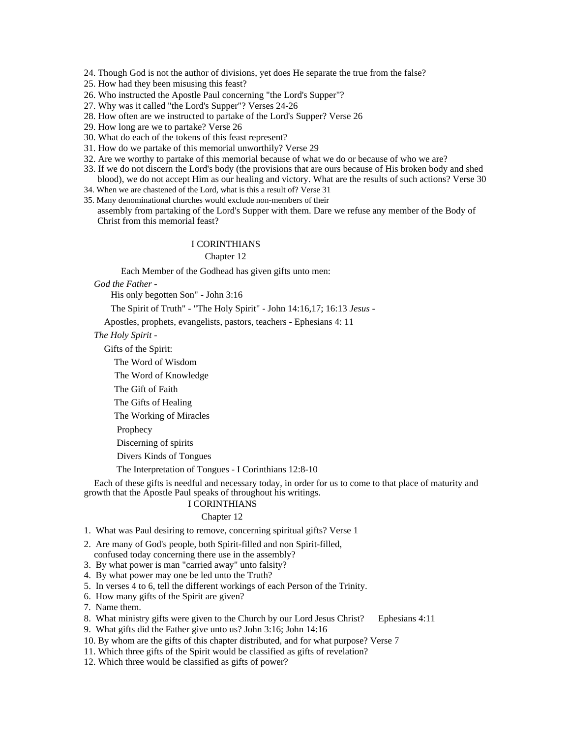24. Though God is not the author of divisions, yet does He separate the true from the false?
25. How had they been misusing this feast?
26. Who instructed the Apostle Paul concerning "the Lord's Supper"?
27. Why was it called "the Lord's Supper"? Verses 24-26
28. How often are we instructed to partake of the Lord's Supper? Verse 26
29. How long are we to partake? Verse 26
30. What do each of the tokens of this feast represent?
31. How do we partake of this memorial unworthily? Verse 29
32. Are we worthy to partake of this memorial because of what we do or because of who we are?
33. If we do not discern the Lord's body (the provisions that are ours because of His broken body and shed blood), we do not accept Him as our healing and victory. What are the results of such actions? Verse 30
34. When we are chastened of the Lord, what is this a result of? Verse 31
35. Many denominational churches would exclude non-members of their assembly from partaking of the Lord's Supper with them. Dare we refuse any member of the Body of Christ from this memorial feast?

## I CORINTHIANS
### Chapter 12

Each Member of the Godhead has given gifts unto men:

*God the Father* -

His only begotten Son" - John 3:16

The Spirit of Truth" - "The Holy Spirit" - John 14:16,17; 16:13

*Jesus* -

Apostles, prophets, evangelists, pastors, teachers - Ephesians 4: 11

*The Holy Spirit* -

Gifts of the Spirit:

The Word of Wisdom

The Word of Knowledge

The Gift of Faith

The Gifts of Healing

The Working of Miracles

Prophecy

Discerning of spirits

Divers Kinds of Tongues

The Interpretation of Tongues - I Corinthians 12:8-10

Each of these gifts is needful and necessary today, in order for us to come to that place of maturity and growth that the Apostle Paul speaks of throughout his writings.

## I CORINTHIANS
### Chapter 12

1. What was Paul desiring to remove, concerning spiritual gifts? Verse 1
2. Are many of God's people, both Spirit-filled and non Spirit-filled, confused today concerning there use in the assembly?
3. By what power is man "carried away" unto falsity?
4. By what power may one be led unto the Truth?
5. In verses 4 to 6, tell the different workings of each Person of the Trinity.
6. How many gifts of the Spirit are given?
7. Name them.
8. What ministry gifts were given to the Church by our Lord Jesus Christ? Ephesians 4:11
9. What gifts did the Father give unto us? John 3:16; John 14:16
10. By whom are the gifts of this chapter distributed, and for what purpose? Verse 7
11. Which three gifts of the Spirit would be classified as gifts of revelation?
12. Which three would be classified as gifts of power?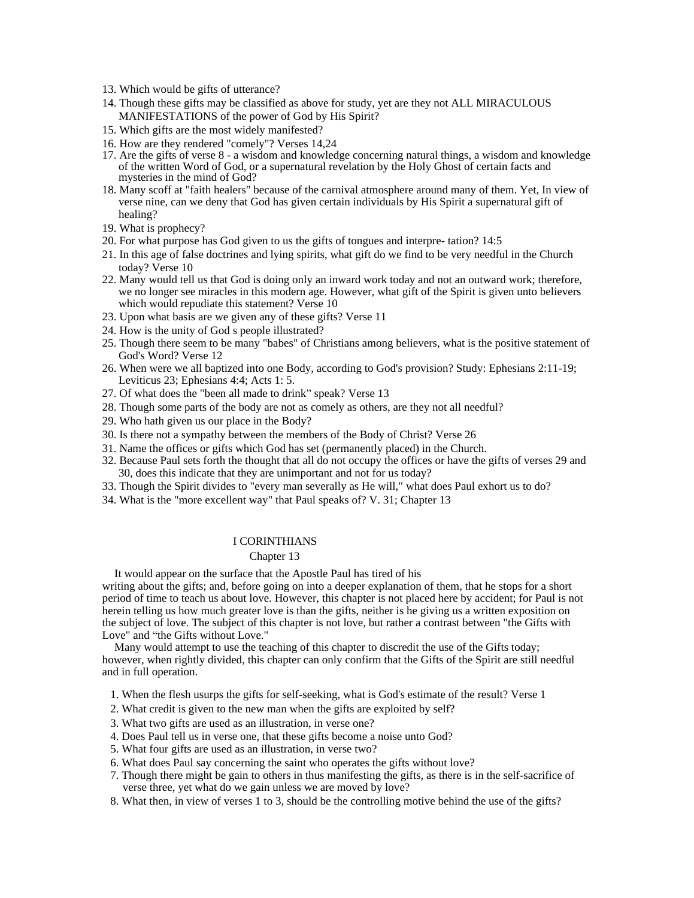13. Which would be gifts of utterance?
14. Though these gifts may be classified as above for study, yet are they not ALL MIRACULOUS MANIFESTATIONS of the power of God by His Spirit?
15. Which gifts are the most widely manifested?
16. How are they rendered "comely"? Verses 14,24
17. Are the gifts of verse 8 - a wisdom and knowledge concerning natural things, a wisdom and knowledge of the written Word of God, or a supernatural revelation by the Holy Ghost of certain facts and mysteries in the mind of God?
18. Many scoff at "faith healers" because of the carnival atmosphere around many of them. Yet, In view of verse nine, can we deny that God has given certain individuals by His Spirit a supernatural gift of healing?
19. What is prophecy?
20. For what purpose has God given to us the gifts of tongues and interpre- tation? 14:5
21. In this age of false doctrines and lying spirits, what gift do we find to be very needful in the Church today? Verse 10
22. Many would tell us that God is doing only an inward work today and not an outward work; therefore, we no longer see miracles in this modern age. However, what gift of the Spirit is given unto believers which would repudiate this statement? Verse 10
23. Upon what basis are we given any of these gifts? Verse 11
24. How is the unity of God s people illustrated?
25. Though there seem to be many "babes" of Christians among believers, what is the positive statement of God's Word? Verse 12
26. When were we all baptized into one Body, according to God's provision? Study: Ephesians 2:11-19; Leviticus 23; Ephesians 4:4; Acts 1: 5.
27. Of what does the "been all made to drink" speak? Verse 13
28. Though some parts of the body are not as comely as others, are they not all needful?
29. Who hath given us our place in the Body?
30. Is there not a sympathy between the members of the Body of Christ? Verse 26
31. Name the offices or gifts which God has set (permanently placed) in the Church.
32. Because Paul sets forth the thought that all do not occupy the offices or have the gifts of verses 29 and 30, does this indicate that they are unimportant and not for us today?
33. Though the Spirit divides to "every man severally as He will," what does Paul exhort us to do?
34. What is the "more excellent way" that Paul speaks of? V. 31; Chapter 13

## I CORINTHIANS
### Chapter 13

It would appear on the surface that the Apostle Paul has tired of his writing about the gifts; and, before going on into a deeper explanation of them, that he stops for a short period of time to teach us about love. However, this chapter is not placed here by accident; for Paul is not herein telling us how much greater love is than the gifts, neither is he giving us a written exposition on the subject of love. The subject of this chapter is not love, but rather a contrast between "the Gifts with Love" and "the Gifts without Love."

Many would attempt to use the teaching of this chapter to discredit the use of the Gifts today; however, when rightly divided, this chapter can only confirm that the Gifts of the Spirit are still needful and in full operation.

1. When the flesh usurps the gifts for self-seeking, what is God's estimate of the result? Verse 1
2. What credit is given to the new man when the gifts are exploited by self?
3. What two gifts are used as an illustration, in verse one?
4. Does Paul tell us in verse one, that these gifts become a noise unto God?
5. What four gifts are used as an illustration, in verse two?
6. What does Paul say concerning the saint who operates the gifts without love?
7. Though there might be gain to others in thus manifesting the gifts, as there is in the self-sacrifice of verse three, yet what do we gain unless we are moved by love?
8. What then, in view of verses 1 to 3, should be the controlling motive behind the use of the gifts?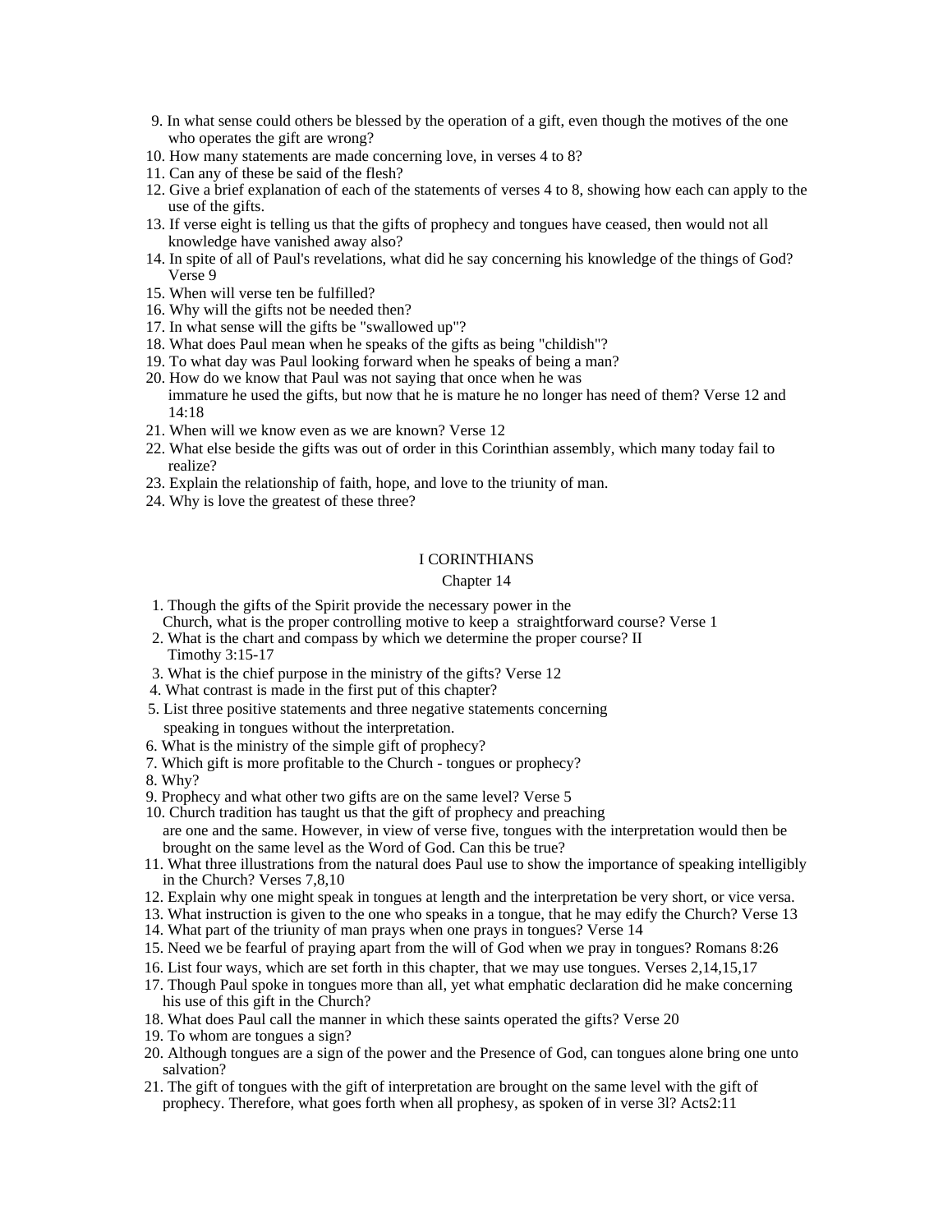9. In what sense could others be blessed by the operation of a gift, even though the motives of the one who operates the gift are wrong?
10. How many statements are made concerning love, in verses 4 to 8?
11. Can any of these be said of the flesh?
12. Give a brief explanation of each of the statements of verses 4 to 8, showing how each can apply to the use of the gifts.
13. If verse eight is telling us that the gifts of prophecy and tongues have ceased, then would not all knowledge have vanished away also?
14. In spite of all of Paul's revelations, what did he say concerning his knowledge of the things of God? Verse 9
15. When will verse ten be fulfilled?
16. Why will the gifts not be needed then?
17. In what sense will the gifts be "swallowed up"?
18. What does Paul mean when he speaks of the gifts as being "childish"?
19. To what day was Paul looking forward when he speaks of being a man?
20. How do we know that Paul was not saying that once when he was immature he used the gifts, but now that he is mature he no longer has need of them? Verse 12 and 14:18
21. When will we know even as we are known? Verse 12
22. What else beside the gifts was out of order in this Corinthian assembly, which many today fail to realize?
23. Explain the relationship of faith, hope, and love to the triunity of man.
24. Why is love the greatest of these three?

## I CORINTHIANS

### Chapter 14

1. Though the gifts of the Spirit provide the necessary power in the Church, what is the proper controlling motive to keep a straightforward course? Verse 1
2. What is the chart and compass by which we determine the proper course? II Timothy 3:15-17
3. What is the chief purpose in the ministry of the gifts? Verse 12
4. What contrast is made in the first put of this chapter?
5. List three positive statements and three negative statements concerning speaking in tongues without the interpretation.
6. What is the ministry of the simple gift of prophecy?
7. Which gift is more profitable to the Church - tongues or prophecy?
8. Why?
9. Prophecy and what other two gifts are on the same level? Verse 5
10. Church tradition has taught us that the gift of prophecy and preaching are one and the same. However, in view of verse five, tongues with the interpretation would then be brought on the same level as the Word of God. Can this be true?
11. What three illustrations from the natural does Paul use to show the importance of speaking intelligibly in the Church? Verses 7,8,10
12. Explain why one might speak in tongues at length and the interpretation be very short, or vice versa.
13. What instruction is given to the one who speaks in a tongue, that he may edify the Church? Verse 13
14. What part of the triunity of man prays when one prays in tongues? Verse 14
15. Need we be fearful of praying apart from the will of God when we pray in tongues? Romans 8:26
16. List four ways, which are set forth in this chapter, that we may use tongues. Verses 2,14,15,17
17. Though Paul spoke in tongues more than all, yet what emphatic declaration did he make concerning his use of this gift in the Church?
18. What does Paul call the manner in which these saints operated the gifts? Verse 20
19. To whom are tongues a sign?
20. Although tongues are a sign of the power and the Presence of God, can tongues alone bring one unto salvation?
21. The gift of tongues with the gift of interpretation are brought on the same level with the gift of prophecy. Therefore, what goes forth when all prophesy, as spoken of in verse 3l? Acts2:11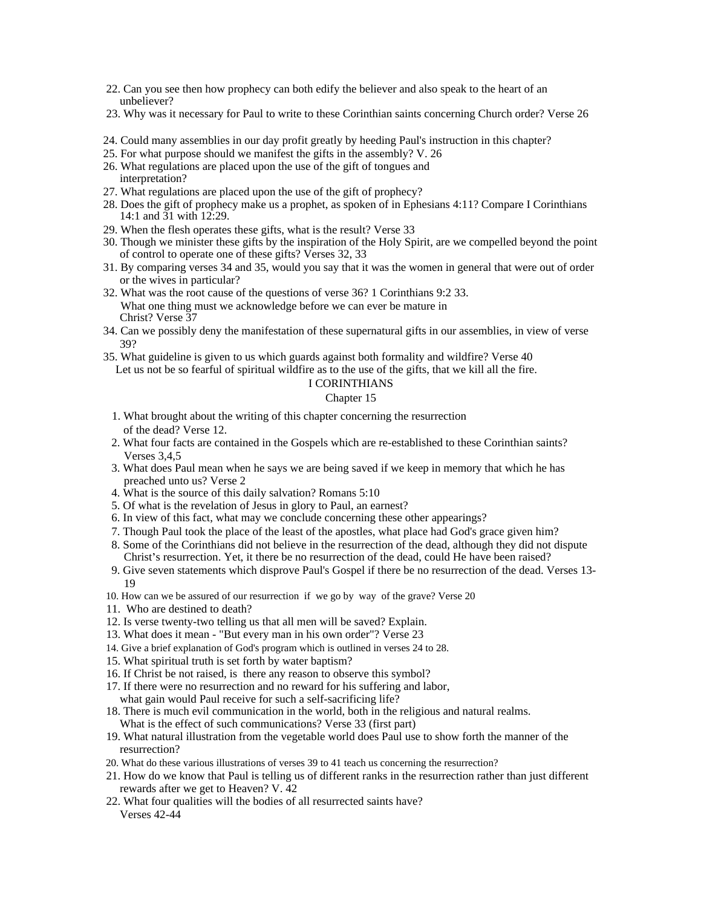22. Can you see then how prophecy can both edify the believer and also speak to the heart of an unbeliever?
23. Why was it necessary for Paul to write to these Corinthian saints concerning Church order? Verse 26
24. Could many assemblies in our day profit greatly by heeding Paul's instruction in this chapter?
25. For what purpose should we manifest the gifts in the assembly? V. 26
26. What regulations are placed upon the use of the gift of tongues and interpretation?
27. What regulations are placed upon the use of the gift of prophecy?
28. Does the gift of prophecy make us a prophet, as spoken of in Ephesians 4:11? Compare I Corinthians 14:1 and 31 with 12:29.
29. When the flesh operates these gifts, what is the result? Verse 33
30. Though we minister these gifts by the inspiration of the Holy Spirit, are we compelled beyond the point of control to operate one of these gifts? Verses 32, 33
31. By comparing verses 34 and 35, would you say that it was the women in general that were out of order or the wives in particular?
32. What was the root cause of the questions of verse 36? 1 Corinthians 9:2 33. What one thing must we acknowledge before we can ever be mature in Christ? Verse 37
34. Can we possibly deny the manifestation of these supernatural gifts in our assemblies, in view of verse 39?
35. What guideline is given to us which guards against both formality and wildfire? Verse 40

Let us not be so fearful of spiritual wildfire as to the use of the gifts, that we kill all the fire.

# I CORINTHIANS

## Chapter 15

1. What brought about the writing of this chapter concerning the resurrection of the dead? Verse 12.
2. What four facts are contained in the Gospels which are re-established to these Corinthian saints? Verses 3,4,5
3. What does Paul mean when he says we are being saved if we keep in memory that which he has preached unto us? Verse 2
4. What is the source of this daily salvation? Romans 5:10
5. Of what is the revelation of Jesus in glory to Paul, an earnest?
6. In view of this fact, what may we conclude concerning these other appearings?
7. Though Paul took the place of the least of the apostles, what place had God's grace given him?
8. Some of the Corinthians did not believe in the resurrection of the dead, although they did not dispute Christ's resurrection. Yet, it there be no resurrection of the dead, could He have been raised?
9. Give seven statements which disprove Paul's Gospel if there be no resurrection of the dead. Verses 13-19
10. How can we be assured of our resurrection if we go by way of the grave? Verse 20
11. Who are destined to death?
12. Is verse twenty-two telling us that all men will be saved? Explain.
13. What does it mean - "But every man in his own order"? Verse 23
14. Give a brief explanation of God's program which is outlined in verses 24 to 28.
15. What spiritual truth is set forth by water baptism?
16. If Christ be not raised, is there any reason to observe this symbol?
17. If there were no resurrection and no reward for his suffering and labor, what gain would Paul receive for such a self-sacrificing life?
18. There is much evil communication in the world, both in the religious and natural realms. What is the effect of such communications? Verse 33 (first part)
19. What natural illustration from the vegetable world does Paul use to show forth the manner of the resurrection?
20. What do these various illustrations of verses 39 to 41 teach us concerning the resurrection?
21. How do we know that Paul is telling us of different ranks in the resurrection rather than just different rewards after we get to Heaven? V. 42
22. What four qualities will the bodies of all resurrected saints have? Verses 42-44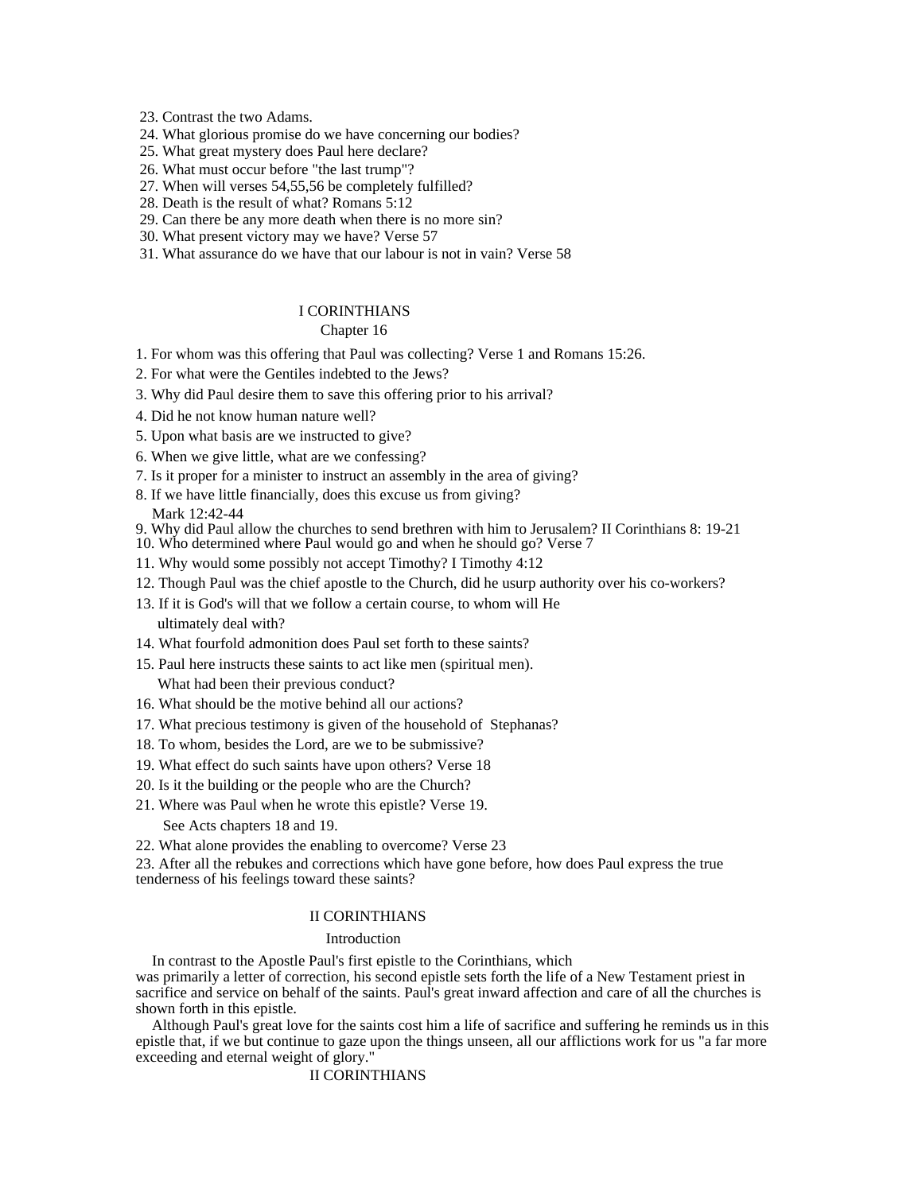23. Contrast the two Adams.
24. What glorious promise do we have concerning our bodies?
25. What great mystery does Paul here declare?
26. What must occur before "the last trump"?
27. When will verses 54,55,56 be completely fulfilled?
28. Death is the result of what? Romans 5:12
29. Can there be any more death when there is no more sin?
30. What present victory may we have? Verse 57
31. What assurance do we have that our labour is not in vain? Verse 58

## I CORINTHIANS

### Chapter 16

1. For whom was this offering that Paul was collecting? Verse 1 and Romans 15:26.
2. For what were the Gentiles indebted to the Jews?
3. Why did Paul desire them to save this offering prior to his arrival?
4. Did he not know human nature well?
5. Upon what basis are we instructed to give?
6. When we give little, what are we confessing?
7. Is it proper for a minister to instruct an assembly in the area of giving?
8. If we have little financially, does this excuse us from giving? Mark 12:42-44
9. Why did Paul allow the churches to send brethren with him to Jerusalem? II Corinthians 8: 19-21
10. Who determined where Paul would go and when he should go? Verse 7
11. Why would some possibly not accept Timothy? I Timothy 4:12
12. Though Paul was the chief apostle to the Church, did he usurp authority over his co-workers?
13. If it is God's will that we follow a certain course, to whom will He ultimately deal with?
14. What fourfold admonition does Paul set forth to these saints?
15. Paul here instructs these saints to act like men (spiritual men). What had been their previous conduct?
16. What should be the motive behind all our actions?
17. What precious testimony is given of the household of Stephanas?
18. To whom, besides the Lord, are we to be submissive?
19. What effect do such saints have upon others? Verse 18
20. Is it the building or the people who are the Church?
21. Where was Paul when he wrote this epistle? Verse 19. See Acts chapters 18 and 19.
22. What alone provides the enabling to overcome? Verse 23
23. After all the rebukes and corrections which have gone before, how does Paul express the true tenderness of his feelings toward these saints?

## II CORINTHIANS

### Introduction

In contrast to the Apostle Paul's first epistle to the Corinthians, which was primarily a letter of correction, his second epistle sets forth the life of a New Testament priest in sacrifice and service on behalf of the saints. Paul's great inward affection and care of all the churches is shown forth in this epistle.

Although Paul's great love for the saints cost him a life of sacrifice and suffering he reminds us in this epistle that, if we but continue to gaze upon the things unseen, all our afflictions work for us "a far more exceeding and eternal weight of glory."

## II CORINTHIANS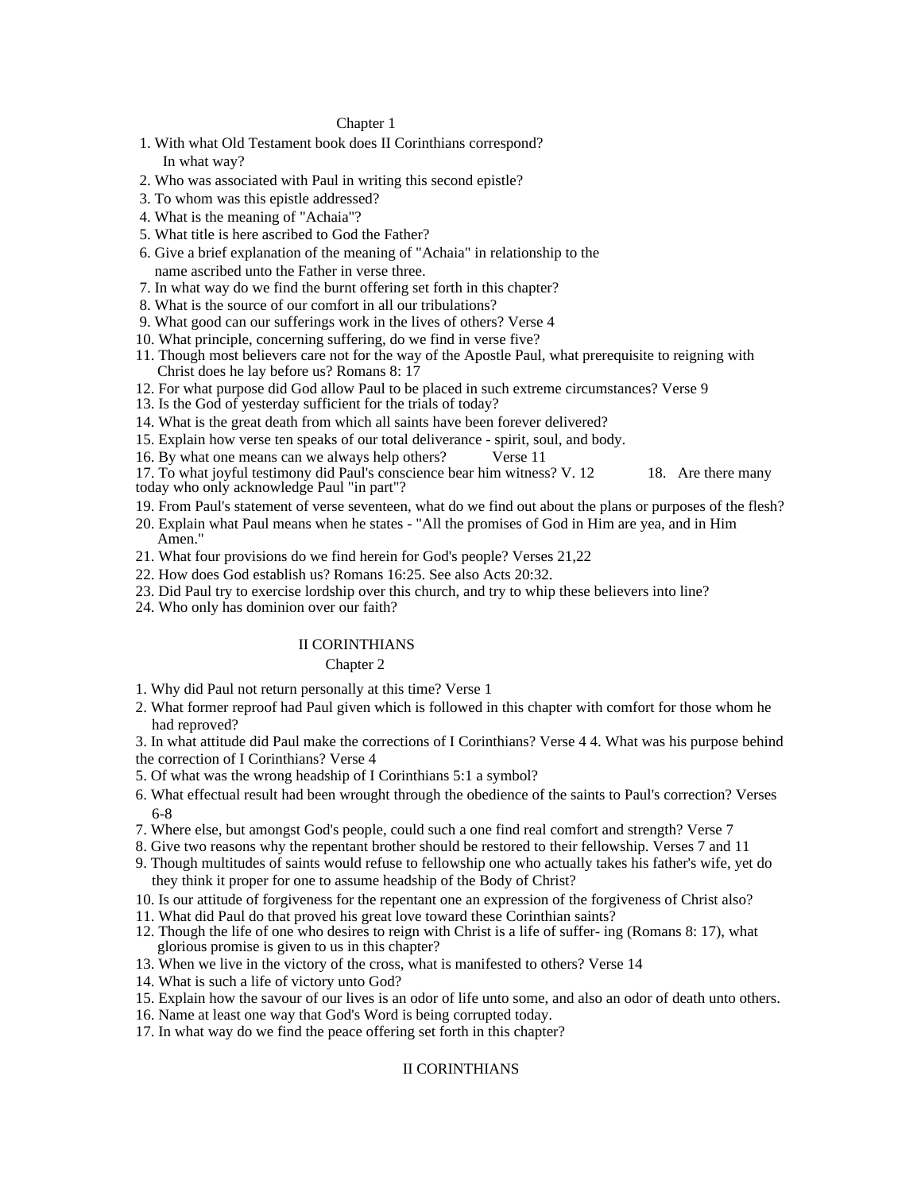## Chapter 1

1. With what Old Testament book does II Corinthians correspond? In what way?
2. Who was associated with Paul in writing this second epistle?
3. To whom was this epistle addressed?
4. What is the meaning of "Achaia"?
5. What title is here ascribed to God the Father?
6. Give a brief explanation of the meaning of "Achaia" in relationship to the name ascribed unto the Father in verse three.
7. In what way do we find the burnt offering set forth in this chapter?
8. What is the source of our comfort in all our tribulations?
9. What good can our sufferings work in the lives of others? Verse 4
10. What principle, concerning suffering, do we find in verse five?
11. Though most believers care not for the way of the Apostle Paul, what prerequisite to reigning with Christ does he lay before us? Romans 8: 17
12. For what purpose did God allow Paul to be placed in such extreme circumstances? Verse 9
13. Is the God of yesterday sufficient for the trials of today?
14. What is the great death from which all saints have been forever delivered?
15. Explain how verse ten speaks of our total deliverance - spirit, soul, and body.
16. By what one means can we always help others? Verse 11
17. To what joyful testimony did Paul's conscience bear him witness? V. 12
18. Are there many today who only acknowledge Paul "in part"?
19. From Paul's statement of verse seventeen, what do we find out about the plans or purposes of the flesh?
20. Explain what Paul means when he states - "All the promises of God in Him are yea, and in Him Amen."
21. What four provisions do we find herein for God's people? Verses 21,22
22. How does God establish us? Romans 16:25. See also Acts 20:32.
23. Did Paul try to exercise lordship over this church, and try to whip these believers into line?
24. Who only has dominion over our faith?

## II CORINTHIANS

## Chapter 2

1. Why did Paul not return personally at this time? Verse 1
2. What former reproof had Paul given which is followed in this chapter with comfort for those whom he had reproved?
3. In what attitude did Paul make the corrections of I Corinthians? Verse 4
4. What was his purpose behind the correction of I Corinthians? Verse 4
5. Of what was the wrong headship of I Corinthians 5:1 a symbol?
6. What effectual result had been wrought through the obedience of the saints to Paul's correction? Verses 6-8
7. Where else, but amongst God's people, could such a one find real comfort and strength? Verse 7
8. Give two reasons why the repentant brother should be restored to their fellowship. Verses 7 and 11
9. Though multitudes of saints would refuse to fellowship one who actually takes his father's wife, yet do they think it proper for one to assume headship of the Body of Christ?
10. Is our attitude of forgiveness for the repentant one an expression of the forgiveness of Christ also?
11. What did Paul do that proved his great love toward these Corinthian saints?
12. Though the life of one who desires to reign with Christ is a life of suffer- ing (Romans 8: 17), what glorious promise is given to us in this chapter?
13. When we live in the victory of the cross, what is manifested to others? Verse 14
14. What is such a life of victory unto God?
15. Explain how the savour of our lives is an odor of life unto some, and also an odor of death unto others.
16. Name at least one way that God's Word is being corrupted today.
17. In what way do we find the peace offering set forth in this chapter?

## II CORINTHIANS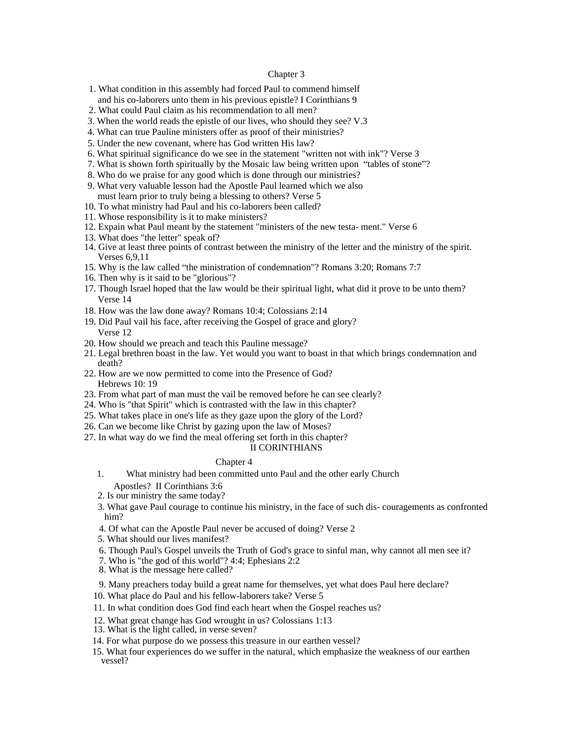## Chapter 3

1. What condition in this assembly had forced Paul to commend himself and his co-laborers unto them in his previous epistle? I Corinthians 9
2. What could Paul claim as his recommendation to all men?
3. When the world reads the epistle of our lives, who should they see? V.3
4. What can true Pauline ministers offer as proof of their ministries?
5. Under the new covenant, where has God written His law?
6. What spiritual significance do we see in the statement "written not with ink"? Verse 3
7. What is shown forth spiritually by the Mosaic law being written upon "tables of stone"?
8. Who do we praise for any good which is done through our ministries?
9. What very valuable lesson had the Apostle Paul learned which we also must learn prior to truly being a blessing to others? Verse 5
10. To what ministry had Paul and his co-laborers been called?
11. Whose responsibility is it to make ministers?
12. Expain what Paul meant by the statement "ministers of the new testa- ment." Verse 6
13. What does "the letter" speak of?
14. Give at least three points of contrast between the ministry of the letter and the ministry of the spirit. Verses 6,9,11
15. Why is the law called "the ministration of condemnation"? Romans 3:20; Romans 7:7
16. Then why is it said to be "glorious"?
17. Though Israel hoped that the law would be their spiritual light, what did it prove to be unto them? Verse 14
18. How was the law done away? Romans 10:4; Colossians 2:14
19. Did Paul vail his face, after receiving the Gospel of grace and glory? Verse 12
20. How should we preach and teach this Pauline message?
21. Legal brethren boast in the law. Yet would you want to boast in that which brings condemnation and death?
22. How are we now permitted to come into the Presence of God? Hebrews 10: 19
23. From what part of man must the vail be removed before he can see clearly?
24. Who is "that Spirit" which is contrasted with the law in this chapter?
25. What takes place in one's life as they gaze upon the glory of the Lord?
26. Can we become like Christ by gazing upon the law of Moses?
27. In what way do we find the meal offering set forth in this chapter?

# II CORINTHIANS

## Chapter 4

1. What ministry had been committed unto Paul and the other early Church Apostles? II Corinthians 3:6
2. Is our ministry the same today?
3. What gave Paul courage to continue his ministry, in the face of such dis- couragements as confronted him?
4. Of what can the Apostle Paul never be accused of doing? Verse 2
5. What should our lives manifest?
6. Though Paul's Gospel unveils the Truth of God's grace to sinful man, why cannot all men see it?
7. Who is "the god of this world"? 4:4; Ephesians 2:2
8. What is the message here called?
9. Many preachers today build a great name for themselves, yet what does Paul here declare?
10. What place do Paul and his fellow-laborers take? Verse 5
11. In what condition does God find each heart when the Gospel reaches us?
12. What great change has God wrought in us? Colossians 1:13
13. What is the light called, in verse seven?
14. For what purpose do we possess this treasure in our earthen vessel?
15. What four experiences do we suffer in the natural, which emphasize the weakness of our earthen vessel?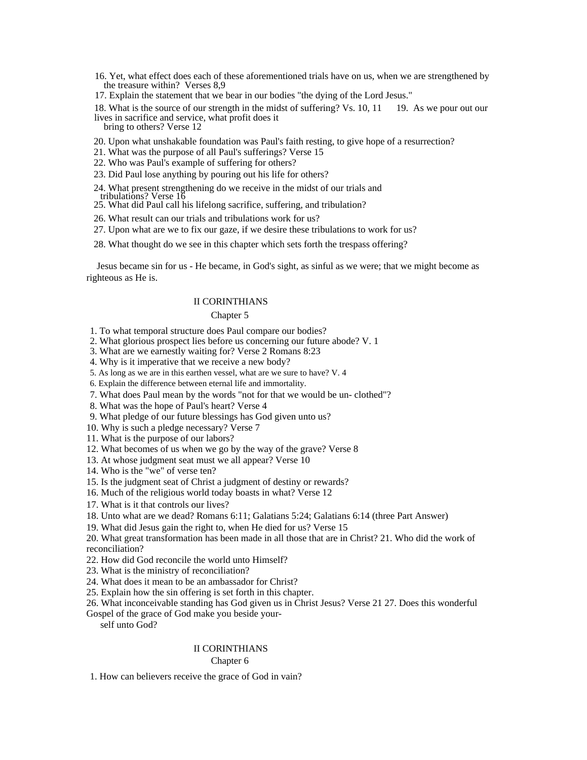16. Yet, what effect does each of these aforementioned trials have on us, when we are strengthened by the treasure within? Verses 8,9
17. Explain the statement that we bear in our bodies "the dying of the Lord Jesus."
18. What is the source of our strength in the midst of suffering? Vs. 10, 11
19. As we pour out our lives in sacrifice and service, what profit does it bring to others? Verse 12
20. Upon what unshakable foundation was Paul's faith resting, to give hope of a resurrection?
21. What was the purpose of all Paul's sufferings? Verse 15
22. Who was Paul's example of suffering for others?
23. Did Paul lose anything by pouring out his life for others?
24. What present strengthening do we receive in the midst of our trials and tribulations? Verse 16
25. What did Paul call his lifelong sacrifice, suffering, and tribulation?
26. What result can our trials and tribulations work for us?
27. Upon what are we to fix our gaze, if we desire these tribulations to work for us?
28. What thought do we see in this chapter which sets forth the trespass offering?

Jesus became sin for us - He became, in God's sight, as sinful as we were; that we might become as righteous as He is.

## II CORINTHIANS

### Chapter 5

1. To what temporal structure does Paul compare our bodies?
2. What glorious prospect lies before us concerning our future abode? V. 1
3. What are we earnestly waiting for? Verse 2 Romans 8:23
4. Why is it imperative that we receive a new body?
5. As long as we are in this earthen vessel, what are we sure to have? V. 4
6. Explain the difference between eternal life and immortality.
7. What does Paul mean by the words "not for that we would be un- clothed"?
8. What was the hope of Paul's heart? Verse 4
9. What pledge of our future blessings has God given unto us?
10. Why is such a pledge necessary? Verse 7
11. What is the purpose of our labors?
12. What becomes of us when we go by the way of the grave? Verse 8
13. At whose judgment seat must we all appear? Verse 10
14. Who is the "we" of verse ten?
15. Is the judgment seat of Christ a judgment of destiny or rewards?
16. Much of the religious world today boasts in what? Verse 12
17. What is it that controls our lives?
18. Unto what are we dead? Romans 6:11; Galatians 5:24; Galatians 6:14 (three Part Answer)
19. What did Jesus gain the right to, when He died for us? Verse 15
20. What great transformation has been made in all those that are in Christ?
21. Who did the work of reconciliation?
22. How did God reconcile the world unto Himself?
23. What is the ministry of reconciliation?
24. What does it mean to be an ambassador for Christ?
25. Explain how the sin offering is set forth in this chapter.
26. What inconceivable standing has God given us in Christ Jesus? Verse 21
27. Does this wonderful Gospel of the grace of God make you beside your- self unto God?

## II CORINTHIANS

### Chapter 6

1. How can believers receive the grace of God in vain?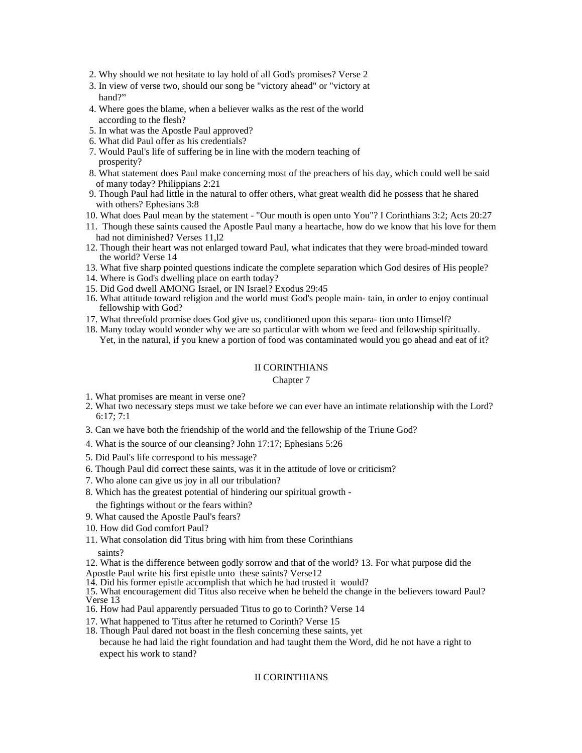2. Why should we not hesitate to lay hold of all God's promises? Verse 2
3. In view of verse two, should our song be "victory ahead" or "victory at hand?"
4. Where goes the blame, when a believer walks as the rest of the world according to the flesh?
5. In what was the Apostle Paul approved?
6. What did Paul offer as his credentials?
7. Would Paul's life of suffering be in line with the modern teaching of prosperity?
8. What statement does Paul make concerning most of the preachers of his day, which could well be said of many today? Philippians 2:21
9. Though Paul had little in the natural to offer others, what great wealth did he possess that he shared with others? Ephesians 3:8
10. What does Paul mean by the statement - "Our mouth is open unto You"? I Corinthians 3:2; Acts 20:27
11. Though these saints caused the Apostle Paul many a heartache, how do we know that his love for them had not diminished? Verses 11,l2
12. Though their heart was not enlarged toward Paul, what indicates that they were broad-minded toward the world? Verse 14
13. What five sharp pointed questions indicate the complete separation which God desires of His people?
14. Where is God's dwelling place on earth today?
15. Did God dwell AMONG Israel, or IN Israel? Exodus 29:45
16. What attitude toward religion and the world must God's people main- tain, in order to enjoy continual fellowship with God?
17. What threefold promise does God give us, conditioned upon this separa- tion unto Himself?
18. Many today would wonder why we are so particular with whom we feed and fellowship spiritually. Yet, in the natural, if you knew a portion of food was contaminated would you go ahead and eat of it?

## II CORINTHIANS

### Chapter 7

1. What promises are meant in verse one?
2. What two necessary steps must we take before we can ever have an intimate relationship with the Lord? 6:17; 7:1
3. Can we have both the friendship of the world and the fellowship of the Triune God?
4. What is the source of our cleansing? John 17:17; Ephesians 5:26
5. Did Paul's life correspond to his message?
6. Though Paul did correct these saints, was it in the attitude of love or criticism?
7. Who alone can give us joy in all our tribulation?
8. Which has the greatest potential of hindering our spiritual growth - the fightings without or the fears within?
9. What caused the Apostle Paul's fears?
10. How did God comfort Paul?
11. What consolation did Titus bring with him from these Corinthians saints?
12. What is the difference between godly sorrow and that of the world?
13. For what purpose did the Apostle Paul write his first epistle unto these saints? Verse12
14. Did his former epistle accomplish that which he had trusted it would?
15. What encouragement did Titus also receive when he beheld the change in the believers toward Paul? Verse 13
16. How had Paul apparently persuaded Titus to go to Corinth? Verse 14
17. What happened to Titus after he returned to Corinth? Verse 15
18. Though Paul dared not boast in the flesh concerning these saints, yet because he had laid the right foundation and had taught them the Word, did he not have a right to expect his work to stand?

## II CORINTHIANS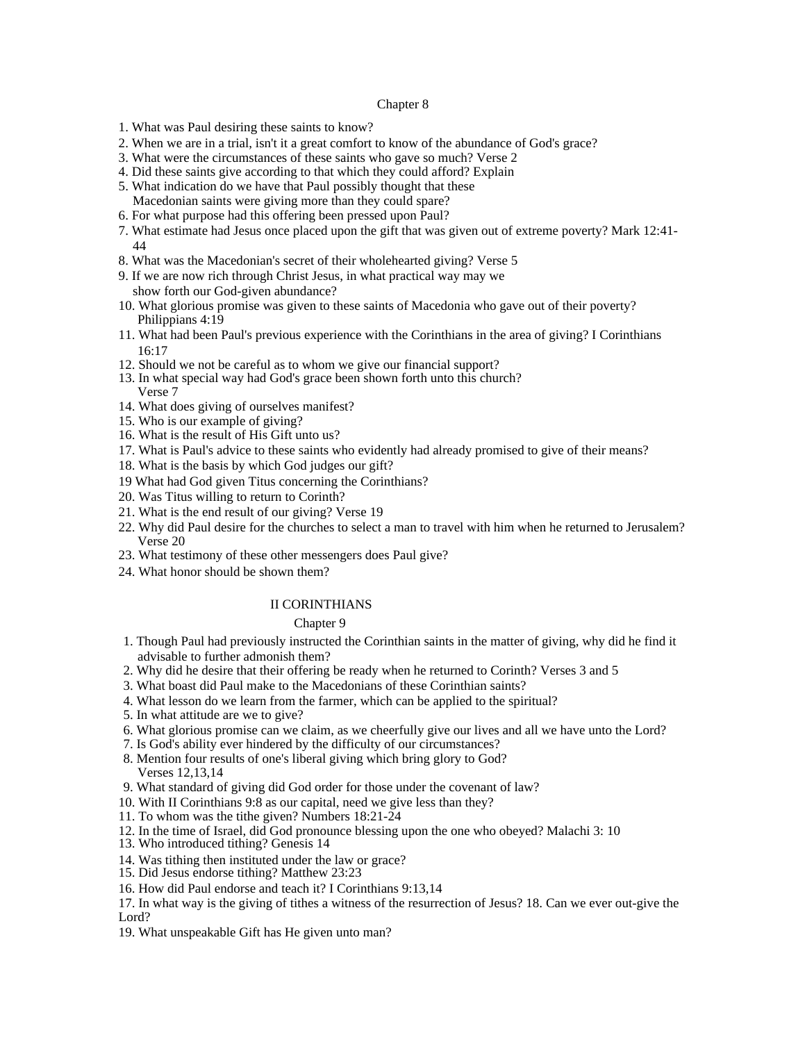## Chapter 8

1. What was Paul desiring these saints to know?
2. When we are in a trial, isn't it a great comfort to know of the abundance of God's grace?
3. What were the circumstances of these saints who gave so much? Verse 2
4. Did these saints give according to that which they could afford? Explain
5. What indication do we have that Paul possibly thought that these Macedonian saints were giving more than they could spare?
6. For what purpose had this offering been pressed upon Paul?
7. What estimate had Jesus once placed upon the gift that was given out of extreme poverty? Mark 12:41-44
8. What was the Macedonian's secret of their wholehearted giving? Verse 5
9. If we are now rich through Christ Jesus, in what practical way may we show forth our God-given abundance?
10. What glorious promise was given to these saints of Macedonia who gave out of their poverty? Philippians 4:19
11. What had been Paul's previous experience with the Corinthians in the area of giving? I Corinthians 16:17
12. Should we not be careful as to whom we give our financial support?
13. In what special way had God's grace been shown forth unto this church? Verse 7
14. What does giving of ourselves manifest?
15. Who is our example of giving?
16. What is the result of His Gift unto us?
17. What is Paul's advice to these saints who evidently had already promised to give of their means?
18. What is the basis by which God judges our gift?
19 What had God given Titus concerning the Corinthians?
20. Was Titus willing to return to Corinth?
21. What is the end result of our giving? Verse 19
22. Why did Paul desire for the churches to select a man to travel with him when he returned to Jerusalem? Verse 20
23. What testimony of these other messengers does Paul give?
24. What honor should be shown them?

# II CORINTHIANS

## Chapter 9

1. Though Paul had previously instructed the Corinthian saints in the matter of giving, why did he find it advisable to further admonish them?
2. Why did he desire that their offering be ready when he returned to Corinth? Verses 3 and 5
3. What boast did Paul make to the Macedonians of these Corinthian saints?
4. What lesson do we learn from the farmer, which can be applied to the spiritual?
5. In what attitude are we to give?
6. What glorious promise can we claim, as we cheerfully give our lives and all we have unto the Lord?
7. Is God's ability ever hindered by the difficulty of our circumstances?
8. Mention four results of one's liberal giving which bring glory to God? Verses 12,13,14
9. What standard of giving did God order for those under the covenant of law?
10. With II Corinthians 9:8 as our capital, need we give less than they?
11. To whom was the tithe given? Numbers 18:21-24
12. In the time of Israel, did God pronounce blessing upon the one who obeyed? Malachi 3: 10
13. Who introduced tithing? Genesis 14
14. Was tithing then instituted under the law or grace?
15. Did Jesus endorse tithing? Matthew 23:23
16. How did Paul endorse and teach it? I Corinthians 9:13,14
17. In what way is the giving of tithes a witness of the resurrection of Jesus? 18. Can we ever out-give the Lord?
19. What unspeakable Gift has He given unto man?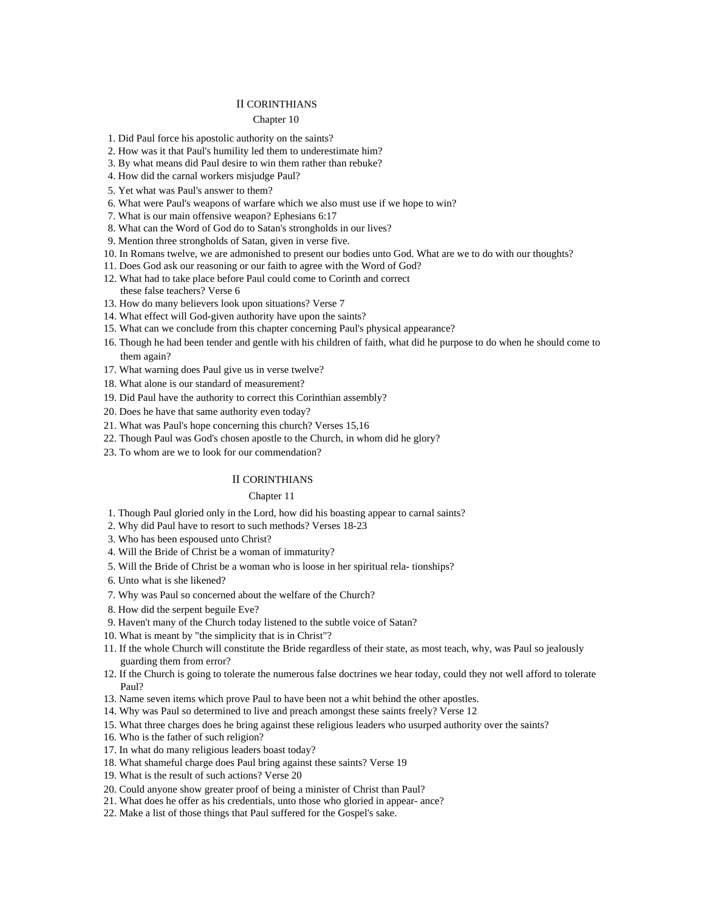# II CORINTHIANS

## Chapter 10

1. Did Paul force his apostolic authority on the saints?
2. How was it that Paul's humility led them to underestimate him?
3. By what means did Paul desire to win them rather than rebuke?
4. How did the carnal workers misjudge Paul?
5. Yet what was Paul's answer to them?
6. What were Paul's weapons of warfare which we also must use if we hope to win?
7. What is our main offensive weapon? Ephesians 6:17
8. What can the Word of God do to Satan's strongholds in our lives?
9. Mention three strongholds of Satan, given in verse five.
10. In Romans twelve, we are admonished to present our bodies unto God. What are we to do with our thoughts?
11. Does God ask our reasoning or our faith to agree with the Word of God?
12. What had to take place before Paul could come to Corinth and correct these false teachers? Verse 6
13. How do many believers look upon situations? Verse 7
14. What effect will God-given authority have upon the saints?
15. What can we conclude from this chapter concerning Paul's physical appearance?
16. Though he had been tender and gentle with his children of faith, what did he purpose to do when he should come to them again?
17. What warning does Paul give us in verse twelve?
18. What alone is our standard of measurement?
19. Did Paul have the authority to correct this Corinthian assembly?
20. Does he have that same authority even today?
21. What was Paul's hope concerning this church? Verses 15,16
22. Though Paul was God's chosen apostle to the Church, in whom did he glory?
23. To whom are we to look for our commendation?

# II CORINTHIANS

## Chapter 11

1. Though Paul gloried only in the Lord, how did his boasting appear to carnal saints?
2. Why did Paul have to resort to such methods? Verses 18-23
3. Who has been espoused unto Christ?
4. Will the Bride of Christ be a woman of immaturity?
5. Will the Bride of Christ be a woman who is loose in her spiritual rela- tionships?
6. Unto what is she likened?
7. Why was Paul so concerned about the welfare of the Church?
8. How did the serpent beguile Eve?
9. Haven't many of the Church today listened to the subtle voice of Satan?
10. What is meant by "the simplicity that is in Christ"?
11. If the whole Church will constitute the Bride regardless of their state, as most teach, why, was Paul so jealously guarding them from error?
12. If the Church is going to tolerate the numerous false doctrines we hear today, could they not well afford to tolerate Paul?
13. Name seven items which prove Paul to have been not a whit behind the other apostles.
14. Why was Paul so determined to live and preach amongst these saints freely? Verse 12
15. What three charges does he bring against these religious leaders who usurped authority over the saints?
16. Who is the father of such religion?
17. In what do many religious leaders boast today?
18. What shameful charge does Paul bring against these saints? Verse 19
19. What is the result of such actions? Verse 20
20. Could anyone show greater proof of being a minister of Christ than Paul?
21. What does he offer as his credentials, unto those who gloried in appear- ance?
22. Make a list of those things that Paul suffered for the Gospel's sake.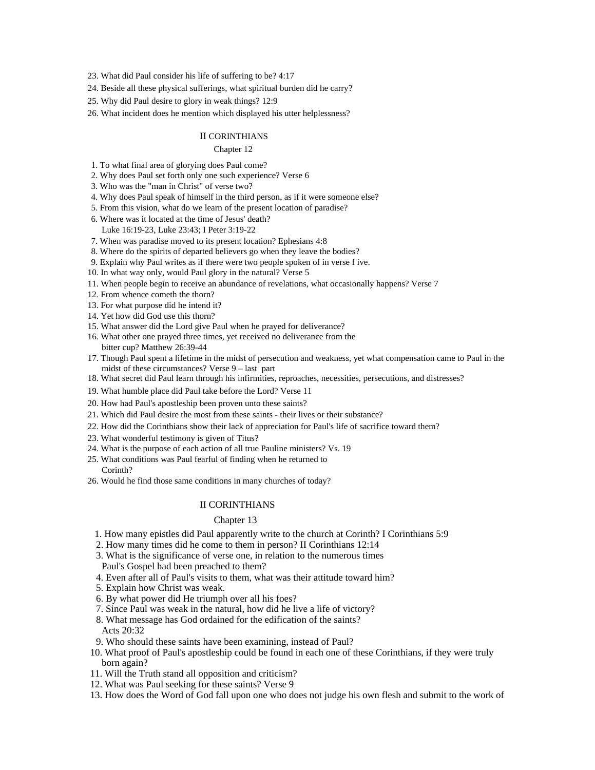23. What did Paul consider his life of suffering to be? 4:17
24. Beside all these physical sufferings, what spiritual burden did he carry?
25. Why did Paul desire to glory in weak things? 12:9
26. What incident does he mention which displayed his utter helplessness?

## II CORINTHIANS

### Chapter 12

1. To what final area of glorying does Paul come?
2. Why does Paul set forth only one such experience? Verse 6
3. Who was the "man in Christ" of verse two?
4. Why does Paul speak of himself in the third person, as if it were someone else?
5. From this vision, what do we learn of the present location of paradise?
6. Where was it located at the time of Jesus' death?
   Luke 16:19-23, Luke 23:43; I Peter 3:19-22
7. When was paradise moved to its present location? Ephesians 4:8
8. Where do the spirits of departed believers go when they leave the bodies?
9. Explain why Paul writes as if there were two people spoken of in verse f ive.
10. In what way only, would Paul glory in the natural? Verse 5
11. When people begin to receive an abundance of revelations, what occasionally happens? Verse 7
12. From whence cometh the thorn?
13. For what purpose did he intend it?
14. Yet how did God use this thorn?
15. What answer did the Lord give Paul when he prayed for deliverance?
16. What other one prayed three times, yet received no deliverance from the bitter cup? Matthew 26:39-44
17. Though Paul spent a lifetime in the midst of persecution and weakness, yet what compensation came to Paul in the midst of these circumstances? Verse 9 – last part
18. What secret did Paul learn through his infirmities, reproaches, necessities, persecutions, and distresses?
19. What humble place did Paul take before the Lord? Verse 11
20. How had Paul's apostleship been proven unto these saints?
21. Which did Paul desire the most from these saints - their lives or their substance?
22. How did the Corinthians show their lack of appreciation for Paul's life of sacrifice toward them?
23. What wonderful testimony is given of Titus?
24. What is the purpose of each action of all true Pauline ministers? Vs. 19
25. What conditions was Paul fearful of finding when he returned to Corinth?
26. Would he find those same conditions in many churches of today?

## II CORINTHIANS

### Chapter 13

1. How many epistles did Paul apparently write to the church at Corinth? I Corinthians 5:9
2. How many times did he come to them in person? II Corinthians 12:14
3. What is the significance of verse one, in relation to the numerous times Paul's Gospel had been preached to them?
4. Even after all of Paul's visits to them, what was their attitude toward him?
5. Explain how Christ was weak.
6. By what power did He triumph over all his foes?
7. Since Paul was weak in the natural, how did he live a life of victory?
8. What message has God ordained for the edification of the saints? Acts 20:32
9. Who should these saints have been examining, instead of Paul?
10. What proof of Paul's apostleship could be found in each one of these Corinthians, if they were truly born again?
11. Will the Truth stand all opposition and criticism?
12. What was Paul seeking for these saints? Verse 9
13. How does the Word of God fall upon one who does not judge his own flesh and submit to the work of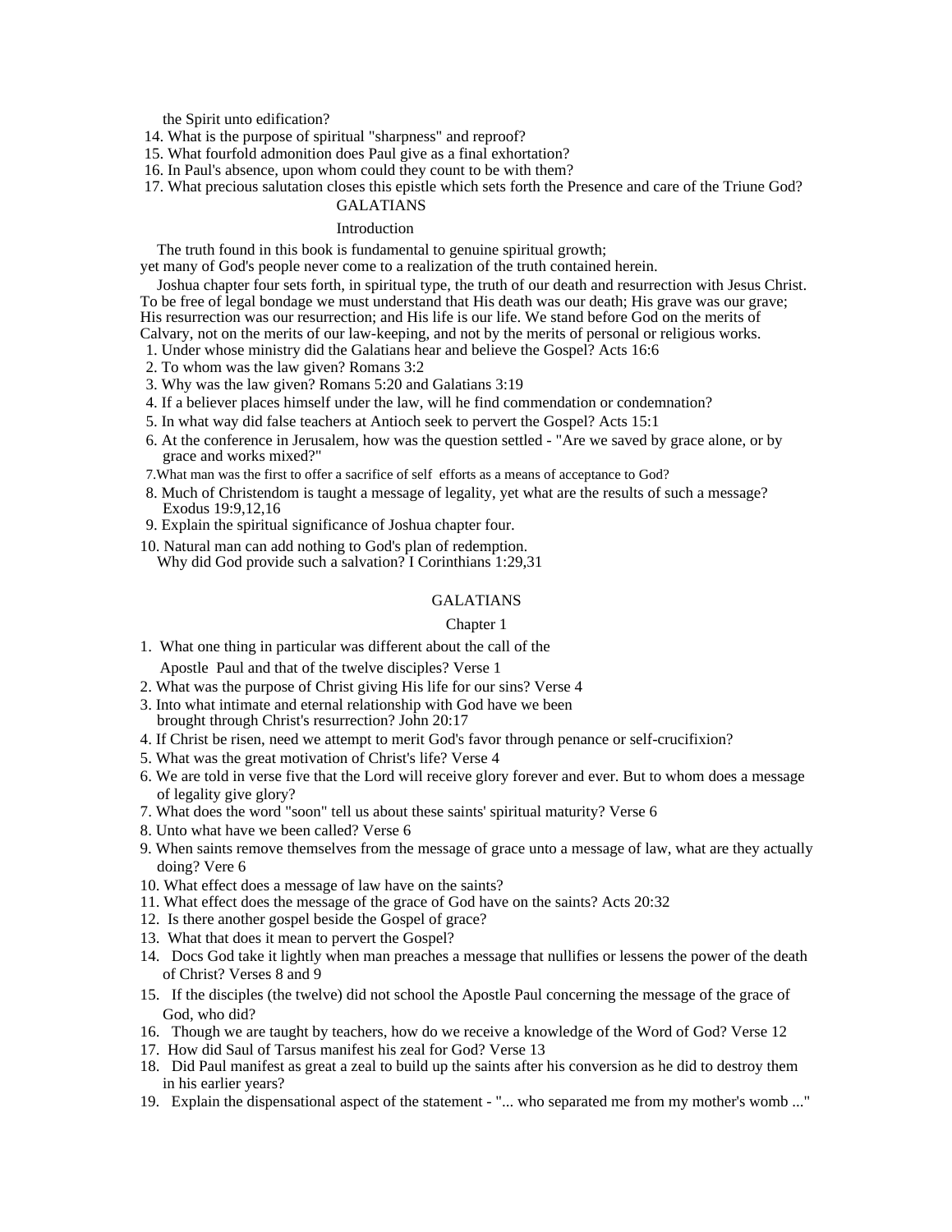the Spirit unto edification?

14. What is the purpose of spiritual "sharpness" and reproof?
15. What fourfold admonition does Paul give as a final exhortation?
16. In Paul's absence, upon whom could they count to be with them?
17. What precious salutation closes this epistle which sets forth the Presence and care of the Triune God?

# GALATIANS

## Introduction

The truth found in this book is fundamental to genuine spiritual growth; yet many of God's people never come to a realization of the truth contained herein.

Joshua chapter four sets forth, in spiritual type, the truth of our death and resurrection with Jesus Christ. To be free of legal bondage we must understand that His death was our death; His grave was our grave; His resurrection was our resurrection; and His life is our life. We stand before God on the merits of Calvary, not on the merits of our law-keeping, and not by the merits of personal or religious works.

1. Under whose ministry did the Galatians hear and believe the Gospel? Acts 16:6
2. To whom was the law given? Romans 3:2
3. Why was the law given? Romans 5:20 and Galatians 3:19
4. If a believer places himself under the law, will he find commendation or condemnation?
5. In what way did false teachers at Antioch seek to pervert the Gospel? Acts 15:1
6. At the conference in Jerusalem, how was the question settled - "Are we saved by grace alone, or by grace and works mixed?"
7. What man was the first to offer a sacrifice of self efforts as a means of acceptance to God?
8. Much of Christendom is taught a message of legality, yet what are the results of such a message? Exodus 19:9,12,16
9. Explain the spiritual significance of Joshua chapter four.
10. Natural man can add nothing to God's plan of redemption. Why did God provide such a salvation? I Corinthians 1:29,31

# GALATIANS

## Chapter 1

1. What one thing in particular was different about the call of the Apostle Paul and that of the twelve disciples? Verse 1
2. What was the purpose of Christ giving His life for our sins? Verse 4
3. Into what intimate and eternal relationship with God have we been brought through Christ's resurrection? John 20:17
4. If Christ be risen, need we attempt to merit God's favor through penance or self-crucifixion?
5. What was the great motivation of Christ's life? Verse 4
6. We are told in verse five that the Lord will receive glory forever and ever. But to whom does a message of legality give glory?
7. What does the word "soon" tell us about these saints' spiritual maturity? Verse 6
8. Unto what have we been called? Verse 6
9. When saints remove themselves from the message of grace unto a message of law, what are they actually doing? Vere 6
10. What effect does a message of law have on the saints?
11. What effect does the message of the grace of God have on the saints? Acts 20:32
12. Is there another gospel beside the Gospel of grace?
13. What that does it mean to pervert the Gospel?
14. Docs God take it lightly when man preaches a message that nullifies or lessens the power of the death of Christ? Verses 8 and 9
15. If the disciples (the twelve) did not school the Apostle Paul concerning the message of the grace of God, who did?
16. Though we are taught by teachers, how do we receive a knowledge of the Word of God? Verse 12
17. How did Saul of Tarsus manifest his zeal for God? Verse 13
18. Did Paul manifest as great a zeal to build up the saints after his conversion as he did to destroy them in his earlier years?
19. Explain the dispensational aspect of the statement - "... who separated me from my mother's womb ..."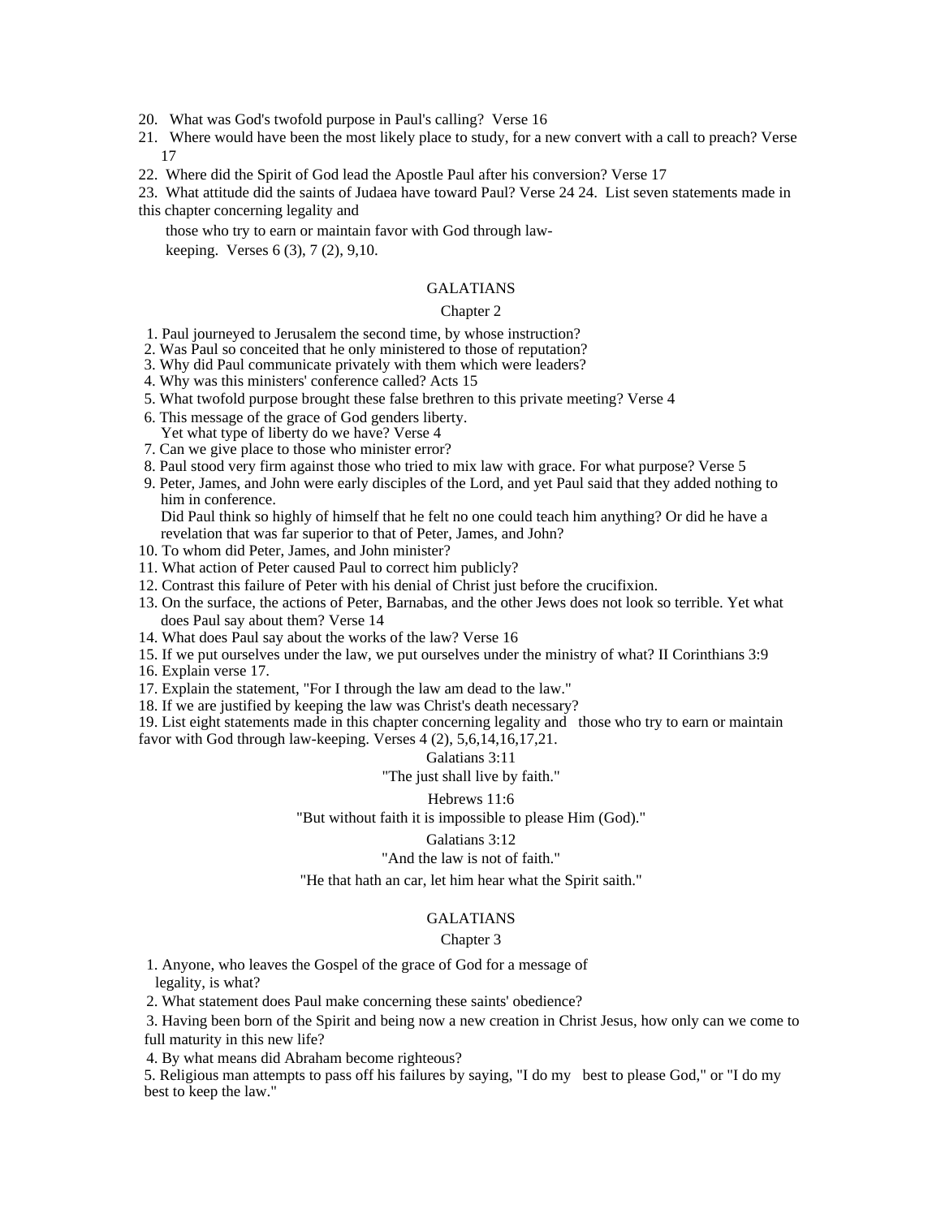20. What was God's twofold purpose in Paul's calling? Verse 16

21. Where would have been the most likely place to study, for a new convert with a call to preach? Verse 17

22. Where did the Spirit of God lead the Apostle Paul after his conversion? Verse 17

23. What attitude did the saints of Judaea have toward Paul? Verse 24 24. List seven statements made in this chapter concerning legality and

those who try to earn or maintain favor with God through law-keeping. Verses 6 (3), 7 (2), 9,10.

## GALATIANS

### Chapter 2

1. Paul journeyed to Jerusalem the second time, by whose instruction?
2. Was Paul so conceited that he only ministered to those of reputation?
3. Why did Paul communicate privately with them which were leaders?
4. Why was this ministers' conference called? Acts 15
5. What twofold purpose brought these false brethren to this private meeting? Verse 4
6. This message of the grace of God genders liberty.
   Yet what type of liberty do we have? Verse 4
7. Can we give place to those who minister error?
8. Paul stood very firm against those who tried to mix law with grace. For what purpose? Verse 5
9. Peter, James, and John were early disciples of the Lord, and yet Paul said that they added nothing to him in conference.
   Did Paul think so highly of himself that he felt no one could teach him anything? Or did he have a revelation that was far superior to that of Peter, James, and John?
10. To whom did Peter, James, and John minister?
11. What action of Peter caused Paul to correct him publicly?
12. Contrast this failure of Peter with his denial of Christ just before the crucifixion.
13. On the surface, the actions of Peter, Barnabas, and the other Jews does not look so terrible. Yet what does Paul say about them? Verse 14
14. What does Paul say about the works of the law? Verse 16
15. If we put ourselves under the law, we put ourselves under the ministry of what? II Corinthians 3:9
16. Explain verse 17.
17. Explain the statement, "For I through the law am dead to the law."
18. If we are justified by keeping the law was Christ's death necessary?
19. List eight statements made in this chapter concerning legality and those who try to earn or maintain favor with God through law-keeping. Verses 4 (2), 5,6,14,16,17,21.

Galatians 3:11

"The just shall live by faith."

Hebrews 11:6

"But without faith it is impossible to please Him (God)."

Galatians 3:12

"And the law is not of faith."

"He that hath an car, let him hear what the Spirit saith."

## GALATIANS

### Chapter 3

1. Anyone, who leaves the Gospel of the grace of God for a message of legality, is what?
2. What statement does Paul make concerning these saints' obedience?
3. Having been born of the Spirit and being now a new creation in Christ Jesus, how only can we come to full maturity in this new life?
4. By what means did Abraham become righteous?
5. Religious man attempts to pass off his failures by saying, "I do my best to please God," or "I do my best to keep the law."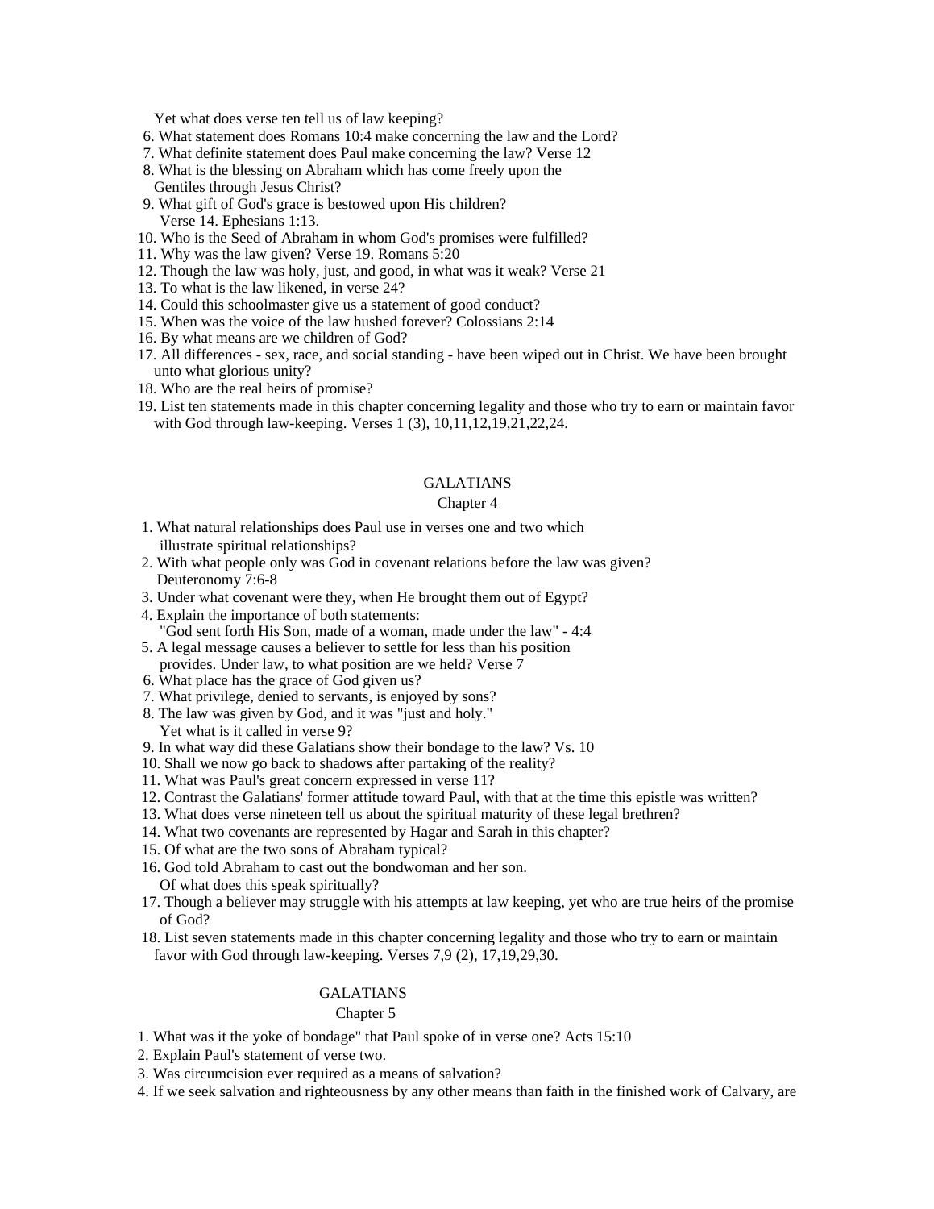Yet what does verse ten tell us of law keeping?

6. What statement does Romans 10:4 make concerning the law and the Lord?
7. What definite statement does Paul make concerning the law? Verse 12
8. What is the blessing on Abraham which has come freely upon the Gentiles through Jesus Christ?
9. What gift of God's grace is bestowed upon His children? Verse 14. Ephesians 1:13.
10. Who is the Seed of Abraham in whom God's promises were fulfilled?
11. Why was the law given? Verse 19. Romans 5:20
12. Though the law was holy, just, and good, in what was it weak? Verse 21
13. To what is the law likened, in verse 24?
14. Could this schoolmaster give us a statement of good conduct?
15. When was the voice of the law hushed forever? Colossians 2:14
16. By what means are we children of God?
17. All differences - sex, race, and social standing - have been wiped out in Christ. We have been brought unto what glorious unity?
18. Who are the real heirs of promise?
19. List ten statements made in this chapter concerning legality and those who try to earn or maintain favor with God through law-keeping. Verses 1 (3), 10,11,12,19,21,22,24.

## GALATIANS
### Chapter 4

1. What natural relationships does Paul use in verses one and two which illustrate spiritual relationships?
2. With what people only was God in covenant relations before the law was given? Deuteronomy 7:6-8
3. Under what covenant were they, when He brought them out of Egypt?
4. Explain the importance of both statements: "God sent forth His Son, made of a woman, made under the law" - 4:4
5. A legal message causes a believer to settle for less than his position provides. Under law, to what position are we held? Verse 7
6. What place has the grace of God given us?
7. What privilege, denied to servants, is enjoyed by sons?
8. The law was given by God, and it was "just and holy." Yet what is it called in verse 9?
9. In what way did these Galatians show their bondage to the law? Vs. 10
10. Shall we now go back to shadows after partaking of the reality?
11. What was Paul's great concern expressed in verse 11?
12. Contrast the Galatians' former attitude toward Paul, with that at the time this epistle was written?
13. What does verse nineteen tell us about the spiritual maturity of these legal brethren?
14. What two covenants are represented by Hagar and Sarah in this chapter?
15. Of what are the two sons of Abraham typical?
16. God told Abraham to cast out the bondwoman and her son. Of what does this speak spiritually?
17. Though a believer may struggle with his attempts at law keeping, yet who are true heirs of the promise of God?
18. List seven statements made in this chapter concerning legality and those who try to earn or maintain favor with God through law-keeping. Verses 7,9 (2), 17,19,29,30.

## GALATIANS
### Chapter 5

1. What was it the yoke of bondage" that Paul spoke of in verse one? Acts 15:10
2. Explain Paul's statement of verse two.
3. Was circumcision ever required as a means of salvation?
4. If we seek salvation and righteousness by any other means than faith in the finished work of Calvary, are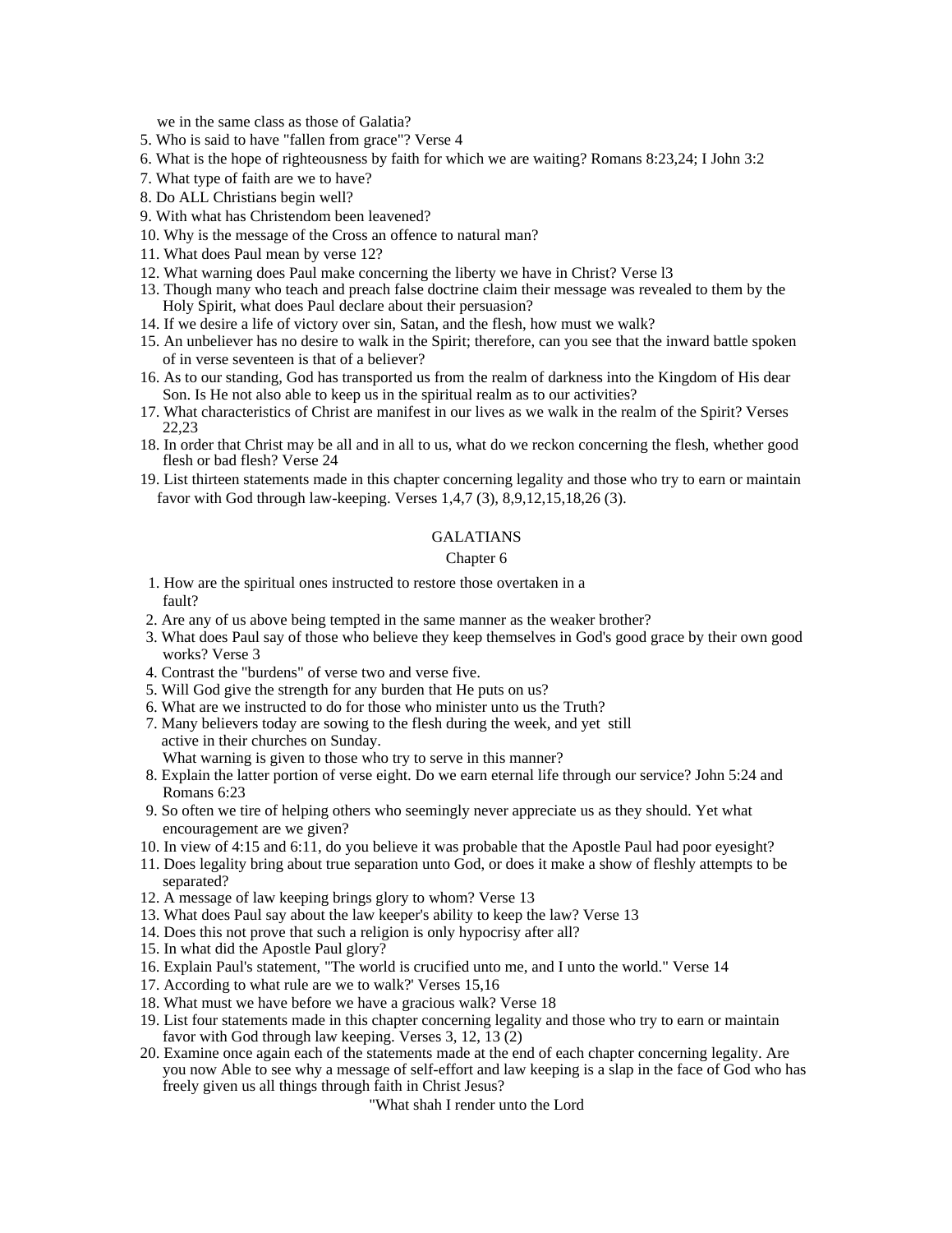we in the same class as those of Galatia?

5. Who is said to have "fallen from grace"? Verse 4
6. What is the hope of righteousness by faith for which we are waiting? Romans 8:23,24; I John 3:2
7. What type of faith are we to have?
8. Do ALL Christians begin well?
9. With what has Christendom been leavened?
10. Why is the message of the Cross an offence to natural man?
11. What does Paul mean by verse 12?
12. What warning does Paul make concerning the liberty we have in Christ? Verse l3
13. Though many who teach and preach false doctrine claim their message was revealed to them by the Holy Spirit, what does Paul declare about their persuasion?
14. If we desire a life of victory over sin, Satan, and the flesh, how must we walk?
15. An unbeliever has no desire to walk in the Spirit; therefore, can you see that the inward battle spoken of in verse seventeen is that of a believer?
16. As to our standing, God has transported us from the realm of darkness into the Kingdom of His dear Son. Is He not also able to keep us in the spiritual realm as to our activities?
17. What characteristics of Christ are manifest in our lives as we walk in the realm of the Spirit? Verses 22,23
18. In order that Christ may be all and in all to us, what do we reckon concerning the flesh, whether good flesh or bad flesh? Verse 24
19. List thirteen statements made in this chapter concerning legality and those who try to earn or maintain favor with God through law-keeping. Verses 1,4,7 (3), 8,9,12,15,18,26 (3).

## GALATIANS

### Chapter 6

1. How are the spiritual ones instructed to restore those overtaken in a fault?
2. Are any of us above being tempted in the same manner as the weaker brother?
3. What does Paul say of those who believe they keep themselves in God's good grace by their own good works? Verse 3
4. Contrast the "burdens" of verse two and verse five.
5. Will God give the strength for any burden that He puts on us?
6. What are we instructed to do for those who minister unto us the Truth?
7. Many believers today are sowing to the flesh during the week, and yet still active in their churches on Sunday.
   What warning is given to those who try to serve in this manner?
8. Explain the latter portion of verse eight. Do we earn eternal life through our service? John 5:24 and Romans 6:23
9. So often we tire of helping others who seemingly never appreciate us as they should. Yet what encouragement are we given?
10. In view of 4:15 and 6:11, do you believe it was probable that the Apostle Paul had poor eyesight?
11. Does legality bring about true separation unto God, or does it make a show of fleshly attempts to be separated?
12. A message of law keeping brings glory to whom? Verse 13
13. What does Paul say about the law keeper's ability to keep the law? Verse 13
14. Does this not prove that such a religion is only hypocrisy after all?
15. In what did the Apostle Paul glory?
16. Explain Paul's statement, "The world is crucified unto me, and I unto the world." Verse 14
17. According to what rule are we to walk?' Verses 15,16
18. What must we have before we have a gracious walk? Verse 18
19. List four statements made in this chapter concerning legality and those who try to earn or maintain favor with God through law keeping. Verses 3, 12, 13 (2)
20. Examine once again each of the statements made at the end of each chapter concerning legality. Are you now Able to see why a message of self-effort and law keeping is a slap in the face of God who has freely given us all things through faith in Christ Jesus?

"What shah I render unto the Lord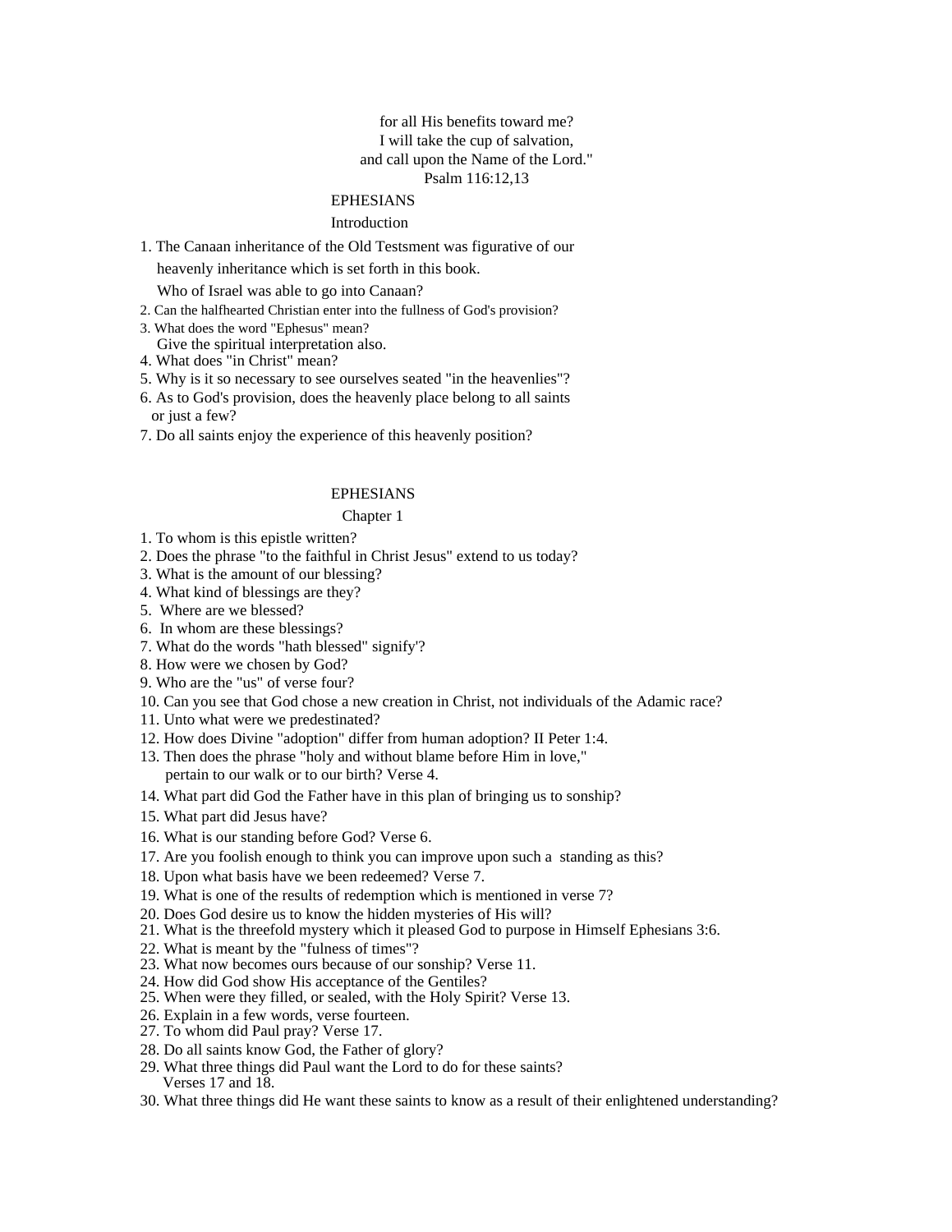for all His benefits toward me?
I will take the cup of salvation,
and call upon the Name of the Lord."
Psalm 116:12,13

## EPHESIANS

### Introduction

1. The Canaan inheritance of the Old Testsment was figurative of our heavenly inheritance which is set forth in this book.
   Who of Israel was able to go into Canaan?
2. Can the halfhearted Christian enter into the fullness of God's provision?
3. What does the word "Ephesus" mean?
   Give the spiritual interpretation also.
4. What does "in Christ" mean?
5. Why is it so necessary to see ourselves seated "in the heavenlies"?
6. As to God's provision, does the heavenly place belong to all saints or just a few?
7. Do all saints enjoy the experience of this heavenly position?

## EPHESIANS

### Chapter 1

1. To whom is this epistle written?
2. Does the phrase "to the faithful in Christ Jesus" extend to us today?
3. What is the amount of our blessing?
4. What kind of blessings are they?
5. Where are we blessed?
6. In whom are these blessings?
7. What do the words "hath blessed" signify'?
8. How were we chosen by God?
9. Who are the "us" of verse four?
10. Can you see that God chose a new creation in Christ, not individuals of the Adamic race?
11. Unto what were we predestinated?
12. How does Divine "adoption" differ from human adoption? II Peter 1:4.
13. Then does the phrase "holy and without blame before Him in love," pertain to our walk or to our birth? Verse 4.
14. What part did God the Father have in this plan of bringing us to sonship?
15. What part did Jesus have?
16. What is our standing before God? Verse 6.
17. Are you foolish enough to think you can improve upon such a standing as this?
18. Upon what basis have we been redeemed? Verse 7.
19. What is one of the results of redemption which is mentioned in verse 7?
20. Does God desire us to know the hidden mysteries of His will?
21. What is the threefold mystery which it pleased God to purpose in Himself Ephesians 3:6.
22. What is meant by the "fulness of times"?
23. What now becomes ours because of our sonship? Verse 11.
24. How did God show His acceptance of the Gentiles?
25. When were they filled, or sealed, with the Holy Spirit? Verse 13.
26. Explain in a few words, verse fourteen.
27. To whom did Paul pray? Verse 17.
28. Do all saints know God, the Father of glory?
29. What three things did Paul want the Lord to do for these saints? Verses 17 and 18.
30. What three things did He want these saints to know as a result of their enlightened understanding?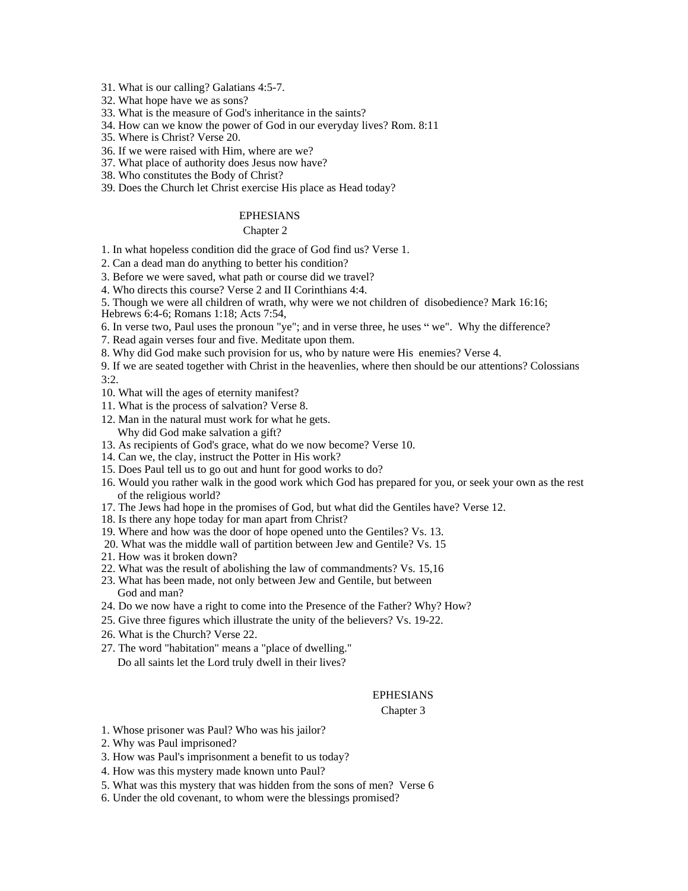31. What is our calling? Galatians 4:5-7.
32. What hope have we as sons?
33. What is the measure of God's inheritance in the saints?
34. How can we know the power of God in our everyday lives? Rom. 8:11
35. Where is Christ? Verse 20.
36. If we were raised with Him, where are we?
37. What place of authority does Jesus now have?
38. Who constitutes the Body of Christ?
39. Does the Church let Christ exercise His place as Head today?

## EPHESIANS

### Chapter 2

1. In what hopeless condition did the grace of God find us? Verse 1.
2. Can a dead man do anything to better his condition?
3. Before we were saved, what path or course did we travel?
4. Who directs this course? Verse 2 and II Corinthians 4:4.
5. Though we were all children of wrath, why were we not children of disobedience? Mark 16:16; Hebrews 6:4-6; Romans 1:18; Acts 7:54,
6. In verse two, Paul uses the pronoun "ye"; and in verse three, he uses " we". Why the difference?
7. Read again verses four and five. Meditate upon them.
8. Why did God make such provision for us, who by nature were His enemies? Verse 4.
9. If we are seated together with Christ in the heavenlies, where then should be our attentions? Colossians 3:2.
10. What will the ages of eternity manifest?
11. What is the process of salvation? Verse 8.
12. Man in the natural must work for what he gets.
    Why did God make salvation a gift?
13. As recipients of God's grace, what do we now become? Verse 10.
14. Can we, the clay, instruct the Potter in His work?
15. Does Paul tell us to go out and hunt for good works to do?
16. Would you rather walk in the good work which God has prepared for you, or seek your own as the rest of the religious world?
17. The Jews had hope in the promises of God, but what did the Gentiles have? Verse 12.
18. Is there any hope today for man apart from Christ?
19. Where and how was the door of hope opened unto the Gentiles? Vs. 13.
20. What was the middle wall of partition between Jew and Gentile? Vs. 15
21. How was it broken down?
22. What was the result of abolishing the law of commandments? Vs. 15,16
23. What has been made, not only between Jew and Gentile, but between God and man?
24. Do we now have a right to come into the Presence of the Father? Why? How?
25. Give three figures which illustrate the unity of the believers? Vs. 19-22.
26. What is the Church? Verse 22.
27. The word "habitation" means a "place of dwelling."
    Do all saints let the Lord truly dwell in their lives?

## EPHESIANS

### Chapter 3

1. Whose prisoner was Paul? Who was his jailor?
2. Why was Paul imprisoned?
3. How was Paul's imprisonment a benefit to us today?
4. How was this mystery made known unto Paul?
5. What was this mystery that was hidden from the sons of men? Verse 6
6. Under the old covenant, to whom were the blessings promised?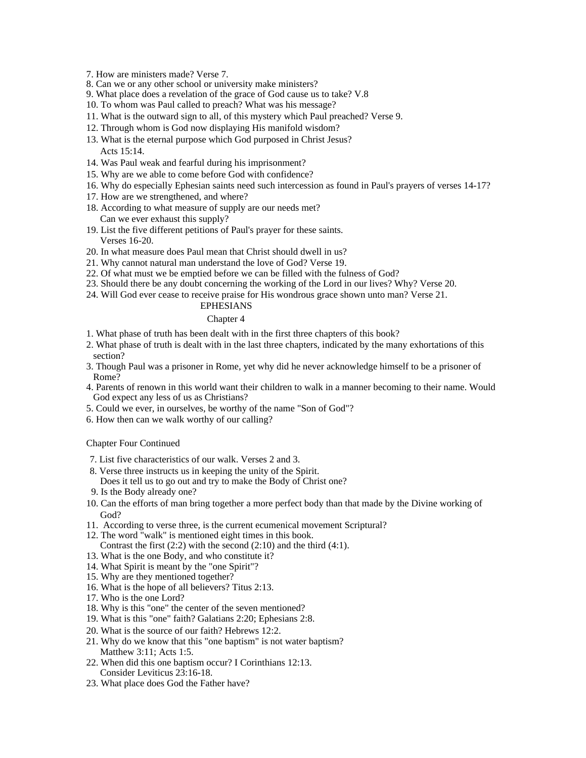7. How are ministers made? Verse 7.
8. Can we or any other school or university make ministers?
9. What place does a revelation of the grace of God cause us to take? V.8
10. To whom was Paul called to preach? What was his message?
11. What is the outward sign to all, of this mystery which Paul preached? Verse 9.
12. Through whom is God now displaying His manifold wisdom?
13. What is the eternal purpose which God purposed in Christ Jesus?
    Acts 15:14.
14. Was Paul weak and fearful during his imprisonment?
15. Why are we able to come before God with confidence?
16. Why do especially Ephesian saints need such intercession as found in Paul's prayers of verses 14-17?
17. How are we strengthened, and where?
18. According to what measure of supply are our needs met?
    Can we ever exhaust this supply?
19. List the five different petitions of Paul's prayer for these saints.
    Verses 16-20.
20. In what measure does Paul mean that Christ should dwell in us?
21. Why cannot natural man understand the love of God? Verse 19.
22. Of what must we be emptied before we can be filled with the fulness of God?
23. Should there be any doubt concerning the working of the Lord in our lives? Why? Verse 20.
24. Will God ever cease to receive praise for His wondrous grace shown unto man? Verse 21.

## EPHESIANS

### Chapter 4

1. What phase of truth has been dealt with in the first three chapters of this book?
2. What phase of truth is dealt with in the last three chapters, indicated by the many exhortations of this section?
3. Though Paul was a prisoner in Rome, yet why did he never acknowledge himself to be a prisoner of Rome?
4. Parents of renown in this world want their children to walk in a manner becoming to their name. Would God expect any less of us as Christians?
5. Could we ever, in ourselves, be worthy of the name "Son of God"?
6. How then can we walk worthy of our calling?

Chapter Four Continued

7. List five characteristics of our walk. Verses 2 and 3.
8. Verse three instructs us in keeping the unity of the Spirit.
    Does it tell us to go out and try to make the Body of Christ one?
9. Is the Body already one?
10. Can the efforts of man bring together a more perfect body than that made by the Divine working of God?
11. According to verse three, is the current ecumenical movement Scriptural?
12. The word "walk" is mentioned eight times in this book.
    Contrast the first (2:2) with the second (2:10) and the third (4:1).
13. What is the one Body, and who constitute it?
14. What Spirit is meant by the "one Spirit"?
15. Why are they mentioned together?
16. What is the hope of all believers? Titus 2:13.
17. Who is the one Lord?
18. Why is this "one" the center of the seven mentioned?
19. What is this "one" faith? Galatians 2:20; Ephesians 2:8.
20. What is the source of our faith? Hebrews 12:2.
21. Why do we know that this "one baptism" is not water baptism?
    Matthew 3:11; Acts 1:5.
22. When did this one baptism occur? I Corinthians 12:13.
    Consider Leviticus 23:16-18.
23. What place does God the Father have?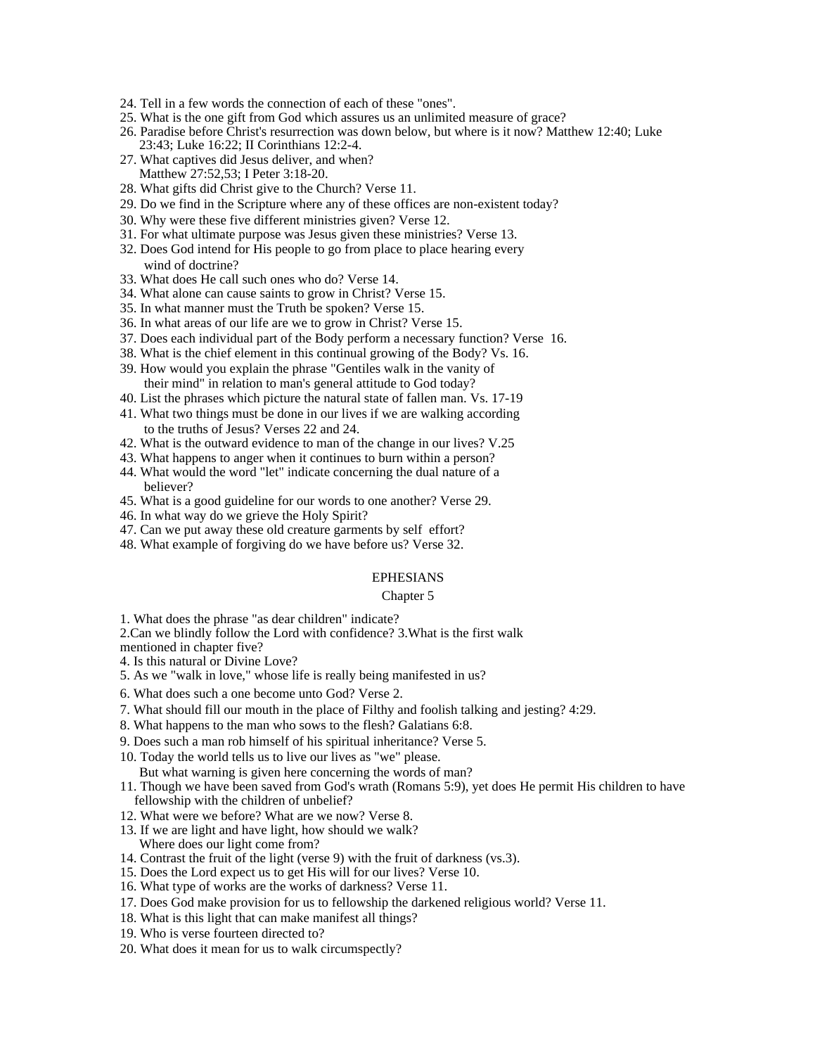24. Tell in a few words the connection of each of these "ones".
25. What is the one gift from God which assures us an unlimited measure of grace?
26. Paradise before Christ's resurrection was down below, but where is it now? Matthew 12:40; Luke 23:43; Luke 16:22; II Corinthians 12:2-4.
27. What captives did Jesus deliver, and when? Matthew 27:52,53; I Peter 3:18-20.
28. What gifts did Christ give to the Church? Verse 11.
29. Do we find in the Scripture where any of these offices are non-existent today?
30. Why were these five different ministries given? Verse 12.
31. For what ultimate purpose was Jesus given these ministries? Verse 13.
32. Does God intend for His people to go from place to place hearing every wind of doctrine?
33. What does He call such ones who do? Verse 14.
34. What alone can cause saints to grow in Christ? Verse 15.
35. In what manner must the Truth be spoken? Verse 15.
36. In what areas of our life are we to grow in Christ? Verse 15.
37. Does each individual part of the Body perform a necessary function? Verse 16.
38. What is the chief element in this continual growing of the Body? Vs. 16.
39. How would you explain the phrase "Gentiles walk in the vanity of their mind" in relation to man's general attitude to God today?
40. List the phrases which picture the natural state of fallen man. Vs. 17-19
41. What two things must be done in our lives if we are walking according to the truths of Jesus? Verses 22 and 24.
42. What is the outward evidence to man of the change in our lives? V.25
43. What happens to anger when it continues to burn within a person?
44. What would the word "let" indicate concerning the dual nature of a believer?
45. What is a good guideline for our words to one another? Verse 29.
46. In what way do we grieve the Holy Spirit?
47. Can we put away these old creature garments by self effort?
48. What example of forgiving do we have before us? Verse 32.

## EPHESIANS

### Chapter 5

1. What does the phrase "as dear children" indicate?
2. Can we blindly follow the Lord with confidence?
3. What is the first walk mentioned in chapter five?
4. Is this natural or Divine Love?
5. As we "walk in love," whose life is really being manifested in us?
6. What does such a one become unto God? Verse 2.
7. What should fill our mouth in the place of Filthy and foolish talking and jesting? 4:29.
8. What happens to the man who sows to the flesh? Galatians 6:8.
9. Does such a man rob himself of his spiritual inheritance? Verse 5.
10. Today the world tells us to live our lives as "we" please. But what warning is given here concerning the words of man?
11. Though we have been saved from God's wrath (Romans 5:9), yet does He permit His children to have fellowship with the children of unbelief?
12. What were we before? What are we now? Verse 8.
13. If we are light and have light, how should we walk? Where does our light come from?
14. Contrast the fruit of the light (verse 9) with the fruit of darkness (vs.3).
15. Does the Lord expect us to get His will for our lives? Verse 10.
16. What type of works are the works of darkness? Verse 11.
17. Does God make provision for us to fellowship the darkened religious world? Verse 11.
18. What is this light that can make manifest all things?
19. Who is verse fourteen directed to?
20. What does it mean for us to walk circumspectly?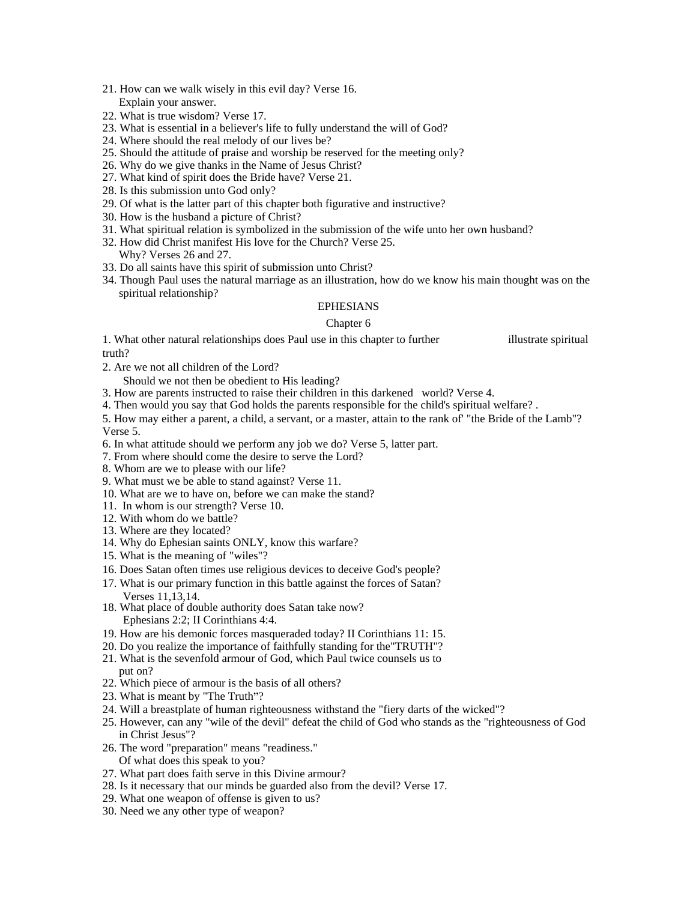21. How can we walk wisely in this evil day? Verse 16.
    Explain your answer.
22. What is true wisdom? Verse 17.
23. What is essential in a believer's life to fully understand the will of God?
24. Where should the real melody of our lives be?
25. Should the attitude of praise and worship be reserved for the meeting only?
26. Why do we give thanks in the Name of Jesus Christ?
27. What kind of spirit does the Bride have? Verse 21.
28. Is this submission unto God only?
29. Of what is the latter part of this chapter both figurative and instructive?
30. How is the husband a picture of Christ?
31. What spiritual relation is symbolized in the submission of the wife unto her own husband?
32. How did Christ manifest His love for the Church? Verse 25.
    Why? Verses 26 and 27.
33. Do all saints have this spirit of submission unto Christ?
34. Though Paul uses the natural marriage as an illustration, how do we know his main thought was on the spiritual relationship?

# EPHESIANS

## Chapter 6

1. What other natural relationships does Paul use in this chapter to further illustrate spiritual truth?
2. Are we not all children of the Lord?
   Should we not then be obedient to His leading?
3. How are parents instructed to raise their children in this darkened world? Verse 4.
4. Then would you say that God holds the parents responsible for the child's spiritual welfare? .
5. How may either a parent, a child, a servant, or a master, attain to the rank of' "the Bride of the Lamb"? Verse 5.
6. In what attitude should we perform any job we do? Verse 5, latter part.
7. From where should come the desire to serve the Lord?
8. Whom are we to please with our life?
9. What must we be able to stand against? Verse 11.
10. What are we to have on, before we can make the stand?
11. In whom is our strength? Verse 10.
12. With whom do we battle?
13. Where are they located?
14. Why do Ephesian saints ONLY, know this warfare?
15. What is the meaning of "wiles"?
16. Does Satan often times use religious devices to deceive God's people?
17. What is our primary function in this battle against the forces of Satan?
    Verses 11,13,14.
18. What place of double authority does Satan take now?
    Ephesians 2:2; II Corinthians 4:4.
19. How are his demonic forces masqueraded today? II Corinthians 11: 15.
20. Do you realize the importance of faithfully standing for the"TRUTH"?
21. What is the sevenfold armour of God, which Paul twice counsels us to put on?
22. Which piece of armour is the basis of all others?
23. What is meant by "The Truth"?
24. Will a breastplate of human righteousness withstand the "fiery darts of the wicked"?
25. However, can any "wile of the devil" defeat the child of God who stands as the "righteousness of God in Christ Jesus"?
26. The word "preparation" means "readiness."
    Of what does this speak to you?
27. What part does faith serve in this Divine armour?
28. Is it necessary that our minds be guarded also from the devil? Verse 17.
29. What one weapon of offense is given to us?
30. Need we any other type of weapon?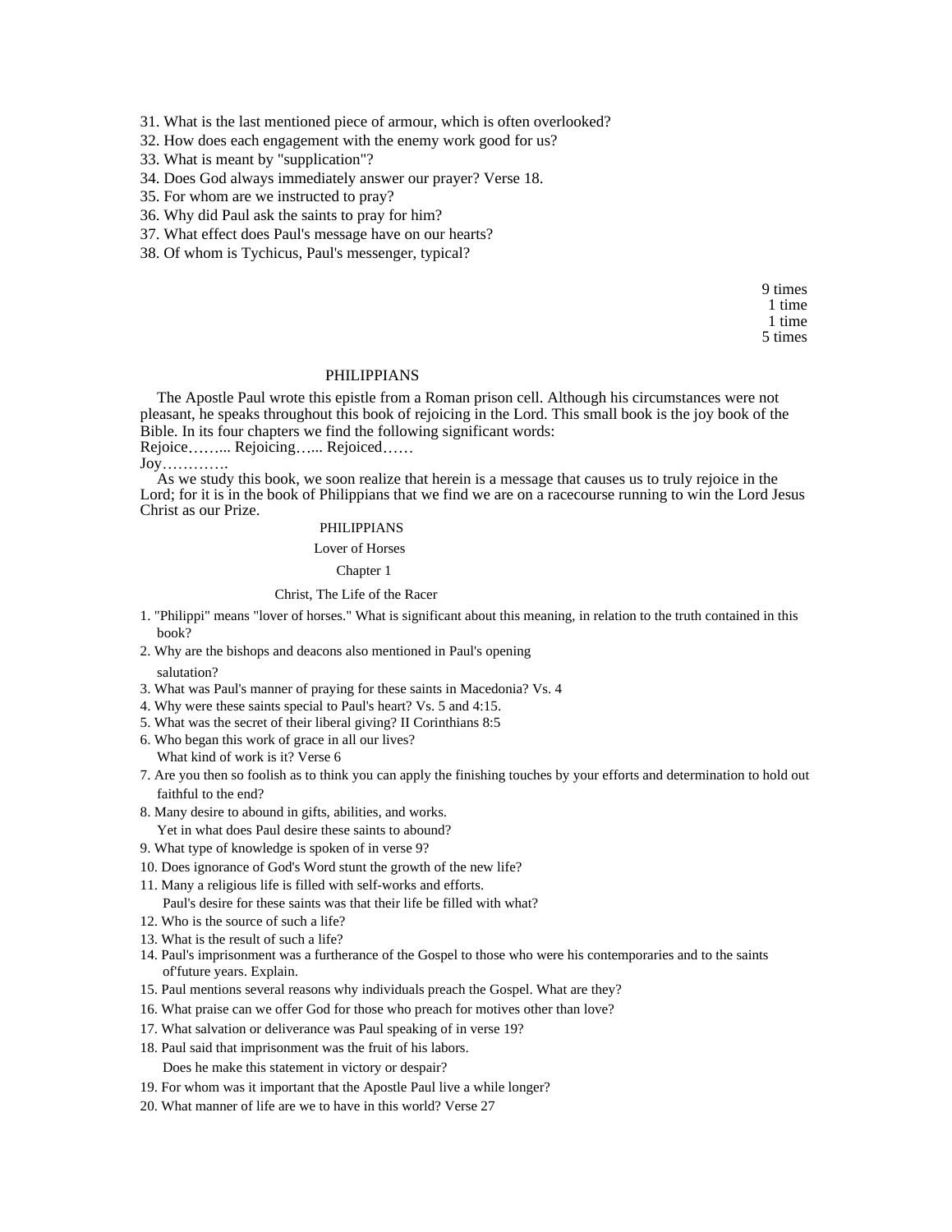31. What is the last mentioned piece of armour, which is often overlooked?
32. How does each engagement with the enemy work good for us?
33. What is meant by "supplication"?
34. Does God always immediately answer our prayer? Verse 18.
35. For whom are we instructed to pray?
36. Why did Paul ask the saints to pray for him?
37. What effect does Paul's message have on our hearts?
38. Of whom is Tychicus, Paul's messenger, typical?

9 times
1 time
1 time
5 times

## PHILIPPIANS

The Apostle Paul wrote this epistle from a Roman prison cell. Although his circumstances were not pleasant, he speaks throughout this book of rejoicing in the Lord. This small book is the joy book of the Bible. In its four chapters we find the following significant words:
Rejoice……... Rejoicing…... Rejoiced……
Joy………….

As we study this book, we soon realize that herein is a message that causes us to truly rejoice in the Lord; for it is in the book of Philippians that we find we are on a racecourse running to win the Lord Jesus Christ as our Prize.

### PHILIPPIANS

Lover of Horses

### Chapter 1

Christ, The Life of the Racer

1. "Philippi" means "lover of horses." What is significant about this meaning, in relation to the truth contained in this book?
2. Why are the bishops and deacons also mentioned in Paul's opening salutation?
3. What was Paul's manner of praying for these saints in Macedonia? Vs. 4
4. Why were these saints special to Paul's heart? Vs. 5 and 4:15.
5. What was the secret of their liberal giving? II Corinthians 8:5
6. Who began this work of grace in all our lives?
   What kind of work is it? Verse 6
7. Are you then so foolish as to think you can apply the finishing touches by your efforts and determination to hold out faithful to the end?
8. Many desire to abound in gifts, abilities, and works.
   Yet in what does Paul desire these saints to abound?
9. What type of knowledge is spoken of in verse 9?
10. Does ignorance of God's Word stunt the growth of the new life?
11. Many a religious life is filled with self-works and efforts.
    Paul's desire for these saints was that their life be filled with what?
12. Who is the source of such a life?
13. What is the result of such a life?
14. Paul's imprisonment was a furtherance of the Gospel to those who were his contemporaries and to the saints of'future years. Explain.
15. Paul mentions several reasons why individuals preach the Gospel. What are they?
16. What praise can we offer God for those who preach for motives other than love?
17. What salvation or deliverance was Paul speaking of in verse 19?
18. Paul said that imprisonment was the fruit of his labors.
    Does he make this statement in victory or despair?
19. For whom was it important that the Apostle Paul live a while longer?
20. What manner of life are we to have in this world? Verse 27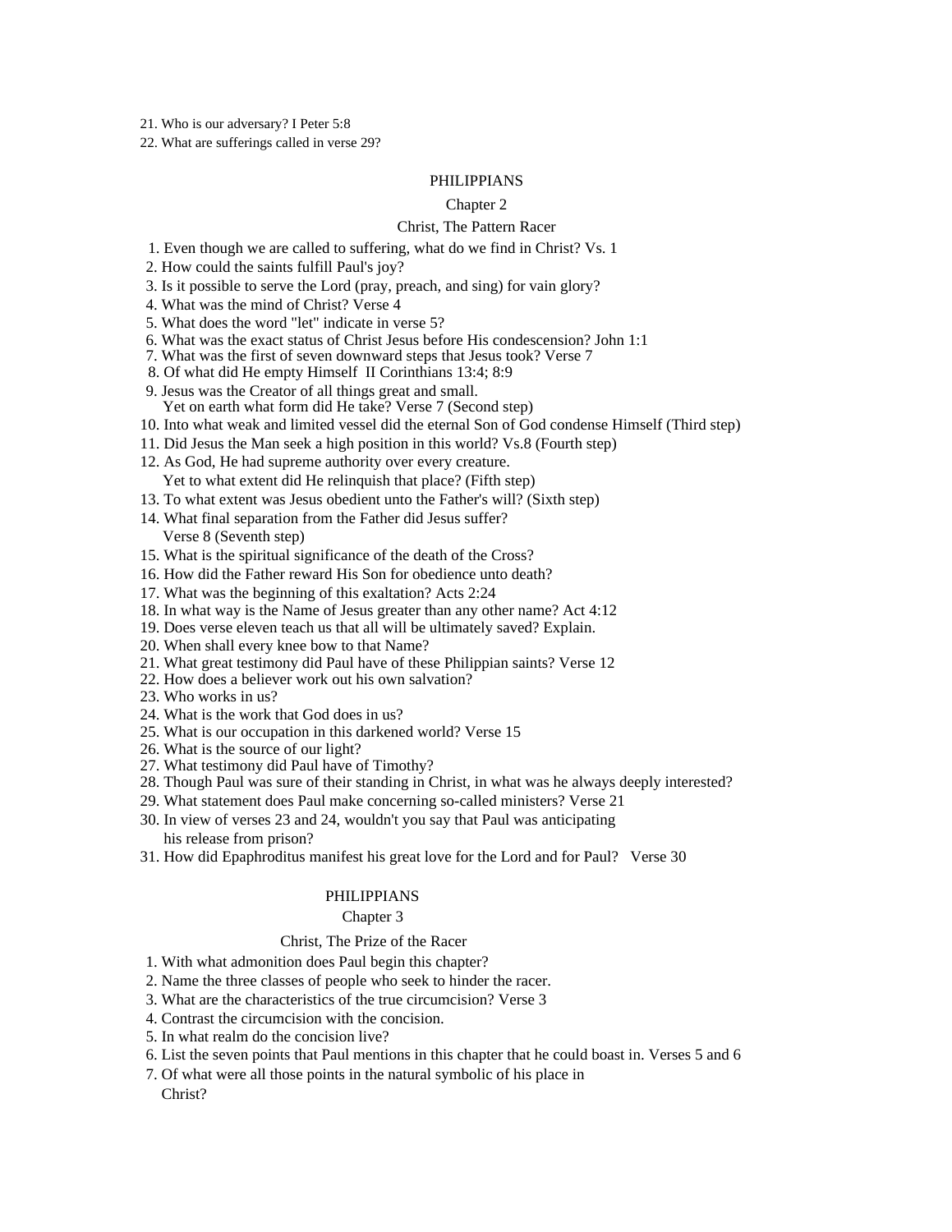21. Who is our adversary? I Peter 5:8
22. What are sufferings called in verse 29?

# PHILIPPIANS

## Chapter 2

### Christ, The Pattern Racer

1. Even though we are called to suffering, what do we find in Christ? Vs. 1
2. How could the saints fulfill Paul's joy?
3. Is it possible to serve the Lord (pray, preach, and sing) for vain glory?
4. What was the mind of Christ? Verse 4
5. What does the word "let" indicate in verse 5?
6. What was the exact status of Christ Jesus before His condescension? John 1:1
7. What was the first of seven downward steps that Jesus took? Verse 7
8. Of what did He empty Himself II Corinthians 13:4; 8:9
9. Jesus was the Creator of all things great and small.
   Yet on earth what form did He take? Verse 7 (Second step)
10. Into what weak and limited vessel did the eternal Son of God condense Himself (Third step)
11. Did Jesus the Man seek a high position in this world? Vs.8 (Fourth step)
12. As God, He had supreme authority over every creature.
    Yet to what extent did He relinquish that place? (Fifth step)
13. To what extent was Jesus obedient unto the Father's will? (Sixth step)
14. What final separation from the Father did Jesus suffer?
    Verse 8 (Seventh step)
15. What is the spiritual significance of the death of the Cross?
16. How did the Father reward His Son for obedience unto death?
17. What was the beginning of this exaltation? Acts 2:24
18. In what way is the Name of Jesus greater than any other name? Act 4:12
19. Does verse eleven teach us that all will be ultimately saved? Explain.
20. When shall every knee bow to that Name?
21. What great testimony did Paul have of these Philippian saints? Verse 12
22. How does a believer work out his own salvation?
23. Who works in us?
24. What is the work that God does in us?
25. What is our occupation in this darkened world? Verse 15
26. What is the source of our light?
27. What testimony did Paul have of Timothy?
28. Though Paul was sure of their standing in Christ, in what was he always deeply interested?
29. What statement does Paul make concerning so-called ministers? Verse 21
30. In view of verses 23 and 24, wouldn't you say that Paul was anticipating
    his release from prison?
31. How did Epaphroditus manifest his great love for the Lord and for Paul? Verse 30

# PHILIPPIANS

## Chapter 3

### Christ, The Prize of the Racer

1. With what admonition does Paul begin this chapter?
2. Name the three classes of people who seek to hinder the racer.
3. What are the characteristics of the true circumcision? Verse 3
4. Contrast the circumcision with the concision.
5. In what realm do the concision live?
6. List the seven points that Paul mentions in this chapter that he could boast in. Verses 5 and 6
7. Of what were all those points in the natural symbolic of his place in
   Christ?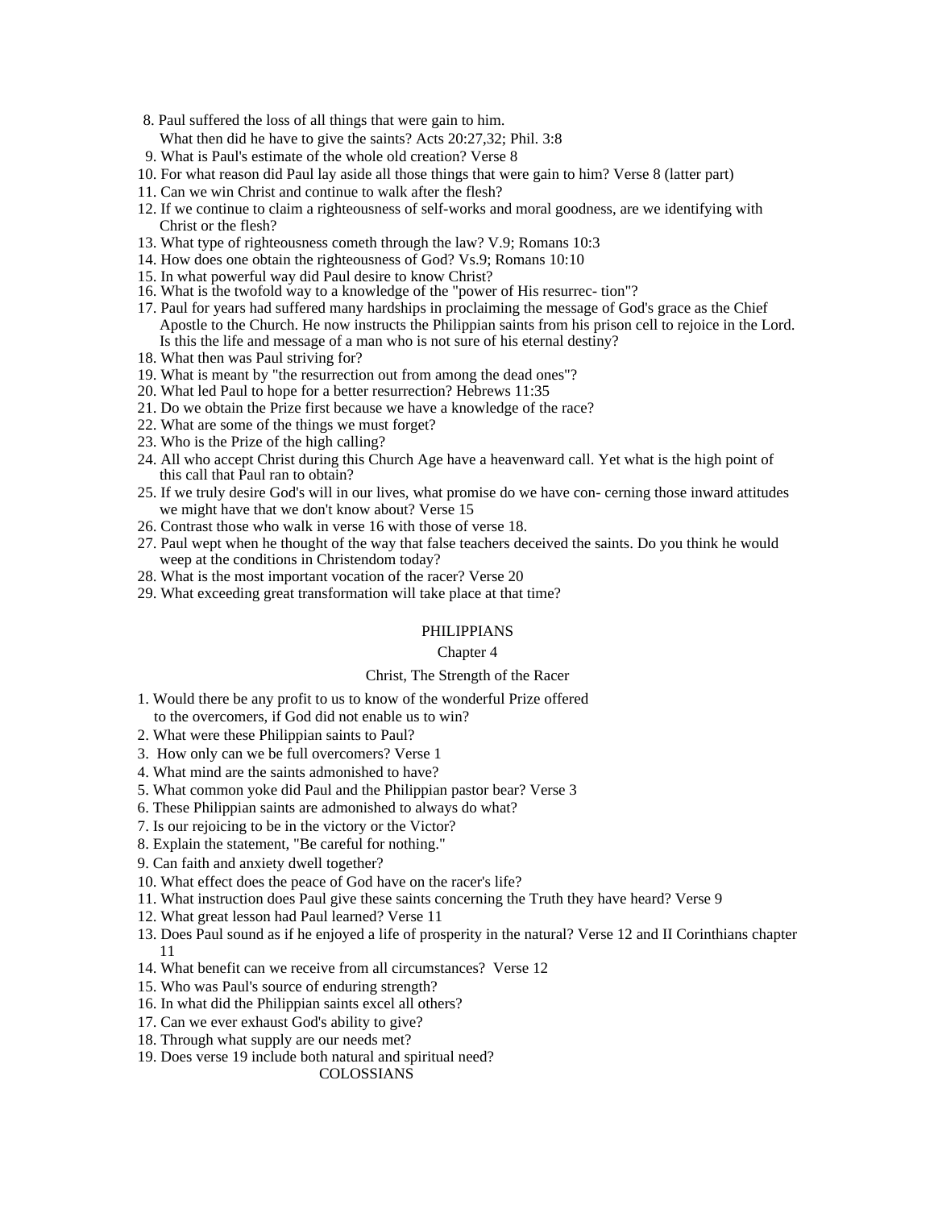8. Paul suffered the loss of all things that were gain to him. What then did he have to give the saints? Acts 20:27,32; Phil. 3:8
9. What is Paul's estimate of the whole old creation? Verse 8
10. For what reason did Paul lay aside all those things that were gain to him? Verse 8 (latter part)
11. Can we win Christ and continue to walk after the flesh?
12. If we continue to claim a righteousness of self-works and moral goodness, are we identifying with Christ or the flesh?
13. What type of righteousness cometh through the law? V.9; Romans 10:3
14. How does one obtain the righteousness of God? Vs.9; Romans 10:10
15. In what powerful way did Paul desire to know Christ?
16. What is the twofold way to a knowledge of the "power of His resurrec- tion"?
17. Paul for years had suffered many hardships in proclaiming the message of God's grace as the Chief Apostle to the Church. He now instructs the Philippian saints from his prison cell to rejoice in the Lord. Is this the life and message of a man who is not sure of his eternal destiny?
18. What then was Paul striving for?
19. What is meant by "the resurrection out from among the dead ones"?
20. What led Paul to hope for a better resurrection? Hebrews 11:35
21. Do we obtain the Prize first because we have a knowledge of the race?
22. What are some of the things we must forget?
23. Who is the Prize of the high calling?
24. All who accept Christ during this Church Age have a heavenward call. Yet what is the high point of this call that Paul ran to obtain?
25. If we truly desire God's will in our lives, what promise do we have con- cerning those inward attitudes we might have that we don't know about? Verse 15
26. Contrast those who walk in verse 16 with those of verse 18.
27. Paul wept when he thought of the way that false teachers deceived the saints. Do you think he would weep at the conditions in Christendom today?
28. What is the most important vocation of the racer? Verse 20
29. What exceeding great transformation will take place at that time?

## PHILIPPIANS

### Chapter 4

### Christ, The Strength of the Racer

1. Would there be any profit to us to know of the wonderful Prize offered to the overcomers, if God did not enable us to win?
2. What were these Philippian saints to Paul?
3. How only can we be full overcomers? Verse 1
4. What mind are the saints admonished to have?
5. What common yoke did Paul and the Philippian pastor bear? Verse 3
6. These Philippian saints are admonished to always do what?
7. Is our rejoicing to be in the victory or the Victor?
8. Explain the statement, "Be careful for nothing."
9. Can faith and anxiety dwell together?
10. What effect does the peace of God have on the racer's life?
11. What instruction does Paul give these saints concerning the Truth they have heard? Verse 9
12. What great lesson had Paul learned? Verse 11
13. Does Paul sound as if he enjoyed a life of prosperity in the natural? Verse 12 and II Corinthians chapter 11
14. What benefit can we receive from all circumstances? Verse 12
15. Who was Paul's source of enduring strength?
16. In what did the Philippian saints excel all others?
17. Can we ever exhaust God's ability to give?
18. Through what supply are our needs met?
19. Does verse 19 include both natural and spiritual need?

## COLOSSIANS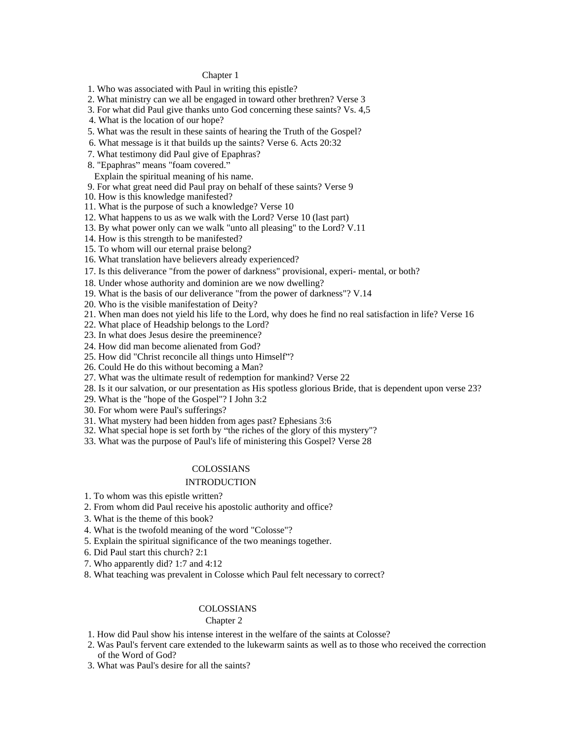## Chapter 1

1. Who was associated with Paul in writing this epistle?
2. What ministry can we all be engaged in toward other brethren? Verse 3
3. For what did Paul give thanks unto God concerning these saints? Vs. 4,5
4. What is the location of our hope?
5. What was the result in these saints of hearing the Truth of the Gospel?
6. What message is it that builds up the saints? Verse 6. Acts 20:32
7. What testimony did Paul give of Epaphras?
8. "Epaphras" means "foam covered."
   Explain the spiritual meaning of his name.
9. For what great need did Paul pray on behalf of these saints? Verse 9
10. How is this knowledge manifested?
11. What is the purpose of such a knowledge? Verse 10
12. What happens to us as we walk with the Lord? Verse 10 (last part)
13. By what power only can we walk "unto all pleasing" to the Lord? V.11
14. How is this strength to be manifested?
15. To whom will our eternal praise belong?
16. What translation have believers already experienced?
17. Is this deliverance "from the power of darkness" provisional, experi- mental, or both?
18. Under whose authority and dominion are we now dwelling?
19. What is the basis of our deliverance "from the power of darkness"? V.14
20. Who is the visible manifestation of Deity?
21. When man does not yield his life to the Lord, why does he find no real satisfaction in life? Verse 16
22. What place of Headship belongs to the Lord?
23. In what does Jesus desire the preeminence?
24. How did man become alienated from God?
25. How did "Christ reconcile all things unto Himself"?
26. Could He do this without becoming a Man?
27. What was the ultimate result of redemption for mankind? Verse 22
28. Is it our salvation, or our presentation as His spotless glorious Bride, that is dependent upon verse 23?
29. What is the "hope of the Gospel"? I John 3:2
30. For whom were Paul's sufferings?
31. What mystery had been hidden from ages past? Ephesians 3:6
32. What special hope is set forth by "the riches of the glory of this mystery"?
33. What was the purpose of Paul's life of ministering this Gospel? Verse 28

# COLOSSIANS

## INTRODUCTION

1. To whom was this epistle written?
2. From whom did Paul receive his apostolic authority and office?
3. What is the theme of this book?
4. What is the twofold meaning of the word "Colosse"?
5. Explain the spiritual significance of the two meanings together.
6. Did Paul start this church? 2:1
7. Who apparently did? 1:7 and 4:12
8. What teaching was prevalent in Colosse which Paul felt necessary to correct?

# COLOSSIANS

## Chapter 2

1. How did Paul show his intense interest in the welfare of the saints at Colosse?
2. Was Paul's fervent care extended to the lukewarm saints as well as to those who received the correction of the Word of God?
3. What was Paul's desire for all the saints?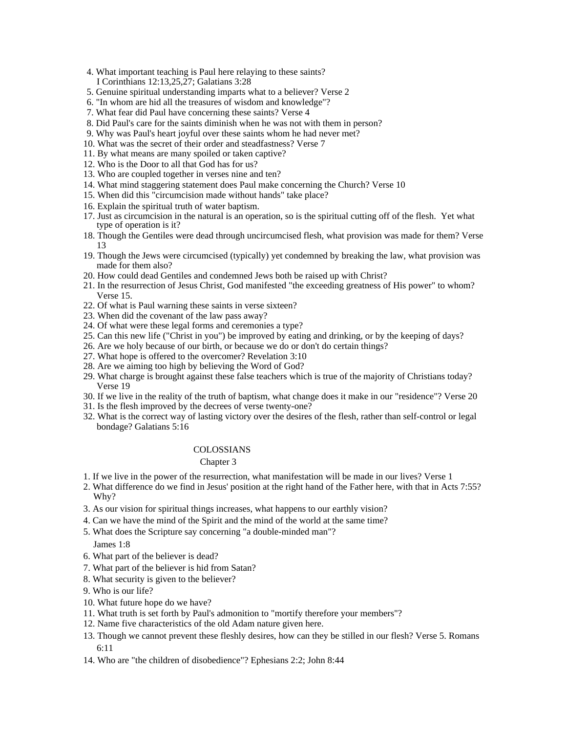4. What important teaching is Paul here relaying to these saints?  
   I Corinthians 12:13,25,27; Galatians 3:28
5. Genuine spiritual understanding imparts what to a believer? Verse 2
6. "In whom are hid all the treasures of wisdom and knowledge"?
7. What fear did Paul have concerning these saints? Verse 4
8. Did Paul's care for the saints diminish when he was not with them in person?
9. Why was Paul's heart joyful over these saints whom he had never met?
10. What was the secret of their order and steadfastness? Verse 7
11. By what means are many spoiled or taken captive?
12. Who is the Door to all that God has for us?
13. Who are coupled together in verses nine and ten?
14. What mind staggering statement does Paul make concerning the Church? Verse 10
15. When did this "circumcision made without hands" take place?
16. Explain the spiritual truth of water baptism.
17. Just as circumcision in the natural is an operation, so is the spiritual cutting off of the flesh. Yet what type of operation is it?
18. Though the Gentiles were dead through uncircumcised flesh, what provision was made for them? Verse 13
19. Though the Jews were circumcised (typically) yet condemned by breaking the law, what provision was made for them also?
20. How could dead Gentiles and condemned Jews both be raised up with Christ?
21. In the resurrection of Jesus Christ, God manifested "the exceeding greatness of His power" to whom? Verse 15.
22. Of what is Paul warning these saints in verse sixteen?
23. When did the covenant of the law pass away?
24. Of what were these legal forms and ceremonies a type?
25. Can this new life ("Christ in you") be improved by eating and drinking, or by the keeping of days?
26. Are we holy because of our birth, or because we do or don't do certain things?
27. What hope is offered to the overcomer? Revelation 3:10
28. Are we aiming too high by believing the Word of God?
29. What charge is brought against these false teachers which is true of the majority of Christians today? Verse 19
30. If we live in the reality of the truth of baptism, what change does it make in our "residence"? Verse 20
31. Is the flesh improved by the decrees of verse twenty-one?
32. What is the correct way of lasting victory over the desires of the flesh, rather than self-control or legal bondage? Galatians 5:16

## COLOSSIANS

### Chapter 3

1. If we live in the power of the resurrection, what manifestation will be made in our lives? Verse 1
2. What difference do we find in Jesus' position at the right hand of the Father here, with that in Acts 7:55? Why?
3. As our vision for spiritual things increases, what happens to our earthly vision?
4. Can we have the mind of the Spirit and the mind of the world at the same time?
5. What does the Scripture say concerning "a double-minded man"?  
   James 1:8
6. What part of the believer is dead?
7. What part of the believer is hid from Satan?
8. What security is given to the believer?
9. Who is our life?
10. What future hope do we have?
11. What truth is set forth by Paul's admonition to "mortify therefore your members"?
12. Name five characteristics of the old Adam nature given here.
13. Though we cannot prevent these fleshly desires, how can they be stilled in our flesh? Verse 5. Romans 6:11
14. Who are "the children of disobedience"? Ephesians 2:2; John 8:44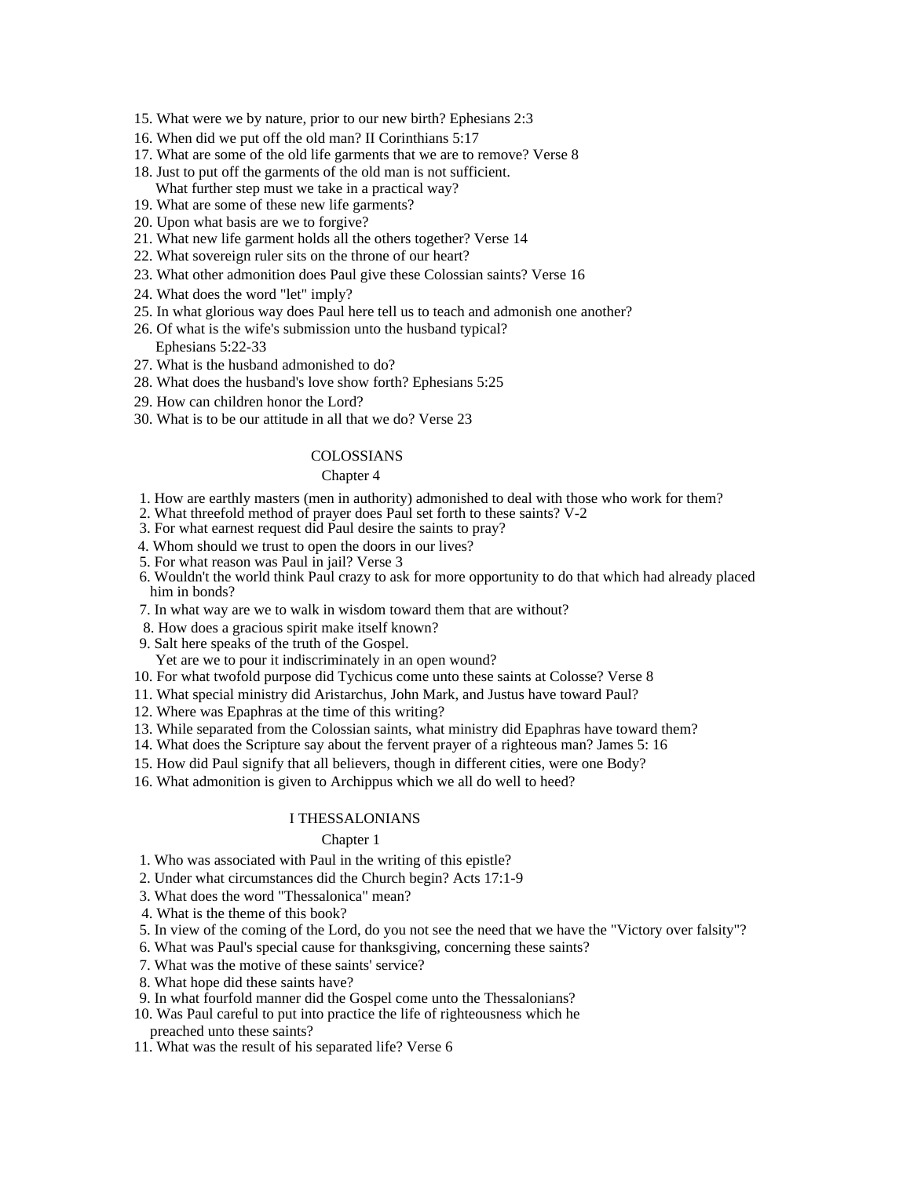15. What were we by nature, prior to our new birth? Ephesians 2:3
16. When did we put off the old man? II Corinthians 5:17
17. What are some of the old life garments that we are to remove? Verse 8
18. Just to put off the garments of the old man is not sufficient. What further step must we take in a practical way?
19. What are some of these new life garments?
20. Upon what basis are we to forgive?
21. What new life garment holds all the others together? Verse 14
22. What sovereign ruler sits on the throne of our heart?
23. What other admonition does Paul give these Colossian saints? Verse 16
24. What does the word "let" imply?
25. In what glorious way does Paul here tell us to teach and admonish one another?
26. Of what is the wife's submission unto the husband typical? Ephesians 5:22-33
27. What is the husband admonished to do?
28. What does the husband's love show forth? Ephesians 5:25
29. How can children honor the Lord?
30. What is to be our attitude in all that we do? Verse 23

## COLOSSIANS

### Chapter 4

1. How are earthly masters (men in authority) admonished to deal with those who work for them?
2. What threefold method of prayer does Paul set forth to these saints? V-2
3. For what earnest request did Paul desire the saints to pray?
4. Whom should we trust to open the doors in our lives?
5. For what reason was Paul in jail? Verse 3
6. Wouldn't the world think Paul crazy to ask for more opportunity to do that which had already placed him in bonds?
7. In what way are we to walk in wisdom toward them that are without?
8. How does a gracious spirit make itself known?
9. Salt here speaks of the truth of the Gospel. Yet are we to pour it indiscriminately in an open wound?
10. For what twofold purpose did Tychicus come unto these saints at Colosse? Verse 8
11. What special ministry did Aristarchus, John Mark, and Justus have toward Paul?
12. Where was Epaphras at the time of this writing?
13. While separated from the Colossian saints, what ministry did Epaphras have toward them?
14. What does the Scripture say about the fervent prayer of a righteous man? James 5: 16
15. How did Paul signify that all believers, though in different cities, were one Body?
16. What admonition is given to Archippus which we all do well to heed?

## I THESSALONIANS

### Chapter 1

1. Who was associated with Paul in the writing of this epistle?
2. Under what circumstances did the Church begin? Acts 17:1-9
3. What does the word "Thessalonica" mean?
4. What is the theme of this book?
5. In view of the coming of the Lord, do you not see the need that we have the "Victory over falsity"?
6. What was Paul's special cause for thanksgiving, concerning these saints?
7. What was the motive of these saints' service?
8. What hope did these saints have?
9. In what fourfold manner did the Gospel come unto the Thessalonians?
10. Was Paul careful to put into practice the life of righteousness which he preached unto these saints?
11. What was the result of his separated life? Verse 6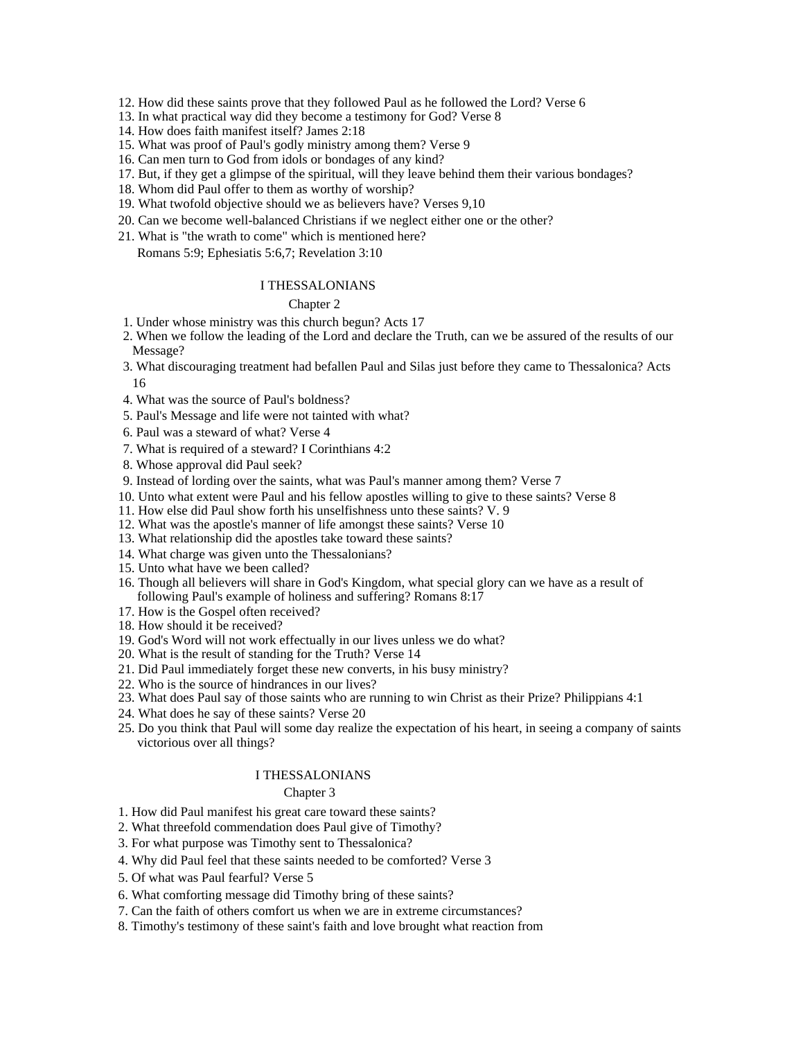12. How did these saints prove that they followed Paul as he followed the Lord? Verse 6
13. In what practical way did they become a testimony for God? Verse 8
14. How does faith manifest itself? James 2:18
15. What was proof of Paul's godly ministry among them? Verse 9
16. Can men turn to God from idols or bondages of any kind?
17. But, if they get a glimpse of the spiritual, will they leave behind them their various bondages?
18. Whom did Paul offer to them as worthy of worship?
19. What twofold objective should we as believers have? Verses 9,10
20. Can we become well-balanced Christians if we neglect either one or the other?
21. What is "the wrath to come" which is mentioned here?
    Romans 5:9; Ephesiatis 5:6,7; Revelation 3:10

## I THESSALONIANS

### Chapter 2

1. Under whose ministry was this church begun? Acts 17
2. When we follow the leading of the Lord and declare the Truth, can we be assured of the results of our Message?
3. What discouraging treatment had befallen Paul and Silas just before they came to Thessalonica? Acts 16
4. What was the source of Paul's boldness?
5. Paul's Message and life were not tainted with what?
6. Paul was a steward of what? Verse 4
7. What is required of a steward? I Corinthians 4:2
8. Whose approval did Paul seek?
9. Instead of lording over the saints, what was Paul's manner among them? Verse 7
10. Unto what extent were Paul and his fellow apostles willing to give to these saints? Verse 8
11. How else did Paul show forth his unselfishness unto these saints? V. 9
12. What was the apostle's manner of life amongst these saints? Verse 10
13. What relationship did the apostles take toward these saints?
14. What charge was given unto the Thessalonians?
15. Unto what have we been called?
16. Though all believers will share in God's Kingdom, what special glory can we have as a result of following Paul's example of holiness and suffering? Romans 8:17
17. How is the Gospel often received?
18. How should it be received?
19. God's Word will not work effectually in our lives unless we do what?
20. What is the result of standing for the Truth? Verse 14
21. Did Paul immediately forget these new converts, in his busy ministry?
22. Who is the source of hindrances in our lives?
23. What does Paul say of those saints who are running to win Christ as their Prize? Philippians 4:1
24. What does he say of these saints? Verse 20
25. Do you think that Paul will some day realize the expectation of his heart, in seeing a company of saints victorious over all things?

## I THESSALONIANS

### Chapter 3

1. How did Paul manifest his great care toward these saints?
2. What threefold commendation does Paul give of Timothy?
3. For what purpose was Timothy sent to Thessalonica?
4. Why did Paul feel that these saints needed to be comforted? Verse 3
5. Of what was Paul fearful? Verse 5
6. What comforting message did Timothy bring of these saints?
7. Can the faith of others comfort us when we are in extreme circumstances?
8. Timothy's testimony of these saint's faith and love brought what reaction from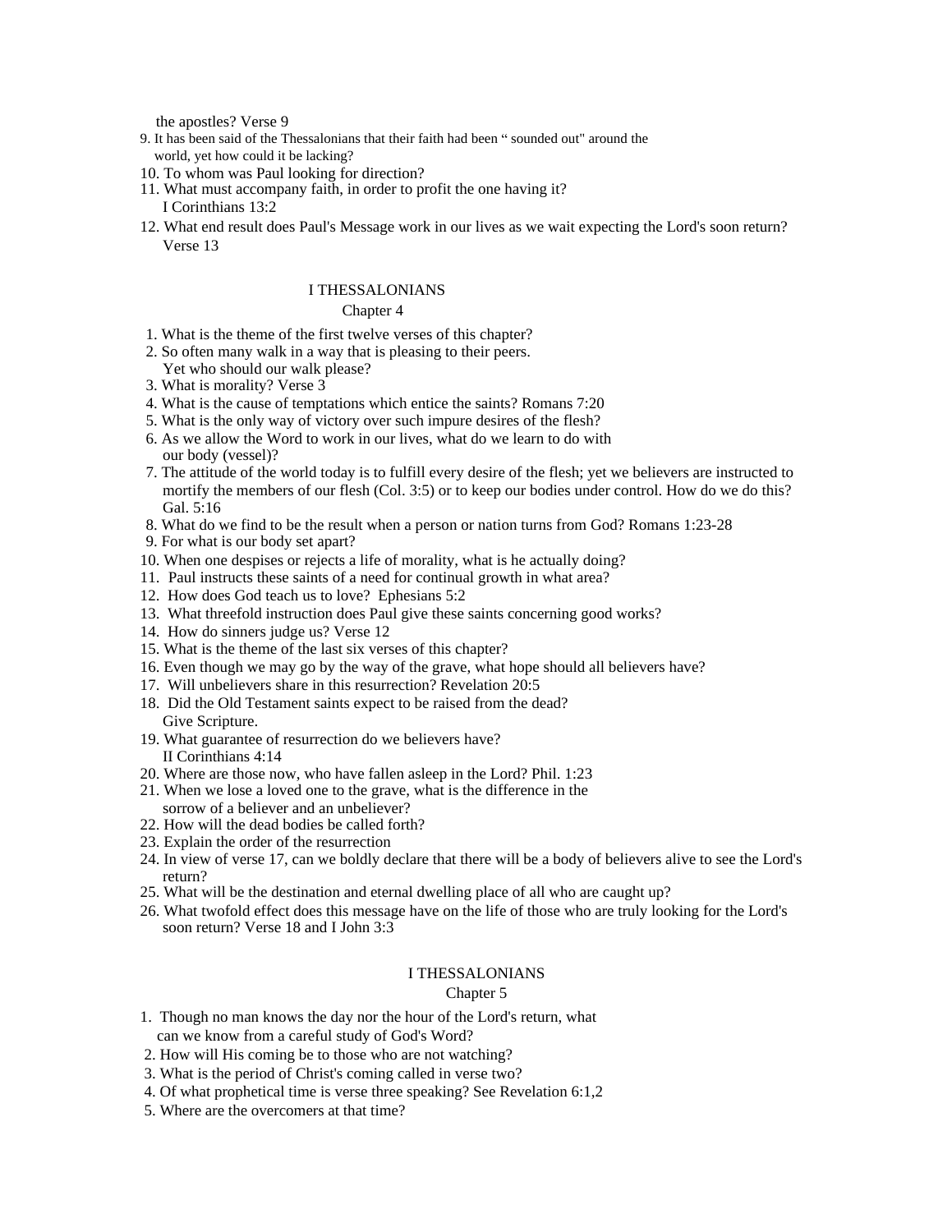the apostles? Verse 9

9. It has been said of the Thessalonians that their faith had been " sounded out" around the world, yet how could it be lacking?
10. To whom was Paul looking for direction?
11. What must accompany faith, in order to profit the one having it? I Corinthians 13:2
12. What end result does Paul's Message work in our lives as we wait expecting the Lord's soon return? Verse 13

## I THESSALONIANS
### Chapter 4

1. What is the theme of the first twelve verses of this chapter?
2. So often many walk in a way that is pleasing to their peers. Yet who should our walk please?
3. What is morality? Verse 3
4. What is the cause of temptations which entice the saints? Romans 7:20
5. What is the only way of victory over such impure desires of the flesh?
6. As we allow the Word to work in our lives, what do we learn to do with our body (vessel)?
7. The attitude of the world today is to fulfill every desire of the flesh; yet we believers are instructed to mortify the members of our flesh (Col. 3:5) or to keep our bodies under control. How do we do this? Gal. 5:16
8. What do we find to be the result when a person or nation turns from God? Romans 1:23-28
9. For what is our body set apart?
10. When one despises or rejects a life of morality, what is he actually doing?
11. Paul instructs these saints of a need for continual growth in what area?
12. How does God teach us to love? Ephesians 5:2
13. What threefold instruction does Paul give these saints concerning good works?
14. How do sinners judge us? Verse 12
15. What is the theme of the last six verses of this chapter?
16. Even though we may go by the way of the grave, what hope should all believers have?
17. Will unbelievers share in this resurrection? Revelation 20:5
18. Did the Old Testament saints expect to be raised from the dead? Give Scripture.
19. What guarantee of resurrection do we believers have? II Corinthians 4:14
20. Where are those now, who have fallen asleep in the Lord? Phil. 1:23
21. When we lose a loved one to the grave, what is the difference in the sorrow of a believer and an unbeliever?
22. How will the dead bodies be called forth?
23. Explain the order of the resurrection
24. In view of verse 17, can we boldly declare that there will be a body of believers alive to see the Lord's return?
25. What will be the destination and eternal dwelling place of all who are caught up?
26. What twofold effect does this message have on the life of those who are truly looking for the Lord's soon return? Verse 18 and I John 3:3

## I THESSALONIANS
### Chapter 5

1. Though no man knows the day nor the hour of the Lord's return, what can we know from a careful study of God's Word?
2. How will His coming be to those who are not watching?
3. What is the period of Christ's coming called in verse two?
4. Of what prophetical time is verse three speaking? See Revelation 6:1,2
5. Where are the overcomers at that time?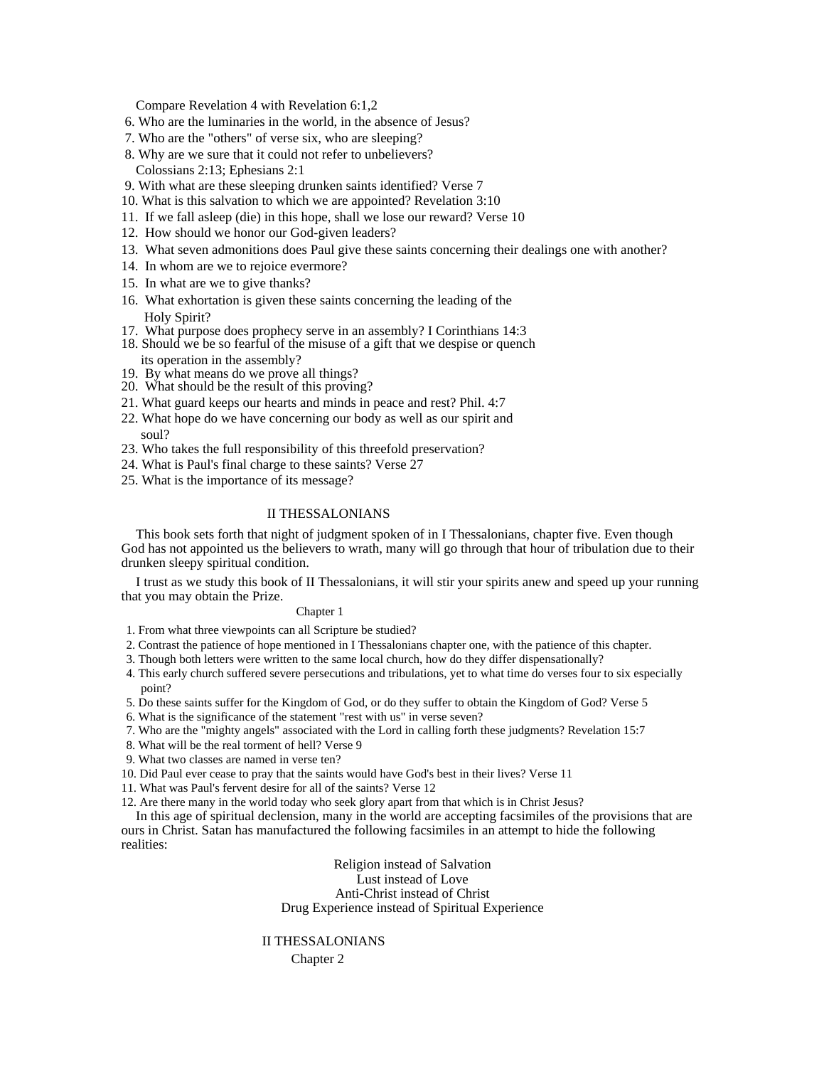Compare Revelation 4 with Revelation 6:1,2

6. Who are the luminaries in the world, in the absence of Jesus?
7. Who are the "others" of verse six, who are sleeping?
8. Why are we sure that it could not refer to unbelievers?
   Colossians 2:13; Ephesians 2:1
9. With what are these sleeping drunken saints identified? Verse 7
10. What is this salvation to which we are appointed? Revelation 3:10
11. If we fall asleep (die) in this hope, shall we lose our reward? Verse 10
12. How should we honor our God-given leaders?
13. What seven admonitions does Paul give these saints concerning their dealings one with another?
14. In whom are we to rejoice evermore?
15. In what are we to give thanks?
16. What exhortation is given these saints concerning the leading of the Holy Spirit?
17. What purpose does prophecy serve in an assembly? I Corinthians 14:3
18. Should we be so fearful of the misuse of a gift that we despise or quench its operation in the assembly?
19. By what means do we prove all things?
20. What should be the result of this proving?
21. What guard keeps our hearts and minds in peace and rest? Phil. 4:7
22. What hope do we have concerning our body as well as our spirit and soul?
23. Who takes the full responsibility of this threefold preservation?
24. What is Paul's final charge to these saints? Verse 27
25. What is the importance of its message?

## II THESSALONIANS

This book sets forth that night of judgment spoken of in I Thessalonians, chapter five. Even though God has not appointed us the believers to wrath, many will go through that hour of tribulation due to their drunken sleepy spiritual condition.

I trust as we study this book of II Thessalonians, it will stir your spirits anew and speed up your running that you may obtain the Prize.

### Chapter 1

1. From what three viewpoints can all Scripture be studied?
2. Contrast the patience of hope mentioned in I Thessalonians chapter one, with the patience of this chapter.
3. Though both letters were written to the same local church, how do they differ dispensationally?
4. This early church suffered severe persecutions and tribulations, yet to what time do verses four to six especially point?
5. Do these saints suffer for the Kingdom of God, or do they suffer to obtain the Kingdom of God? Verse 5
6. What is the significance of the statement "rest with us" in verse seven?
7. Who are the "mighty angels" associated with the Lord in calling forth these judgments? Revelation 15:7
8. What will be the real torment of hell? Verse 9
9. What two classes are named in verse ten?
10. Did Paul ever cease to pray that the saints would have God's best in their lives? Verse 11
11. What was Paul's fervent desire for all of the saints? Verse 12
12. Are there many in the world today who seek glory apart from that which is in Christ Jesus?

In this age of spiritual declension, many in the world are accepting facsimiles of the provisions that are ours in Christ. Satan has manufactured the following facsimiles in an attempt to hide the following realities:

Religion instead of Salvation
Lust instead of Love
Anti-Christ instead of Christ
Drug Experience instead of Spiritual Experience

## II THESSALONIANS

### Chapter 2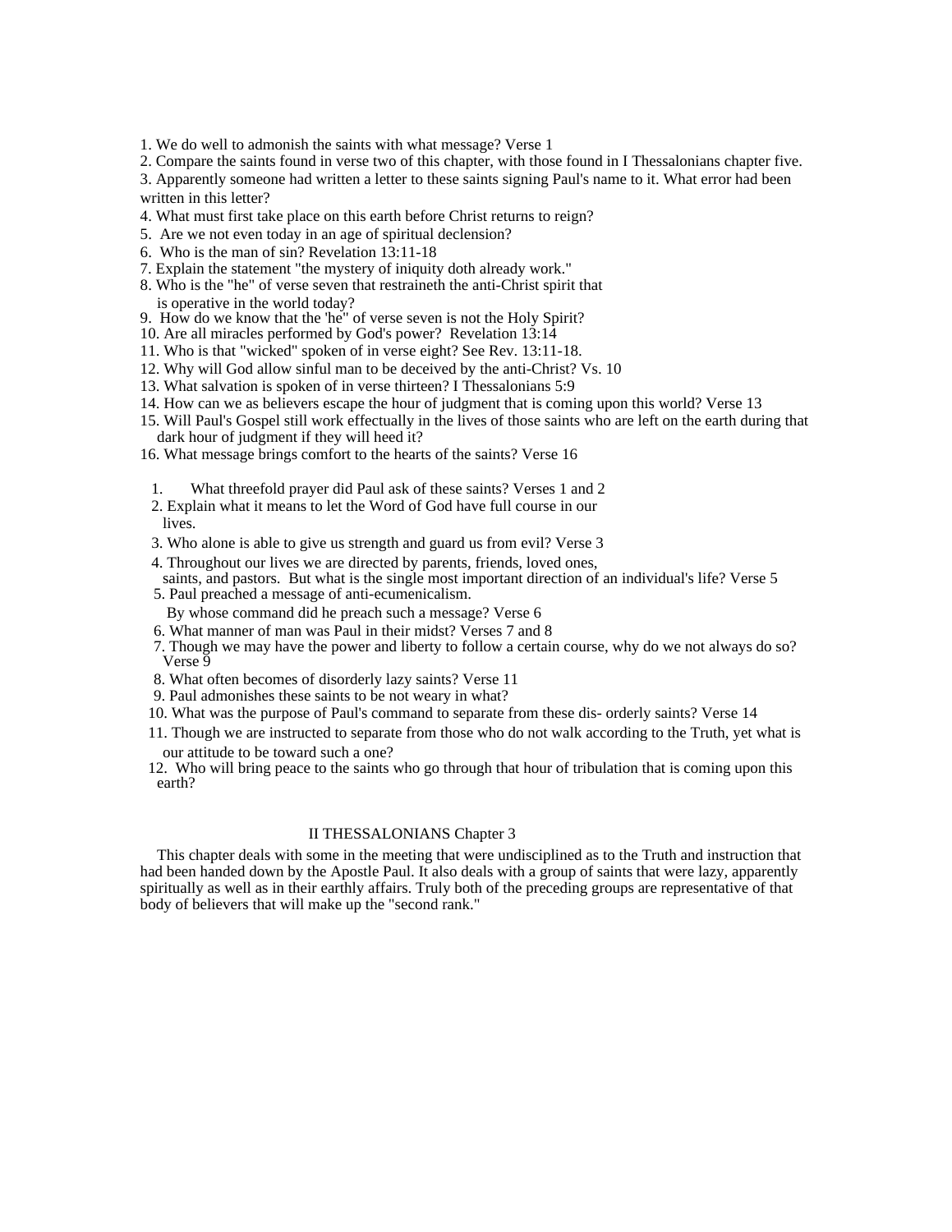1. We do well to admonish the saints with what message? Verse 1
2. Compare the saints found in verse two of this chapter, with those found in I Thessalonians chapter five.
3. Apparently someone had written a letter to these saints signing Paul's name to it. What error had been written in this letter?
4. What must first take place on this earth before Christ returns to reign?
5. Are we not even today in an age of spiritual declension?
6. Who is the man of sin? Revelation 13:11-18
7. Explain the statement "the mystery of iniquity doth already work."
8. Who is the "he" of verse seven that restraineth the anti-Christ spirit that is operative in the world today?
9. How do we know that the 'he" of verse seven is not the Holy Spirit?
10. Are all miracles performed by God's power? Revelation 13:14
11. Who is that "wicked" spoken of in verse eight? See Rev. 13:11-18.
12. Why will God allow sinful man to be deceived by the anti-Christ? Vs. 10
13. What salvation is spoken of in verse thirteen? I Thessalonians 5:9
14. How can we as believers escape the hour of judgment that is coming upon this world? Verse 13
15. Will Paul's Gospel still work effectually in the lives of those saints who are left on the earth during that dark hour of judgment if they will heed it?
16. What message brings comfort to the hearts of the saints? Verse 16

1. What threefold prayer did Paul ask of these saints? Verses 1 and 2
2. Explain what it means to let the Word of God have full course in our lives.
3. Who alone is able to give us strength and guard us from evil? Verse 3
4. Throughout our lives we are directed by parents, friends, loved ones, saints, and pastors. But what is the single most important direction of an individual's life? Verse 5
5. Paul preached a message of anti-ecumenicalism. By whose command did he preach such a message? Verse 6
6. What manner of man was Paul in their midst? Verses 7 and 8
7. Though we may have the power and liberty to follow a certain course, why do we not always do so? Verse 9
8. What often becomes of disorderly lazy saints? Verse 11
9. Paul admonishes these saints to be not weary in what?
10. What was the purpose of Paul's command to separate from these dis- orderly saints? Verse 14
11. Though we are instructed to separate from those who do not walk according to the Truth, yet what is our attitude to be toward such a one?
12. Who will bring peace to the saints who go through that hour of tribulation that is coming upon this earth?

## II THESSALONIANS Chapter 3

This chapter deals with some in the meeting that were undisciplined as to the Truth and instruction that had been handed down by the Apostle Paul. It also deals with a group of saints that were lazy, apparently spiritually as well as in their earthly affairs. Truly both of the preceding groups are representative of that body of believers that will make up the "second rank."